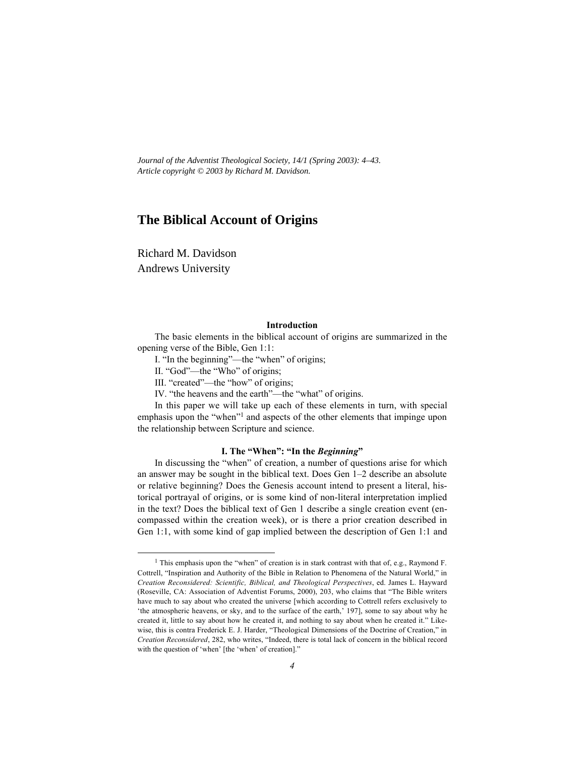*Journal of the Adventist Theological Society, 14/1 (Spring 2003): 4–43.*
*Article copyright © 2003 by Richard M. Davidson.*

# The Biblical Account of Origins

Richard M. Davidson
Andrews University

## Introduction

The basic elements in the biblical account of origins are summarized in the opening verse of the Bible, Gen 1:1:

I. "In the beginning"—the "when" of origins;

II. "God"—the "Who" of origins;

III. "created"—the "how" of origins;

IV. "the heavens and the earth"—the "what" of origins.

In this paper we will take up each of these elements in turn, with special emphasis upon the "when"[1] and aspects of the other elements that impinge upon the relationship between Scripture and science.

## I. The "When": "In the *Beginning*"

In discussing the "when" of creation, a number of questions arise for which an answer may be sought in the biblical text. Does Gen 1–2 describe an absolute or relative beginning? Does the Genesis account intend to present a literal, historical portrayal of origins, or is some kind of non-literal interpretation implied in the text? Does the biblical text of Gen 1 describe a single creation event (encompassed within the creation week), or is there a prior creation described in Gen 1:1, with some kind of gap implied between the description of Gen 1:1 and

[1] This emphasis upon the "when" of creation is in stark contrast with that of, e.g., Raymond F. Cottrell, "Inspiration and Authority of the Bible in Relation to Phenomena of the Natural World," in *Creation Reconsidered: Scientific, Biblical, and Theological Perspectives*, ed. James L. Hayward (Roseville, CA: Association of Adventist Forums, 2000), 203, who claims that "The Bible writers have much to say about who created the universe [which according to Cottrell refers exclusively to 'the atmospheric heavens, or sky, and to the surface of the earth,' 197], some to say about why he created it, little to say about how he created it, and nothing to say about when he created it." Likewise, this is contra Frederick E. J. Harder, "Theological Dimensions of the Doctrine of Creation," in *Creation Reconsidered*, 282, who writes, "Indeed, there is total lack of concern in the biblical record with the question of 'when' [the 'when' of creation]."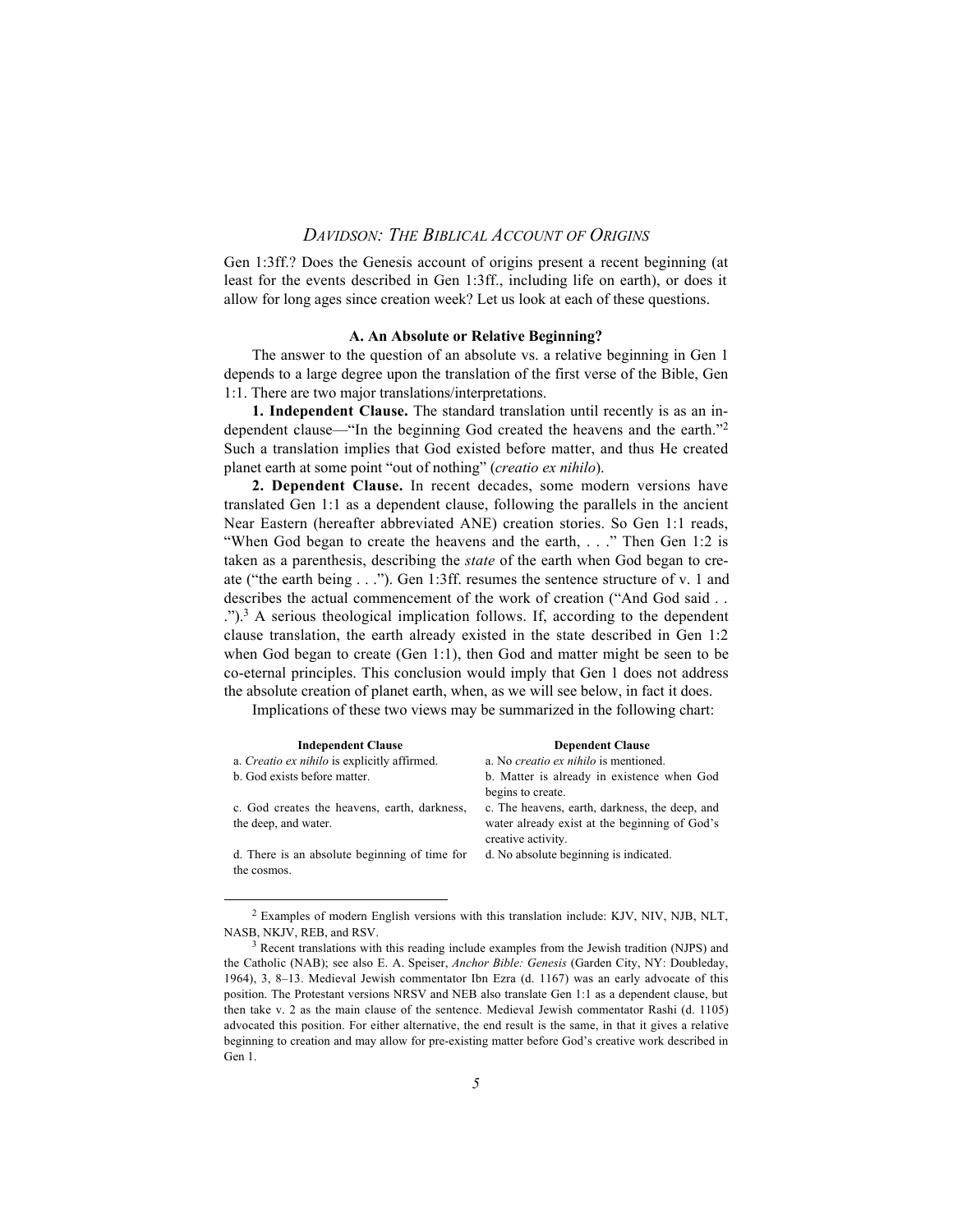Gen 1:3ff.? Does the Genesis account of origins present a recent beginning (at least for the events described in Gen 1:3ff., including life on earth), or does it allow for long ages since creation week? Let us look at each of these questions.

### A. An Absolute or Relative Beginning?

The answer to the question of an absolute vs. a relative beginning in Gen 1 depends to a large degree upon the translation of the first verse of the Bible, Gen 1:1. There are two major translations/interpretations.

**1. Independent Clause.** The standard translation until recently is as an independent clause—"In the beginning God created the heavens and the earth."[2] Such a translation implies that God existed before matter, and thus He created planet earth at some point "out of nothing" (*creatio ex nihilo*).

**2. Dependent Clause.** In recent decades, some modern versions have translated Gen 1:1 as a dependent clause, following the parallels in the ancient Near Eastern (hereafter abbreviated ANE) creation stories. So Gen 1:1 reads, "When God began to create the heavens and the earth, . . ." Then Gen 1:2 is taken as a parenthesis, describing the *state* of the earth when God began to create ("the earth being . . ."). Gen 1:3ff. resumes the sentence structure of v. 1 and describes the actual commencement of the work of creation ("And God said . . .").[3] A serious theological implication follows. If, according to the dependent clause translation, the earth already existed in the state described in Gen 1:2 when God began to create (Gen 1:1), then God and matter might be seen to be co-eternal principles. This conclusion would imply that Gen 1 does not address the absolute creation of planet earth, when, as we will see below, in fact it does.

Implications of these two views may be summarized in the following chart:

| Independent Clause | Dependent Clause |
|---|---|
| a. *Creatio ex nihilo* is explicitly affirmed. | a. No *creatio ex nihilo* is mentioned. |
| b. God exists before matter. | b. Matter is already in existence when God begins to create. |
| c. God creates the heavens, earth, darkness, the deep, and water. | c. The heavens, earth, darkness, the deep, and water already exist at the beginning of God's creative activity. |
| d. There is an absolute beginning of time for the cosmos. | d. No absolute beginning is indicated. |

---

[2] Examples of modern English versions with this translation include: KJV, NIV, NJB, NLT, NASB, NKJV, REB, and RSV.

[3] Recent translations with this reading include examples from the Jewish tradition (NJPS) and the Catholic (NAB); see also E. A. Speiser, *Anchor Bible: Genesis* (Garden City, NY: Doubleday, 1964), 3, 8–13. Medieval Jewish commentator Ibn Ezra (d. 1167) was an early advocate of this position. The Protestant versions NRSV and NEB also translate Gen 1:1 as a dependent clause, but then take v. 2 as the main clause of the sentence. Medieval Jewish commentator Rashi (d. 1105) advocated this position. For either alternative, the end result is the same, in that it gives a relative beginning to creation and may allow for pre-existing matter before God's creative work described in Gen 1.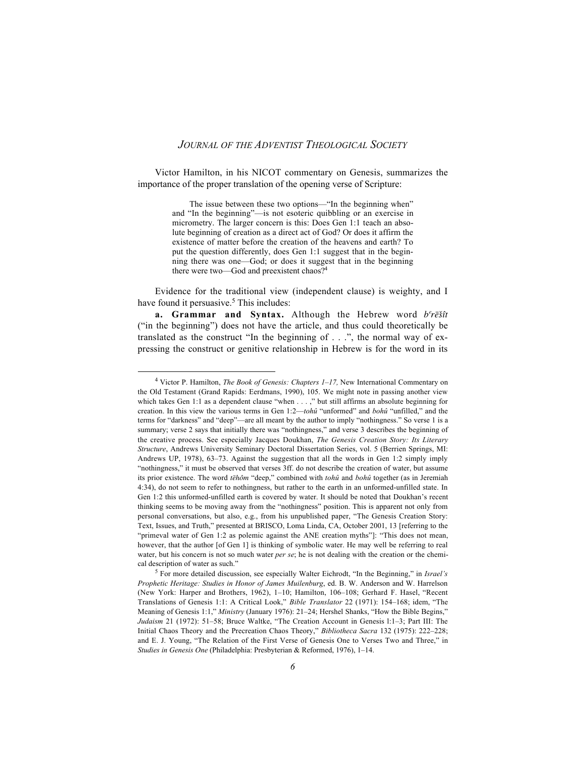Victor Hamilton, in his NICOT commentary on Genesis, summarizes the importance of the proper translation of the opening verse of Scripture:

> The issue between these two options—"In the beginning when" and "In the beginning"—is not esoteric quibbling or an exercise in micrometry. The larger concern is this: Does Gen 1:1 teach an absolute beginning of creation as a direct act of God? Or does it affirm the existence of matter before the creation of the heavens and earth? To put the question differently, does Gen 1:1 suggest that in the beginning there was one—God; or does it suggest that in the beginning there were two—God and preexistent chaos?[4]

Evidence for the traditional view (independent clause) is weighty, and I have found it persuasive.[5] This includes:

**a. Grammar and Syntax.** Although the Hebrew word *bᵉrēšît* ("in the beginning") does not have the article, and thus could theoretically be translated as the construct "In the beginning of . . .", the normal way of expressing the construct or genitive relationship in Hebrew is for the word in its

---

[4] Victor P. Hamilton, *The Book of Genesis: Chapters 1–17,* New International Commentary on the Old Testament (Grand Rapids: Eerdmans, 1990), 105. We might note in passing another view which takes Gen 1:1 as a dependent clause "when . . . ," but still affirms an absolute beginning for creation. In this view the various terms in Gen 1:2—*tohû* "unformed" and *bohû* "unfilled," and the terms for "darkness" and "deep"—are all meant by the author to imply "nothingness." So verse 1 is a summary; verse 2 says that initially there was "nothingness," and verse 3 describes the beginning of the creative process. See especially Jacques Doukhan, *The Genesis Creation Story: Its Literary Structure*, Andrews University Seminary Doctoral Dissertation Series, vol. 5 (Berrien Springs, MI: Andrews UP, 1978), 63–73. Against the suggestion that all the words in Gen 1:2 simply imply "nothingness," it must be observed that verses 3ff. do not describe the creation of water, but assume its prior existence. The word *tēhôm* "deep," combined with *tohû* and *bohû* together (as in Jeremiah 4:34), do not seem to refer to nothingness, but rather to the earth in an unformed-unfilled state. In Gen 1:2 this unformed-unfilled earth is covered by water. It should be noted that Doukhan's recent thinking seems to be moving away from the "nothingness" position. This is apparent not only from personal conversations, but also, e.g., from his unpublished paper, "The Genesis Creation Story: Text, Issues, and Truth," presented at BRISCO, Loma Linda, CA, October 2001, 13 [referring to the "primeval water of Gen 1:2 as polemic against the ANE creation myths"]: "This does not mean, however, that the author [of Gen 1] is thinking of symbolic water. He may well be referring to real water, but his concern is not so much water *per se*; he is not dealing with the creation or the chemical description of water as such."

[5] For more detailed discussion, see especially Walter Eichrodt, "In the Beginning," in *Israel's Prophetic Heritage: Studies in Honor of James Muilenburg*, ed. B. W. Anderson and W. Harrelson (New York: Harper and Brothers, 1962), 1–10; Hamilton, 106–108; Gerhard F. Hasel, "Recent Translations of Genesis 1:1: A Critical Look," *Bible Translator* 22 (1971): 154–168; idem, "The Meaning of Genesis 1:1," *Ministry* (January 1976): 21–24; Hershel Shanks, "How the Bible Begins," *Judaism* 21 (1972): 51–58; Bruce Waltke, "The Creation Account in Genesis l:1–3; Part III: The Initial Chaos Theory and the Precreation Chaos Theory," *Bibliotheca Sacra* 132 (1975): 222–228; and E. J. Young, "The Relation of the First Verse of Genesis One to Verses Two and Three," in *Studies in Genesis One* (Philadelphia: Presbyterian & Reformed, 1976), 1–14.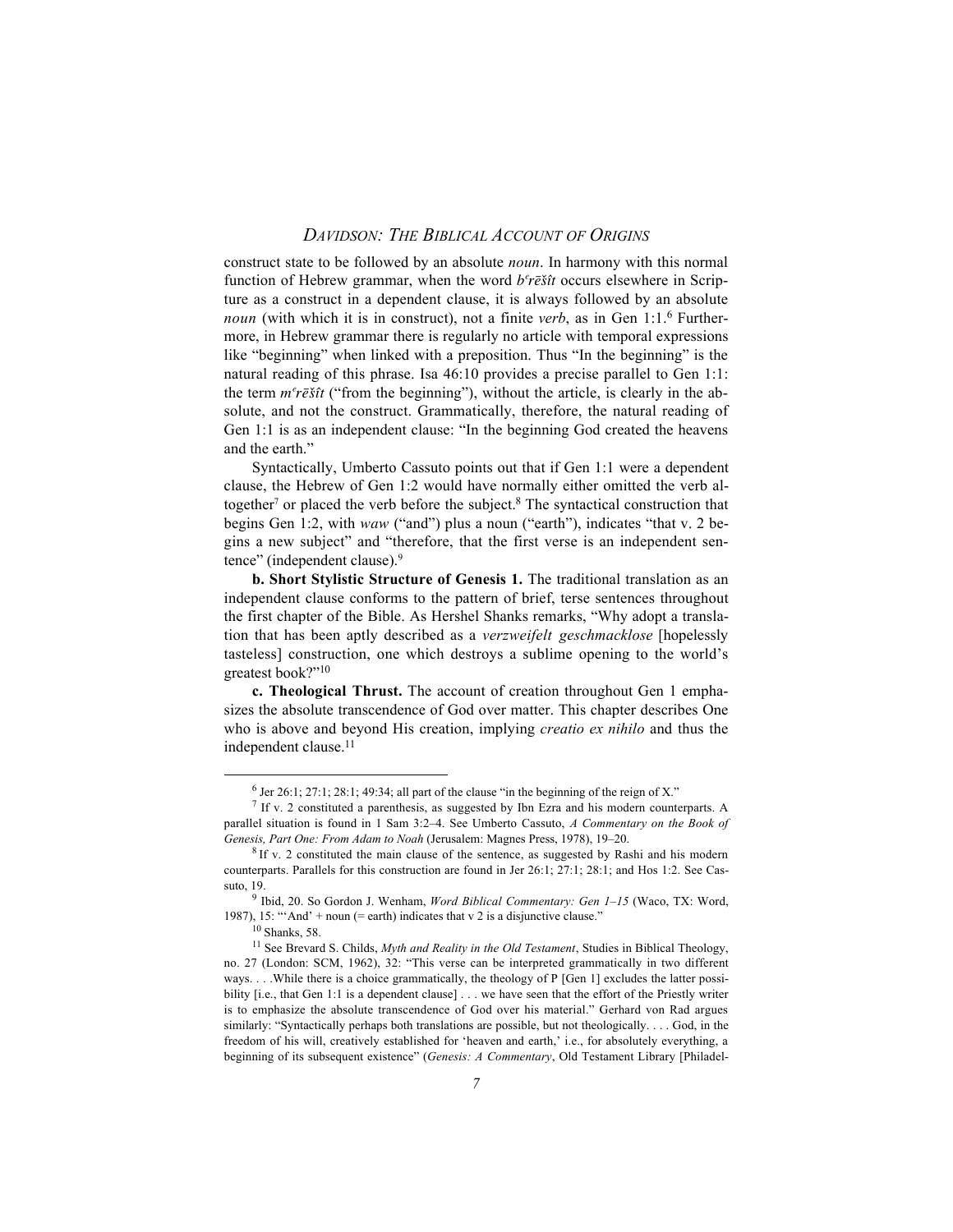construct state to be followed by an absolute *noun*. In harmony with this normal function of Hebrew grammar, when the word *bᵉrēšît* occurs elsewhere in Scripture as a construct in a dependent clause, it is always followed by an absolute *noun* (with which it is in construct), not a finite *verb*, as in Gen 1:1.[6] Furthermore, in Hebrew grammar there is regularly no article with temporal expressions like "beginning" when linked with a preposition. Thus "In the beginning" is the natural reading of this phrase. Isa 46:10 provides a precise parallel to Gen 1:1: the term *mᵉrēšît* ("from the beginning"), without the article, is clearly in the absolute, and not the construct. Grammatically, therefore, the natural reading of Gen 1:1 is as an independent clause: "In the beginning God created the heavens and the earth."

Syntactically, Umberto Cassuto points out that if Gen 1:1 were a dependent clause, the Hebrew of Gen 1:2 would have normally either omitted the verb altogether[7] or placed the verb before the subject.[8] The syntactical construction that begins Gen 1:2, with *waw* ("and") plus a noun ("earth"), indicates "that v. 2 begins a new subject" and "therefore, that the first verse is an independent sentence" (independent clause).[9]

**b. Short Stylistic Structure of Genesis 1.** The traditional translation as an independent clause conforms to the pattern of brief, terse sentences throughout the first chapter of the Bible. As Hershel Shanks remarks, "Why adopt a translation that has been aptly described as a *verzweifelt geschmacklose* [hopelessly tasteless] construction, one which destroys a sublime opening to the world's greatest book?"[10]

**c. Theological Thrust.** The account of creation throughout Gen 1 emphasizes the absolute transcendence of God over matter. This chapter describes One who is above and beyond His creation, implying *creatio ex nihilo* and thus the independent clause.[11]

---

[6] Jer 26:1; 27:1; 28:1; 49:34; all part of the clause "in the beginning of the reign of X."

[7] If v. 2 constituted a parenthesis, as suggested by Ibn Ezra and his modern counterparts. A parallel situation is found in 1 Sam 3:2–4. See Umberto Cassuto, *A Commentary on the Book of Genesis, Part One: From Adam to Noah* (Jerusalem: Magnes Press, 1978), 19–20.

[8] If v. 2 constituted the main clause of the sentence, as suggested by Rashi and his modern counterparts. Parallels for this construction are found in Jer 26:1; 27:1; 28:1; and Hos 1:2. See Cassuto, 19.

[9] Ibid, 20. So Gordon J. Wenham, *Word Biblical Commentary: Gen 1–15* (Waco, TX: Word, 1987), 15: "'And' + noun (= earth) indicates that v 2 is a disjunctive clause."

[10] Shanks, 58.

[11] See Brevard S. Childs, *Myth and Reality in the Old Testament*, Studies in Biblical Theology, no. 27 (London: SCM, 1962), 32: "This verse can be interpreted grammatically in two different ways. . . .While there is a choice grammatically, the theology of P [Gen 1] excludes the latter possibility [i.e., that Gen 1:1 is a dependent clause] . . . we have seen that the effort of the Priestly writer is to emphasize the absolute transcendence of God over his material." Gerhard von Rad argues similarly: "Syntactically perhaps both translations are possible, but not theologically. . . . God, in the freedom of his will, creatively established for 'heaven and earth,' i.e., for absolutely everything, a beginning of its subsequent existence" (*Genesis: A Commentary*, Old Testament Library [Philadel-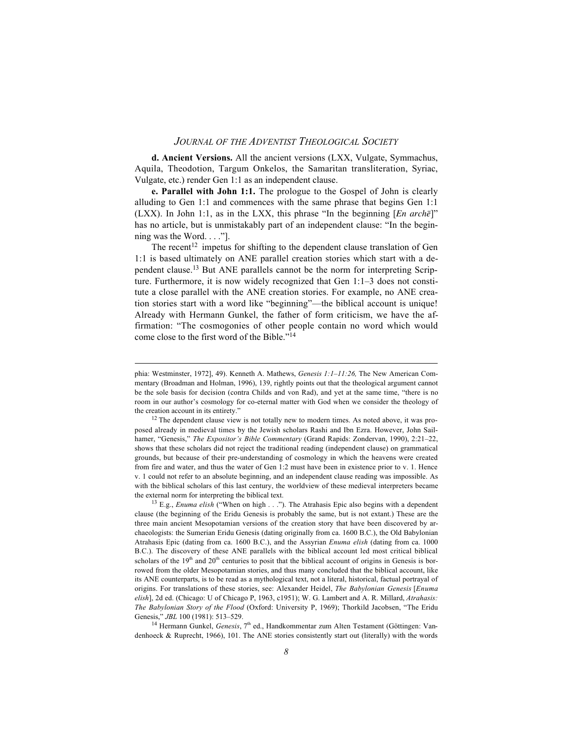**d. Ancient Versions.** All the ancient versions (LXX, Vulgate, Symmachus, Aquila, Theodotion, Targum Onkelos, the Samaritan transliteration, Syriac, Vulgate, etc.) render Gen 1:1 as an independent clause.

**e. Parallel with John 1:1.** The prologue to the Gospel of John is clearly alluding to Gen 1:1 and commences with the same phrase that begins Gen 1:1 (LXX). In John 1:1, as in the LXX, this phrase "In the beginning [*En archē*]" has no article, but is unmistakably part of an independent clause: "In the beginning was the Word. . . ."].

The recent[12] impetus for shifting to the dependent clause translation of Gen 1:1 is based ultimately on ANE parallel creation stories which start with a dependent clause.[13] But ANE parallels cannot be the norm for interpreting Scripture. Furthermore, it is now widely recognized that Gen 1:1–3 does not constitute a close parallel with the ANE creation stories. For example, no ANE creation stories start with a word like "beginning"—the biblical account is unique! Already with Hermann Gunkel, the father of form criticism, we have the affirmation: "The cosmogonies of other people contain no word which would come close to the first word of the Bible."[14]

---

phia: Westminster, 1972], 49). Kenneth A. Mathews, *Genesis 1:1–11:26,* The New American Commentary (Broadman and Holman, 1996), 139, rightly points out that the theological argument cannot be the sole basis for decision (contra Childs and von Rad), and yet at the same time, "there is no room in our author's cosmology for co-eternal matter with God when we consider the theology of the creation account in its entirety."

[12] The dependent clause view is not totally new to modern times. As noted above, it was proposed already in medieval times by the Jewish scholars Rashi and Ibn Ezra. However, John Sailhamer, "Genesis," *The Expositor's Bible Commentary* (Grand Rapids: Zondervan, 1990), 2:21–22, shows that these scholars did not reject the traditional reading (independent clause) on grammatical grounds, but because of their pre-understanding of cosmology in which the heavens were created from fire and water, and thus the water of Gen 1:2 must have been in existence prior to v. 1. Hence v. 1 could not refer to an absolute beginning, and an independent clause reading was impossible. As with the biblical scholars of this last century, the worldview of these medieval interpreters became the external norm for interpreting the biblical text.

[13] E.g., *Enuma elish* ("When on high . . ."). The Atrahasis Epic also begins with a dependent clause (the beginning of the Eridu Genesis is probably the same, but is not extant.) These are the three main ancient Mesopotamian versions of the creation story that have been discovered by archaeologists: the Sumerian Eridu Genesis (dating originally from ca. 1600 B.C.), the Old Babylonian Atrahasis Epic (dating from ca. 1600 B.C.), and the Assyrian *Enuma elish* (dating from ca. 1000 B.C.). The discovery of these ANE parallels with the biblical account led most critical biblical scholars of the 19th and 20th centuries to posit that the biblical account of origins in Genesis is borrowed from the older Mesopotamian stories, and thus many concluded that the biblical account, like its ANE counterparts, is to be read as a mythological text, not a literal, historical, factual portrayal of origins. For translations of these stories, see: Alexander Heidel, *The Babylonian Genesis* [*Enuma elish*], 2d ed. (Chicago: U of Chicago P, 1963, c1951); W. G. Lambert and A. R. Millard, *Atrahasis: The Babylonian Story of the Flood* (Oxford: University P, 1969); Thorkild Jacobsen, "The Eridu Genesis," *JBL* 100 (1981): 513–529.

[14] Hermann Gunkel, *Genesis*, 7th ed., Handkommentar zum Alten Testament (Göttingen: Vandenhoeck & Ruprecht, 1966), 101. The ANE stories consistently start out (literally) with the words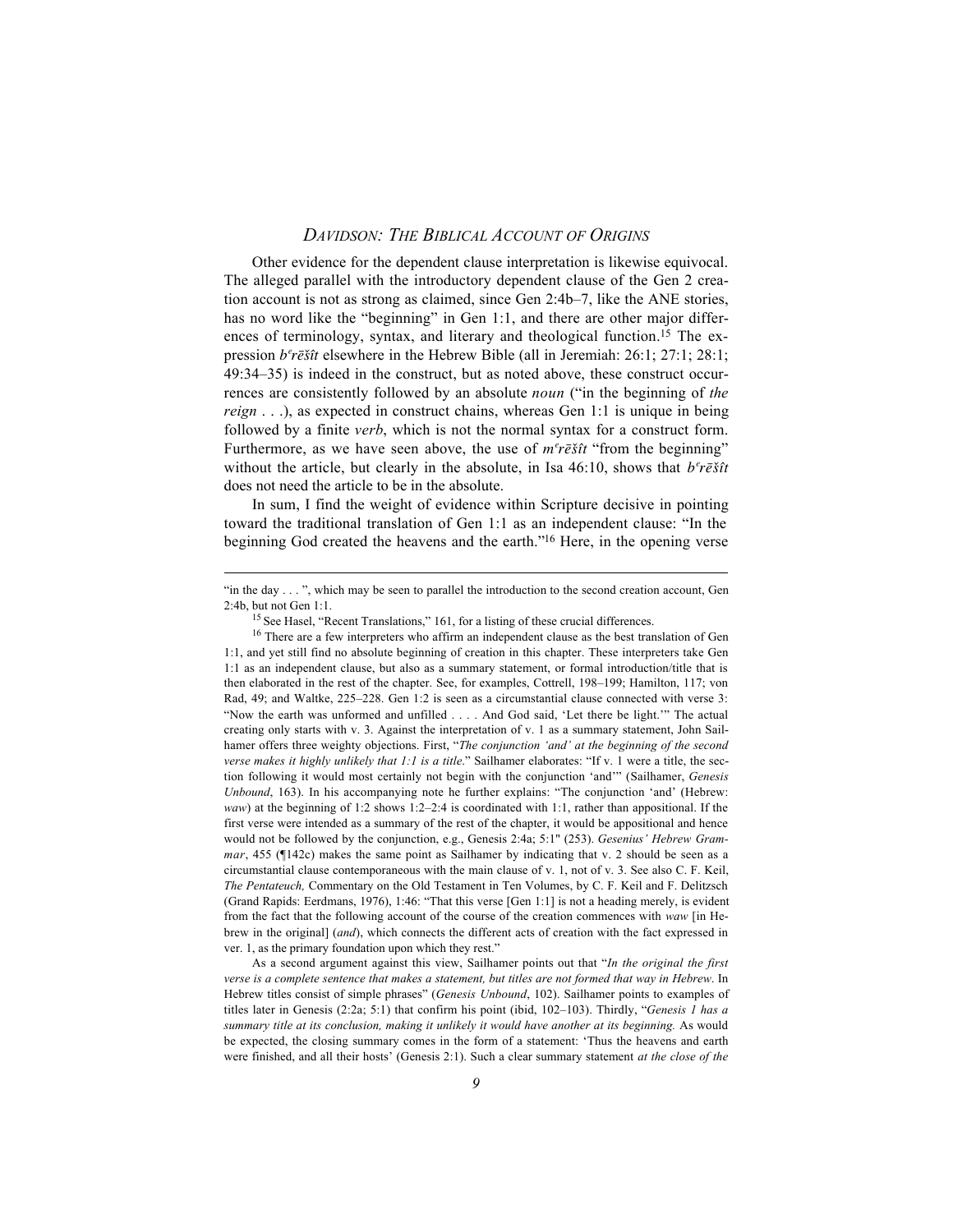Other evidence for the dependent clause interpretation is likewise equivocal. The alleged parallel with the introductory dependent clause of the Gen 2 creation account is not as strong as claimed, since Gen 2:4b–7, like the ANE stories, has no word like the "beginning" in Gen 1:1, and there are other major differences of terminology, syntax, and literary and theological function.[15] The expression *bᵉrēšît* elsewhere in the Hebrew Bible (all in Jeremiah: 26:1; 27:1; 28:1; 49:34–35) is indeed in the construct, but as noted above, these construct occurrences are consistently followed by an absolute *noun* ("in the beginning of *the reign* . . .), as expected in construct chains, whereas Gen 1:1 is unique in being followed by a finite *verb*, which is not the normal syntax for a construct form. Furthermore, as we have seen above, the use of *mᵉrēšît* "from the beginning" without the article, but clearly in the absolute, in Isa 46:10, shows that *bᵉrēšît* does not need the article to be in the absolute.

In sum, I find the weight of evidence within Scripture decisive in pointing toward the traditional translation of Gen 1:1 as an independent clause: "In the beginning God created the heavens and the earth."[16] Here, in the opening verse

---

"in the day . . . ", which may be seen to parallel the introduction to the second creation account, Gen 2:4b, but not Gen 1:1.

[15] See Hasel, "Recent Translations," 161, for a listing of these crucial differences.

[16] There are a few interpreters who affirm an independent clause as the best translation of Gen 1:1, and yet still find no absolute beginning of creation in this chapter. These interpreters take Gen 1:1 as an independent clause, but also as a summary statement, or formal introduction/title that is then elaborated in the rest of the chapter. See, for examples, Cottrell, 198–199; Hamilton, 117; von Rad, 49; and Waltke, 225–228. Gen 1:2 is seen as a circumstantial clause connected with verse 3: "Now the earth was unformed and unfilled . . . . And God said, 'Let there be light.'" The actual creating only starts with v. 3. Against the interpretation of v. 1 as a summary statement, John Sailhamer offers three weighty objections. First, "*The conjunction 'and' at the beginning of the second verse makes it highly unlikely that 1:1 is a title*." Sailhamer elaborates: "If v. 1 were a title, the section following it would most certainly not begin with the conjunction 'and'" (Sailhamer, *Genesis Unbound*, 163). In his accompanying note he further explains: "The conjunction 'and' (Hebrew: *waw*) at the beginning of 1:2 shows 1:2–2:4 is coordinated with 1:1, rather than appositional. If the first verse were intended as a summary of the rest of the chapter, it would be appositional and hence would not be followed by the conjunction, e.g., Genesis 2:4a; 5:1" (253). *Gesenius' Hebrew Grammar*, 455 (¶142c) makes the same point as Sailhamer by indicating that v. 2 should be seen as a circumstantial clause contemporaneous with the main clause of v. 1, not of v. 3. See also C. F. Keil, *The Pentateuch,* Commentary on the Old Testament in Ten Volumes, by C. F. Keil and F. Delitzsch (Grand Rapids: Eerdmans, 1976), 1:46: "That this verse [Gen 1:1] is not a heading merely, is evident from the fact that the following account of the course of the creation commences with *waw* [in Hebrew in the original] (*and*), which connects the different acts of creation with the fact expressed in ver. 1, as the primary foundation upon which they rest."

As a second argument against this view, Sailhamer points out that "*In the original the first verse is a complete sentence that makes a statement, but titles are not formed that way in Hebrew*. In Hebrew titles consist of simple phrases" (*Genesis Unbound*, 102). Sailhamer points to examples of titles later in Genesis (2:2a; 5:1) that confirm his point (ibid, 102–103). Thirdly, "*Genesis 1 has a summary title at its conclusion, making it unlikely it would have another at its beginning.* As would be expected, the closing summary comes in the form of a statement: 'Thus the heavens and earth were finished, and all their hosts' (Genesis 2:1). Such a clear summary statement *at the close of the*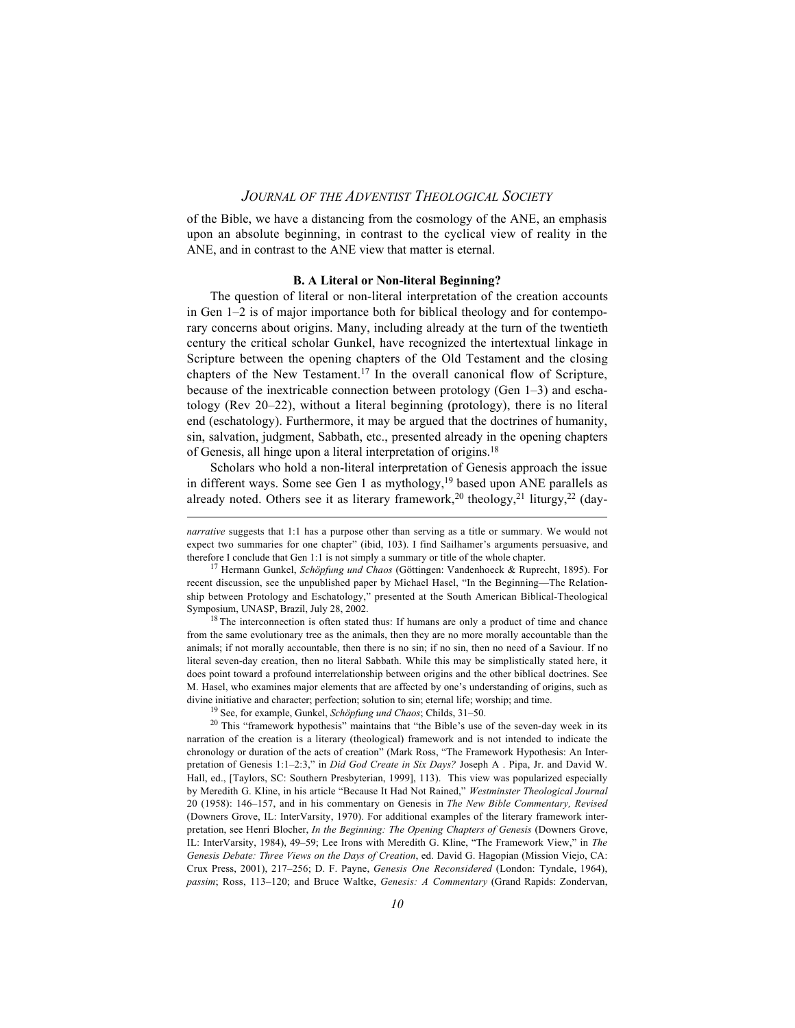of the Bible, we have a distancing from the cosmology of the ANE, an emphasis upon an absolute beginning, in contrast to the cyclical view of reality in the ANE, and in contrast to the ANE view that matter is eternal.

### B. A Literal or Non-literal Beginning?

The question of literal or non-literal interpretation of the creation accounts in Gen 1–2 is of major importance both for biblical theology and for contemporary concerns about origins. Many, including already at the turn of the twentieth century the critical scholar Gunkel, have recognized the intertextual linkage in Scripture between the opening chapters of the Old Testament and the closing chapters of the New Testament.[17] In the overall canonical flow of Scripture, because of the inextricable connection between protology (Gen 1–3) and eschatology (Rev 20–22), without a literal beginning (protology), there is no literal end (eschatology). Furthermore, it may be argued that the doctrines of humanity, sin, salvation, judgment, Sabbath, etc., presented already in the opening chapters of Genesis, all hinge upon a literal interpretation of origins.[18]

Scholars who hold a non-literal interpretation of Genesis approach the issue in different ways. Some see Gen 1 as mythology,[19] based upon ANE parallels as already noted. Others see it as literary framework,[20] theology,[21] liturgy,[22] (day-

---

*narrative* suggests that 1:1 has a purpose other than serving as a title or summary. We would not expect two summaries for one chapter" (ibid, 103). I find Sailhamer's arguments persuasive, and therefore I conclude that Gen 1:1 is not simply a summary or title of the whole chapter.

[17] Hermann Gunkel, *Schöpfung und Chaos* (Göttingen: Vandenhoeck & Ruprecht, 1895). For recent discussion, see the unpublished paper by Michael Hasel, "In the Beginning—The Relationship between Protology and Eschatology," presented at the South American Biblical-Theological Symposium, UNASP, Brazil, July 28, 2002.

[18] The interconnection is often stated thus: If humans are only a product of time and chance from the same evolutionary tree as the animals, then they are no more morally accountable than the animals; if not morally accountable, then there is no sin; if no sin, then no need of a Saviour. If no literal seven-day creation, then no literal Sabbath. While this may be simplistically stated here, it does point toward a profound interrelationship between origins and the other biblical doctrines. See M. Hasel, who examines major elements that are affected by one's understanding of origins, such as divine initiative and character; perfection; solution to sin; eternal life; worship; and time.

[19] See, for example, Gunkel, *Schöpfung und Chaos*; Childs, 31–50.

[20] This "framework hypothesis" maintains that "the Bible's use of the seven-day week in its narration of the creation is a literary (theological) framework and is not intended to indicate the chronology or duration of the acts of creation" (Mark Ross, "The Framework Hypothesis: An Interpretation of Genesis 1:1–2:3," in *Did God Create in Six Days?* Joseph A . Pipa, Jr. and David W. Hall, ed., [Taylors, SC: Southern Presbyterian, 1999], 113). This view was popularized especially by Meredith G. Kline, in his article "Because It Had Not Rained," *Westminster Theological Journal* 20 (1958): 146–157, and in his commentary on Genesis in *The New Bible Commentary, Revised* (Downers Grove, IL: InterVarsity, 1970). For additional examples of the literary framework interpretation, see Henri Blocher, *In the Beginning: The Opening Chapters of Genesis* (Downers Grove, IL: InterVarsity, 1984), 49–59; Lee Irons with Meredith G. Kline, "The Framework View," in *The Genesis Debate: Three Views on the Days of Creation*, ed. David G. Hagopian (Mission Viejo, CA: Crux Press, 2001), 217–256; D. F. Payne, *Genesis One Reconsidered* (London: Tyndale, 1964), *passim*; Ross, 113–120; and Bruce Waltke, *Genesis: A Commentary* (Grand Rapids: Zondervan,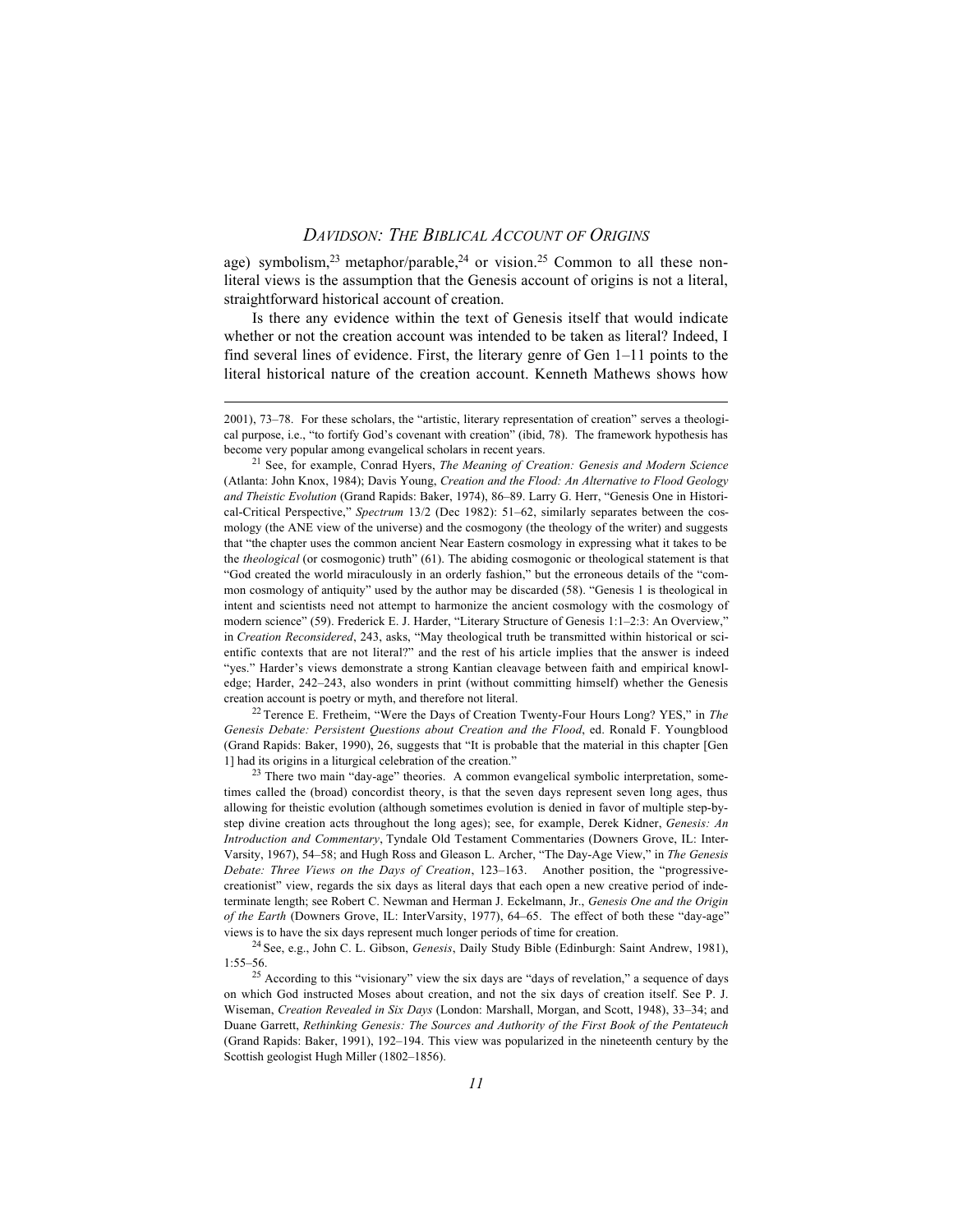age) symbolism,[23] metaphor/parable,[24] or vision.[25] Common to all these non-literal views is the assumption that the Genesis account of origins is not a literal, straightforward historical account of creation.

Is there any evidence within the text of Genesis itself that would indicate whether or not the creation account was intended to be taken as literal? Indeed, I find several lines of evidence. First, the literary genre of Gen 1–11 points to the literal historical nature of the creation account. Kenneth Mathews shows how

---

2001), 73–78. For these scholars, the "artistic, literary representation of creation" serves a theological purpose, i.e., "to fortify God's covenant with creation" (ibid, 78). The framework hypothesis has become very popular among evangelical scholars in recent years.

[21] See, for example, Conrad Hyers, *The Meaning of Creation: Genesis and Modern Science* (Atlanta: John Knox, 1984); Davis Young, *Creation and the Flood: An Alternative to Flood Geology and Theistic Evolution* (Grand Rapids: Baker, 1974), 86–89. Larry G. Herr, "Genesis One in Historical-Critical Perspective," *Spectrum* 13/2 (Dec 1982): 51–62, similarly separates between the cosmology (the ANE view of the universe) and the cosmogony (the theology of the writer) and suggests that "the chapter uses the common ancient Near Eastern cosmology in expressing what it takes to be the *theological* (or cosmogonic) truth" (61). The abiding cosmogonic or theological statement is that "God created the world miraculously in an orderly fashion," but the erroneous details of the "common cosmology of antiquity" used by the author may be discarded (58). "Genesis 1 is theological in intent and scientists need not attempt to harmonize the ancient cosmology with the cosmology of modern science" (59). Frederick E. J. Harder, "Literary Structure of Genesis 1:1–2:3: An Overview," in *Creation Reconsidered*, 243, asks, "May theological truth be transmitted within historical or scientific contexts that are not literal?" and the rest of his article implies that the answer is indeed "yes." Harder's views demonstrate a strong Kantian cleavage between faith and empirical knowledge; Harder, 242–243, also wonders in print (without committing himself) whether the Genesis creation account is poetry or myth, and therefore not literal.

[22] Terence E. Fretheim, "Were the Days of Creation Twenty-Four Hours Long? YES," in *The Genesis Debate: Persistent Questions about Creation and the Flood*, ed. Ronald F. Youngblood (Grand Rapids: Baker, 1990), 26, suggests that "It is probable that the material in this chapter [Gen 1] had its origins in a liturgical celebration of the creation."

[23] There two main "day-age" theories. A common evangelical symbolic interpretation, sometimes called the (broad) concordist theory, is that the seven days represent seven long ages, thus allowing for theistic evolution (although sometimes evolution is denied in favor of multiple step-by-step divine creation acts throughout the long ages); see, for example, Derek Kidner, *Genesis: An Introduction and Commentary*, Tyndale Old Testament Commentaries (Downers Grove, IL: InterVarsity, 1967), 54–58; and Hugh Ross and Gleason L. Archer, "The Day-Age View," in *The Genesis Debate: Three Views on the Days of Creation*, 123–163. Another position, the "progressive-creationist" view, regards the six days as literal days that each open a new creative period of indeterminate length; see Robert C. Newman and Herman J. Eckelmann, Jr., *Genesis One and the Origin of the Earth* (Downers Grove, IL: InterVarsity, 1977), 64–65. The effect of both these "day-age" views is to have the six days represent much longer periods of time for creation.

[24] See, e.g., John C. L. Gibson, *Genesis*, Daily Study Bible (Edinburgh: Saint Andrew, 1981), 1:55–56.

[25] According to this "visionary" view the six days are "days of revelation," a sequence of days on which God instructed Moses about creation, and not the six days of creation itself. See P. J. Wiseman, *Creation Revealed in Six Days* (London: Marshall, Morgan, and Scott, 1948), 33–34; and Duane Garrett, *Rethinking Genesis: The Sources and Authority of the First Book of the Pentateuch* (Grand Rapids: Baker, 1991), 192–194. This view was popularized in the nineteenth century by the Scottish geologist Hugh Miller (1802–1856).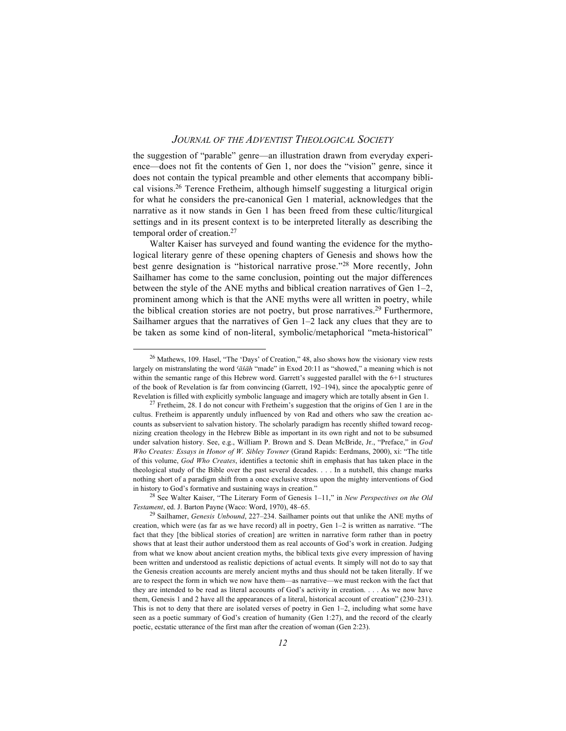the suggestion of "parable" genre—an illustration drawn from everyday experience—does not fit the contents of Gen 1, nor does the "vision" genre, since it does not contain the typical preamble and other elements that accompany biblical visions.[26] Terence Fretheim, although himself suggesting a liturgical origin for what he considers the pre-canonical Gen 1 material, acknowledges that the narrative as it now stands in Gen 1 has been freed from these cultic/liturgical settings and in its present context is to be interpreted literally as describing the temporal order of creation.[27]

Walter Kaiser has surveyed and found wanting the evidence for the mythological literary genre of these opening chapters of Genesis and shows how the best genre designation is "historical narrative prose."[28] More recently, John Sailhamer has come to the same conclusion, pointing out the major differences between the style of the ANE myths and biblical creation narratives of Gen 1–2, prominent among which is that the ANE myths were all written in poetry, while the biblical creation stories are not poetry, but prose narratives.[29] Furthermore, Sailhamer argues that the narratives of Gen 1–2 lack any clues that they are to be taken as some kind of non-literal, symbolic/metaphorical "meta-historical"

---

[26] Mathews, 109. Hasel, "The 'Days' of Creation," 48, also shows how the visionary view rests largely on mistranslating the word *ʿāśāh* "made" in Exod 20:11 as "showed," a meaning which is not within the semantic range of this Hebrew word. Garrett's suggested parallel with the 6+1 structures of the book of Revelation is far from convincing (Garrett, 192–194), since the apocalyptic genre of Revelation is filled with explicitly symbolic language and imagery which are totally absent in Gen 1.

[27] Fretheim, 28. I do not concur with Fretheim's suggestion that the origins of Gen 1 are in the cultus. Fretheim is apparently unduly influenced by von Rad and others who saw the creation accounts as subservient to salvation history. The scholarly paradigm has recently shifted toward recognizing creation theology in the Hebrew Bible as important in its own right and not to be subsumed under salvation history. See, e.g., William P. Brown and S. Dean McBride, Jr., "Preface," in *God Who Creates: Essays in Honor of W. Sibley Towner* (Grand Rapids: Eerdmans, 2000), xi: "The title of this volume, *God Who Creates*, identifies a tectonic shift in emphasis that has taken place in the theological study of the Bible over the past several decades. . . . In a nutshell, this change marks nothing short of a paradigm shift from a once exclusive stress upon the mighty interventions of God in history to God's formative and sustaining ways in creation."

[28] See Walter Kaiser, "The Literary Form of Genesis 1–11," in *New Perspectives on the Old Testament*, ed. J. Barton Payne (Waco: Word, 1970), 48–65.

[29] Sailhamer, *Genesis Unbound*, 227–234. Sailhamer points out that unlike the ANE myths of creation, which were (as far as we have record) all in poetry, Gen 1–2 is written as narrative. "The fact that they [the biblical stories of creation] are written in narrative form rather than in poetry shows that at least their author understood them as real accounts of God's work in creation. Judging from what we know about ancient creation myths, the biblical texts give every impression of having been written and understood as realistic depictions of actual events. It simply will not do to say that the Genesis creation accounts are merely ancient myths and thus should not be taken literally. If we are to respect the form in which we now have them—as narrative—we must reckon with the fact that they are intended to be read as literal accounts of God's activity in creation. . . . As we now have them, Genesis 1 and 2 have all the appearances of a literal, historical account of creation" (230–231). This is not to deny that there are isolated verses of poetry in Gen 1–2, including what some have seen as a poetic summary of God's creation of humanity (Gen 1:27), and the record of the clearly poetic, ecstatic utterance of the first man after the creation of woman (Gen 2:23).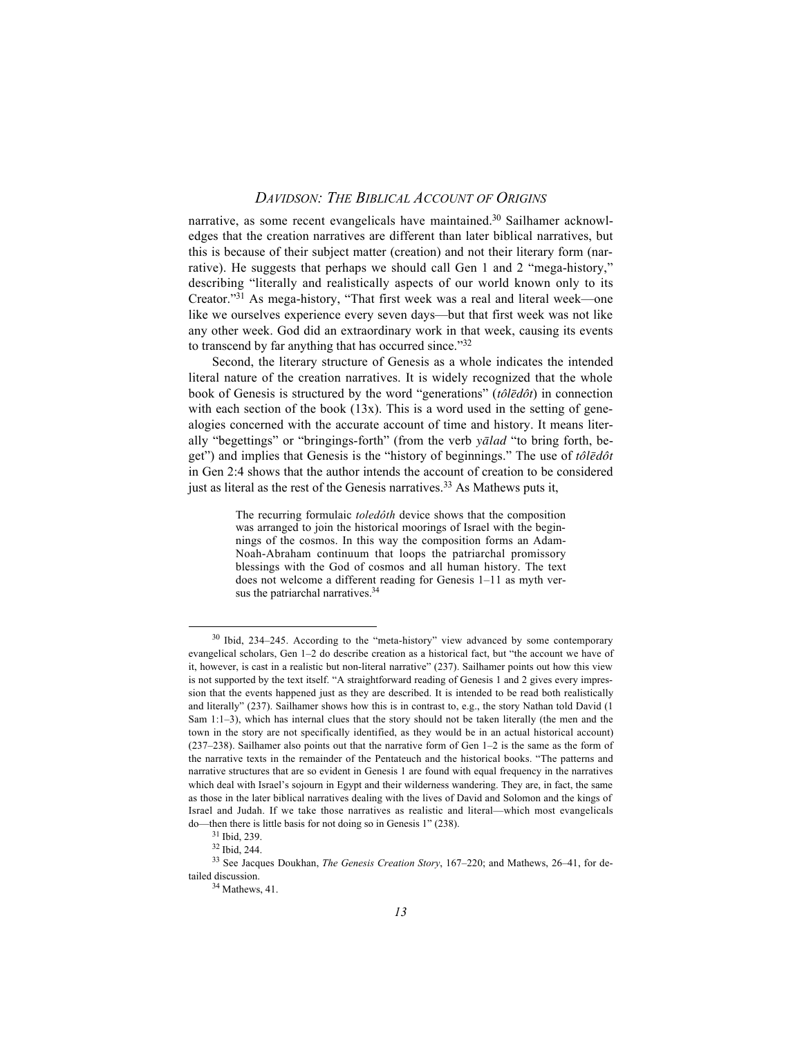narrative, as some recent evangelicals have maintained.[30] Sailhamer acknowledges that the creation narratives are different than later biblical narratives, but this is because of their subject matter (creation) and not their literary form (narrative). He suggests that perhaps we should call Gen 1 and 2 "mega-history," describing "literally and realistically aspects of our world known only to its Creator."[31] As mega-history, "That first week was a real and literal week—one like we ourselves experience every seven days—but that first week was not like any other week. God did an extraordinary work in that week, causing its events to transcend by far anything that has occurred since."[32]

Second, the literary structure of Genesis as a whole indicates the intended literal nature of the creation narratives. It is widely recognized that the whole book of Genesis is structured by the word "generations" (*tôlēdôt*) in connection with each section of the book (13x). This is a word used in the setting of genealogies concerned with the accurate account of time and history. It means literally "begettings" or "bringings-forth" (from the verb *yālad* "to bring forth, beget") and implies that Genesis is the "history of beginnings." The use of *tôlēdôt* in Gen 2:4 shows that the author intends the account of creation to be considered just as literal as the rest of the Genesis narratives.[33] As Mathews puts it,

> The recurring formulaic *toledôth* device shows that the composition was arranged to join the historical moorings of Israel with the beginnings of the cosmos. In this way the composition forms an Adam-Noah-Abraham continuum that loops the patriarchal promissory blessings with the God of cosmos and all human history. The text does not welcome a different reading for Genesis 1–11 as myth versus the patriarchal narratives.[34]

---

[30] Ibid, 234–245. According to the "meta-history" view advanced by some contemporary evangelical scholars, Gen 1–2 do describe creation as a historical fact, but "the account we have of it, however, is cast in a realistic but non-literal narrative" (237). Sailhamer points out how this view is not supported by the text itself. "A straightforward reading of Genesis 1 and 2 gives every impression that the events happened just as they are described. It is intended to be read both realistically and literally" (237). Sailhamer shows how this is in contrast to, e.g., the story Nathan told David (1 Sam 1:1–3), which has internal clues that the story should not be taken literally (the men and the town in the story are not specifically identified, as they would be in an actual historical account) (237–238). Sailhamer also points out that the narrative form of Gen 1–2 is the same as the form of the narrative texts in the remainder of the Pentateuch and the historical books. "The patterns and narrative structures that are so evident in Genesis 1 are found with equal frequency in the narratives which deal with Israel's sojourn in Egypt and their wilderness wandering. They are, in fact, the same as those in the later biblical narratives dealing with the lives of David and Solomon and the kings of Israel and Judah. If we take those narratives as realistic and literal—which most evangelicals do—then there is little basis for not doing so in Genesis 1" (238).

[31] Ibid, 239.

[32] Ibid, 244.

[33] See Jacques Doukhan, *The Genesis Creation Story*, 167–220; and Mathews, 26–41, for detailed discussion.

[34] Mathews, 41.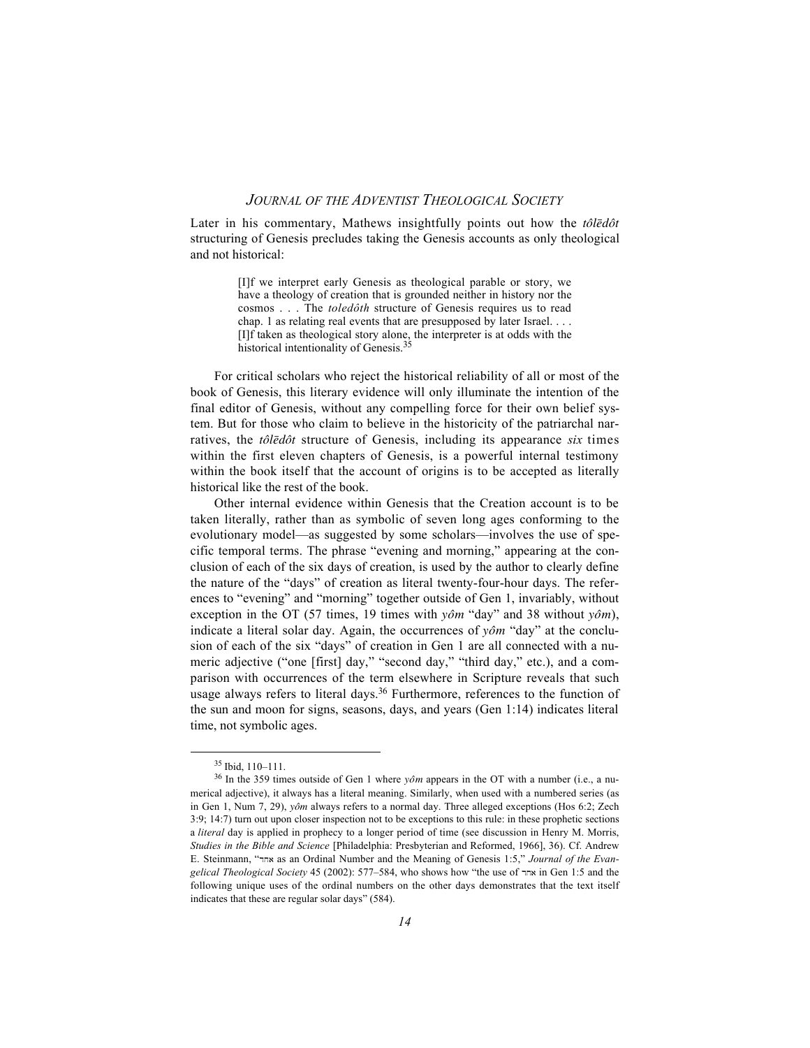Later in his commentary, Mathews insightfully points out how the *tôlēdôt* structuring of Genesis precludes taking the Genesis accounts as only theological and not historical:

> [I]f we interpret early Genesis as theological parable or story, we have a theology of creation that is grounded neither in history nor the cosmos . . . The *toledôth* structure of Genesis requires us to read chap. 1 as relating real events that are presupposed by later Israel. . . . [I]f taken as theological story alone, the interpreter is at odds with the historical intentionality of Genesis.[35]

For critical scholars who reject the historical reliability of all or most of the book of Genesis, this literary evidence will only illuminate the intention of the final editor of Genesis, without any compelling force for their own belief system. But for those who claim to believe in the historicity of the patriarchal narratives, the *tôlēdôt* structure of Genesis, including its appearance *six* times within the first eleven chapters of Genesis, is a powerful internal testimony within the book itself that the account of origins is to be accepted as literally historical like the rest of the book.

Other internal evidence within Genesis that the Creation account is to be taken literally, rather than as symbolic of seven long ages conforming to the evolutionary model—as suggested by some scholars—involves the use of specific temporal terms. The phrase "evening and morning," appearing at the conclusion of each of the six days of creation, is used by the author to clearly define the nature of the "days" of creation as literal twenty-four-hour days. The references to "evening" and "morning" together outside of Gen 1, invariably, without exception in the OT (57 times, 19 times with *yôm* "day" and 38 without *yôm*), indicate a literal solar day. Again, the occurrences of *yôm* "day" at the conclusion of each of the six "days" of creation in Gen 1 are all connected with a numeric adjective ("one [first] day," "second day," "third day," etc.), and a comparison with occurrences of the term elsewhere in Scripture reveals that such usage always refers to literal days.[36] Furthermore, references to the function of the sun and moon for signs, seasons, days, and years (Gen 1:14) indicates literal time, not symbolic ages.

---

[35] Ibid, 110–111.

[36] In the 359 times outside of Gen 1 where *yôm* appears in the OT with a number (i.e., a numerical adjective), it always has a literal meaning. Similarly, when used with a numbered series (as in Gen 1, Num 7, 29), *yôm* always refers to a normal day. Three alleged exceptions (Hos 6:2; Zech 3:9; 14:7) turn out upon closer inspection not to be exceptions to this rule: in these prophetic sections a *literal* day is applied in prophecy to a longer period of time (see discussion in Henry M. Morris, *Studies in the Bible and Science* [Philadelphia: Presbyterian and Reformed, 1966], 36). Cf. Andrew E. Steinmann, "אחד as an Ordinal Number and the Meaning of Genesis 1:5," *Journal of the Evangelical Theological Society* 45 (2002): 577–584, who shows how "the use of אחד in Gen 1:5 and the following unique uses of the ordinal numbers on the other days demonstrates that the text itself indicates that these are regular solar days" (584).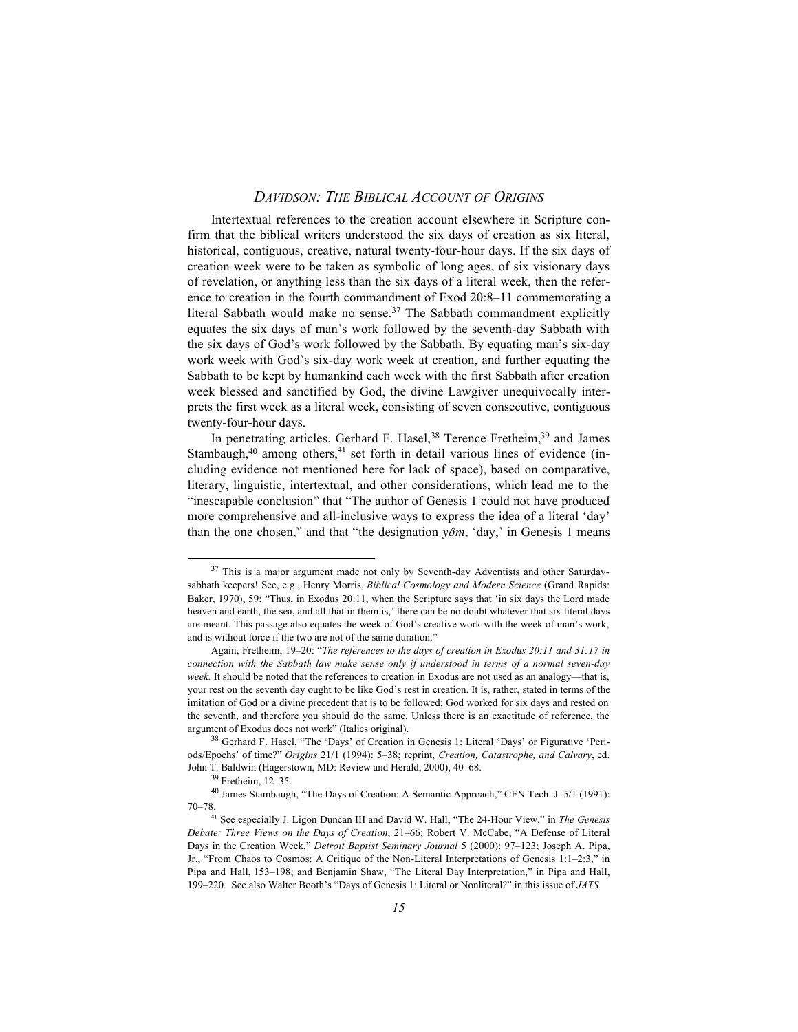Intertextual references to the creation account elsewhere in Scripture confirm that the biblical writers understood the six days of creation as six literal, historical, contiguous, creative, natural twenty-four-hour days. If the six days of creation week were to be taken as symbolic of long ages, of six visionary days of revelation, or anything less than the six days of a literal week, then the reference to creation in the fourth commandment of Exod 20:8–11 commemorating a literal Sabbath would make no sense.[37] The Sabbath commandment explicitly equates the six days of man's work followed by the seventh-day Sabbath with the six days of God's work followed by the Sabbath. By equating man's six-day work week with God's six-day work week at creation, and further equating the Sabbath to be kept by humankind each week with the first Sabbath after creation week blessed and sanctified by God, the divine Lawgiver unequivocally interprets the first week as a literal week, consisting of seven consecutive, contiguous twenty-four-hour days.

In penetrating articles, Gerhard F. Hasel,[38] Terence Fretheim,[39] and James Stambaugh,[40] among others,[41] set forth in detail various lines of evidence (including evidence not mentioned here for lack of space), based on comparative, literary, linguistic, intertextual, and other considerations, which lead me to the "inescapable conclusion" that "The author of Genesis 1 could not have produced more comprehensive and all-inclusive ways to express the idea of a literal 'day' than the one chosen," and that "the designation *yôm*, 'day,' in Genesis 1 means

---

[37] This is a major argument made not only by Seventh-day Adventists and other Saturday-sabbath keepers! See, e.g., Henry Morris, *Biblical Cosmology and Modern Science* (Grand Rapids: Baker, 1970), 59: "Thus, in Exodus 20:11, when the Scripture says that 'in six days the Lord made heaven and earth, the sea, and all that in them is,' there can be no doubt whatever that six literal days are meant. This passage also equates the week of God's creative work with the week of man's work, and is without force if the two are not of the same duration."

Again, Fretheim, 19–20: "*The references to the days of creation in Exodus 20:11 and 31:17 in connection with the Sabbath law make sense only if understood in terms of a normal seven-day week.* It should be noted that the references to creation in Exodus are not used as an analogy—that is, your rest on the seventh day ought to be like God's rest in creation. It is, rather, stated in terms of the imitation of God or a divine precedent that is to be followed; God worked for six days and rested on the seventh, and therefore you should do the same. Unless there is an exactitude of reference, the argument of Exodus does not work" (Italics original).

[38] Gerhard F. Hasel, "The 'Days' of Creation in Genesis 1: Literal 'Days' or Figurative 'Periods/Epochs' of time?" *Origins* 21/1 (1994): 5–38; reprint, *Creation, Catastrophe, and Calvary*, ed. John T. Baldwin (Hagerstown, MD: Review and Herald, 2000), 40–68.

[39] Fretheim, 12–35.

[40] James Stambaugh, "The Days of Creation: A Semantic Approach," CEN Tech. J. 5/1 (1991): 70–78.

[41] See especially J. Ligon Duncan III and David W. Hall, "The 24-Hour View," in *The Genesis Debate: Three Views on the Days of Creation*, 21–66; Robert V. McCabe, "A Defense of Literal Days in the Creation Week," *Detroit Baptist Seminary Journal* 5 (2000): 97–123; Joseph A. Pipa, Jr., "From Chaos to Cosmos: A Critique of the Non-Literal Interpretations of Genesis 1:1–2:3," in Pipa and Hall, 153–198; and Benjamin Shaw, "The Literal Day Interpretation," in Pipa and Hall, 199–220. See also Walter Booth's "Days of Genesis 1: Literal or Nonliteral?" in this issue of *JATS.*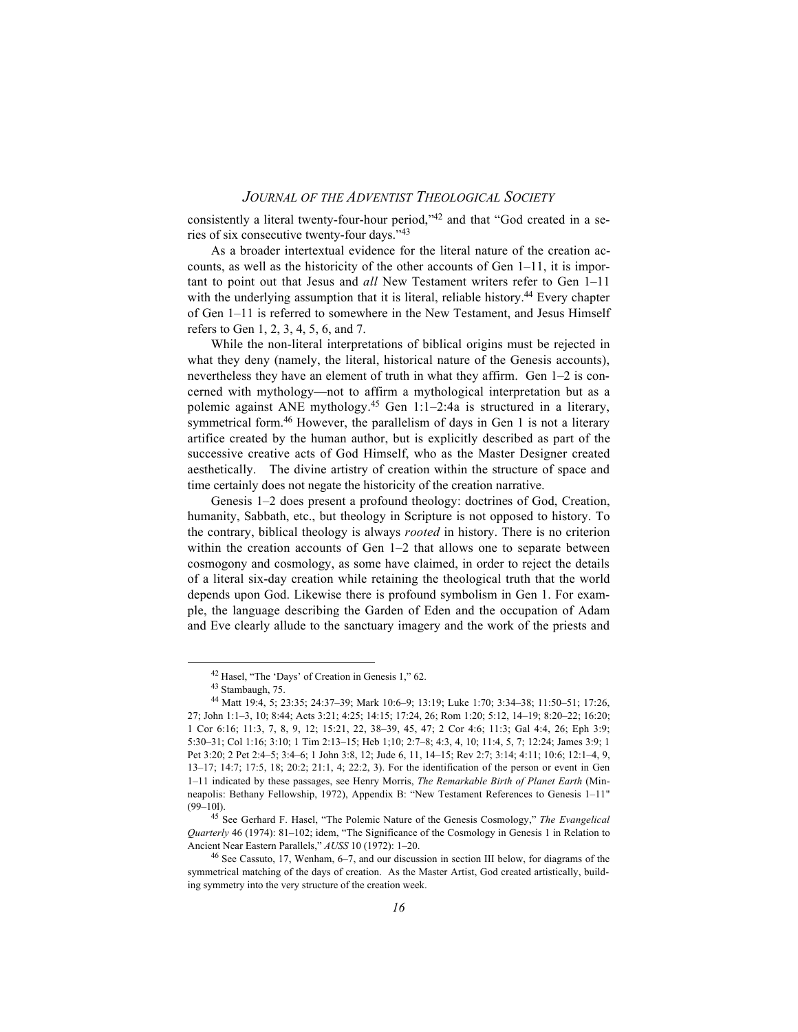consistently a literal twenty-four-hour period,"[42] and that "God created in a series of six consecutive twenty-four days."[43]

As a broader intertextual evidence for the literal nature of the creation accounts, as well as the historicity of the other accounts of Gen 1–11, it is important to point out that Jesus and *all* New Testament writers refer to Gen 1–11 with the underlying assumption that it is literal, reliable history.[44] Every chapter of Gen 1–11 is referred to somewhere in the New Testament, and Jesus Himself refers to Gen 1, 2, 3, 4, 5, 6, and 7.

While the non-literal interpretations of biblical origins must be rejected in what they deny (namely, the literal, historical nature of the Genesis accounts), nevertheless they have an element of truth in what they affirm. Gen 1–2 is concerned with mythology—not to affirm a mythological interpretation but as a polemic against ANE mythology.[45] Gen 1:1–2:4a is structured in a literary, symmetrical form.[46] However, the parallelism of days in Gen 1 is not a literary artifice created by the human author, but is explicitly described as part of the successive creative acts of God Himself, who as the Master Designer created aesthetically. The divine artistry of creation within the structure of space and time certainly does not negate the historicity of the creation narrative.

Genesis 1–2 does present a profound theology: doctrines of God, Creation, humanity, Sabbath, etc., but theology in Scripture is not opposed to history. To the contrary, biblical theology is always *rooted* in history. There is no criterion within the creation accounts of Gen 1–2 that allows one to separate between cosmogony and cosmology, as some have claimed, in order to reject the details of a literal six-day creation while retaining the theological truth that the world depends upon God. Likewise there is profound symbolism in Gen 1. For example, the language describing the Garden of Eden and the occupation of Adam and Eve clearly allude to the sanctuary imagery and the work of the priests and

---

[42] Hasel, "The 'Days' of Creation in Genesis 1," 62.

[43] Stambaugh, 75.

[44] Matt 19:4, 5; 23:35; 24:37–39; Mark 10:6–9; 13:19; Luke 1:70; 3:34–38; 11:50–51; 17:26, 27; John 1:1–3, 10; 8:44; Acts 3:21; 4:25; 14:15; 17:24, 26; Rom 1:20; 5:12, 14–19; 8:20–22; 16:20; 1 Cor 6:16; 11:3, 7, 8, 9, 12; 15:21, 22, 38–39, 45, 47; 2 Cor 4:6; 11:3; Gal 4:4, 26; Eph 3:9; 5:30–31; Col 1:16; 3:10; 1 Tim 2:13–15; Heb 1;10; 2:7–8; 4:3, 4, 10; 11:4, 5, 7; 12:24; James 3:9; 1 Pet 3:20; 2 Pet 2:4–5; 3:4–6; 1 John 3:8, 12; Jude 6, 11, 14–15; Rev 2:7; 3:14; 4:11; 10:6; 12:1–4, 9, 13–17; 14:7; 17:5, 18; 20:2; 21:1, 4; 22:2, 3). For the identification of the person or event in Gen 1–11 indicated by these passages, see Henry Morris, *The Remarkable Birth of Planet Earth* (Minneapolis: Bethany Fellowship, 1972), Appendix B: "New Testament References to Genesis 1–11" (99–10l).

[45] See Gerhard F. Hasel, "The Polemic Nature of the Genesis Cosmology," *The Evangelical Quarterly* 46 (1974): 81–102; idem, "The Significance of the Cosmology in Genesis 1 in Relation to Ancient Near Eastern Parallels," *AUSS* 10 (1972): 1–20.

[46] See Cassuto, 17, Wenham, 6–7, and our discussion in section III below, for diagrams of the symmetrical matching of the days of creation. As the Master Artist, God created artistically, building symmetry into the very structure of the creation week.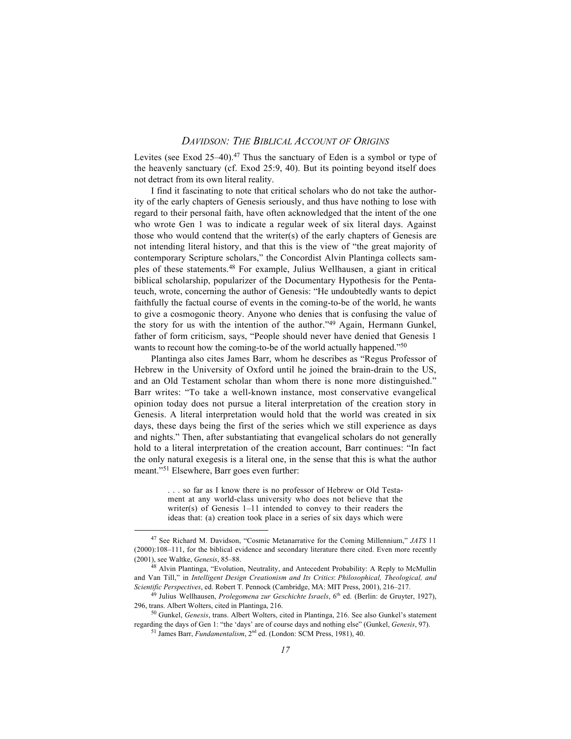Levites (see Exod 25–40).[47] Thus the sanctuary of Eden is a symbol or type of the heavenly sanctuary (cf. Exod 25:9, 40). But its pointing beyond itself does not detract from its own literal reality.

I find it fascinating to note that critical scholars who do not take the authority of the early chapters of Genesis seriously, and thus have nothing to lose with regard to their personal faith, have often acknowledged that the intent of the one who wrote Gen 1 was to indicate a regular week of six literal days. Against those who would contend that the writer(s) of the early chapters of Genesis are not intending literal history, and that this is the view of "the great majority of contemporary Scripture scholars," the Concordist Alvin Plantinga collects samples of these statements.[48] For example, Julius Wellhausen, a giant in critical biblical scholarship, popularizer of the Documentary Hypothesis for the Pentateuch, wrote, concerning the author of Genesis: "He undoubtedly wants to depict faithfully the factual course of events in the coming-to-be of the world, he wants to give a cosmogonic theory. Anyone who denies that is confusing the value of the story for us with the intention of the author."[49] Again, Hermann Gunkel, father of form criticism, says, "People should never have denied that Genesis 1 wants to recount how the coming-to-be of the world actually happened."[50]

Plantinga also cites James Barr, whom he describes as "Regus Professor of Hebrew in the University of Oxford until he joined the brain-drain to the US, and an Old Testament scholar than whom there is none more distinguished." Barr writes: "To take a well-known instance, most conservative evangelical opinion today does not pursue a literal interpretation of the creation story in Genesis. A literal interpretation would hold that the world was created in six days, these days being the first of the series which we still experience as days and nights." Then, after substantiating that evangelical scholars do not generally hold to a literal interpretation of the creation account, Barr continues: "In fact the only natural exegesis is a literal one, in the sense that this is what the author meant."[51] Elsewhere, Barr goes even further:

> . . . so far as I know there is no professor of Hebrew or Old Testament at any world-class university who does not believe that the writer(s) of Genesis 1–11 intended to convey to their readers the ideas that: (a) creation took place in a series of six days which were

---

[47] See Richard M. Davidson, "Cosmic Metanarrative for the Coming Millennium," *JATS* 11 (2000):108–111, for the biblical evidence and secondary literature there cited. Even more recently (2001), see Waltke, *Genesis*, 85–88.

[48] Alvin Plantinga, "Evolution, Neutrality, and Antecedent Probability: A Reply to McMullin and Van Till," in *Intelligent Design Creationism and Its Critics*: *Philosophical, Theological, and Scientific Perspectives*, ed. Robert T. Pennock (Cambridge, MA: MIT Press, 2001), 216–217.

[49] Julius Wellhausen, *Prolegomena zur Geschichte Israels*, 6th ed. (Berlin: de Gruyter, 1927), 296, trans. Albert Wolters, cited in Plantinga, 216.

[50] Gunkel, *Genesis*, trans. Albert Wolters, cited in Plantinga, 216. See also Gunkel's statement regarding the days of Gen 1: "the 'days' are of course days and nothing else" (Gunkel, *Genesis*, 97).

[51] James Barr, *Fundamentalism*, 2nd ed. (London: SCM Press, 1981), 40.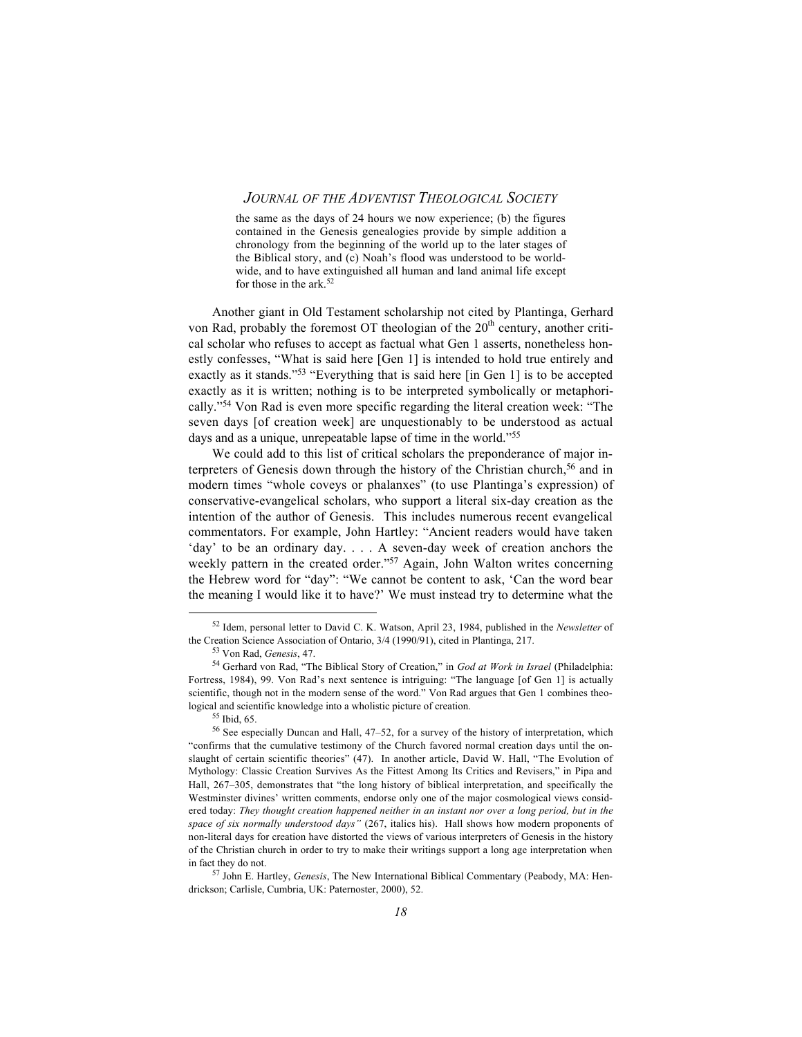> the same as the days of 24 hours we now experience; (b) the figures contained in the Genesis genealogies provide by simple addition a chronology from the beginning of the world up to the later stages of the Biblical story, and (c) Noah's flood was understood to be worldwide, and to have extinguished all human and land animal life except for those in the ark.[52]

Another giant in Old Testament scholarship not cited by Plantinga, Gerhard von Rad, probably the foremost OT theologian of the 20th century, another critical scholar who refuses to accept as factual what Gen 1 asserts, nonetheless honestly confesses, "What is said here [Gen 1] is intended to hold true entirely and exactly as it stands."[53] "Everything that is said here [in Gen 1] is to be accepted exactly as it is written; nothing is to be interpreted symbolically or metaphorically."[54] Von Rad is even more specific regarding the literal creation week: "The seven days [of creation week] are unquestionably to be understood as actual days and as a unique, unrepeatable lapse of time in the world."[55]

We could add to this list of critical scholars the preponderance of major interpreters of Genesis down through the history of the Christian church,[56] and in modern times "whole coveys or phalanxes" (to use Plantinga's expression) of conservative-evangelical scholars, who support a literal six-day creation as the intention of the author of Genesis. This includes numerous recent evangelical commentators. For example, John Hartley: "Ancient readers would have taken 'day' to be an ordinary day. . . . A seven-day week of creation anchors the weekly pattern in the created order."[57] Again, John Walton writes concerning the Hebrew word for "day": "We cannot be content to ask, 'Can the word bear the meaning I would like it to have?' We must instead try to determine what the

---

[52] Idem, personal letter to David C. K. Watson, April 23, 1984, published in the *Newsletter* of the Creation Science Association of Ontario, 3/4 (1990/91), cited in Plantinga, 217.

[53] Von Rad, *Genesis*, 47.

[54] Gerhard von Rad, "The Biblical Story of Creation," in *God at Work in Israel* (Philadelphia: Fortress, 1984), 99. Von Rad's next sentence is intriguing: "The language [of Gen 1] is actually scientific, though not in the modern sense of the word." Von Rad argues that Gen 1 combines theological and scientific knowledge into a wholistic picture of creation.

[55] Ibid, 65.

[56] See especially Duncan and Hall, 47–52, for a survey of the history of interpretation, which "confirms that the cumulative testimony of the Church favored normal creation days until the onslaught of certain scientific theories" (47). In another article, David W. Hall, "The Evolution of Mythology: Classic Creation Survives As the Fittest Among Its Critics and Revisers," in Pipa and Hall, 267–305, demonstrates that "the long history of biblical interpretation, and specifically the Westminster divines' written comments, endorse only one of the major cosmological views considered today: *They thought creation happened neither in an instant nor over a long period, but in the space of six normally understood days"* (267, italics his). Hall shows how modern proponents of non-literal days for creation have distorted the views of various interpreters of Genesis in the history of the Christian church in order to try to make their writings support a long age interpretation when in fact they do not.

[57] John E. Hartley, *Genesis*, The New International Biblical Commentary (Peabody, MA: Hendrickson; Carlisle, Cumbria, UK: Paternoster, 2000), 52.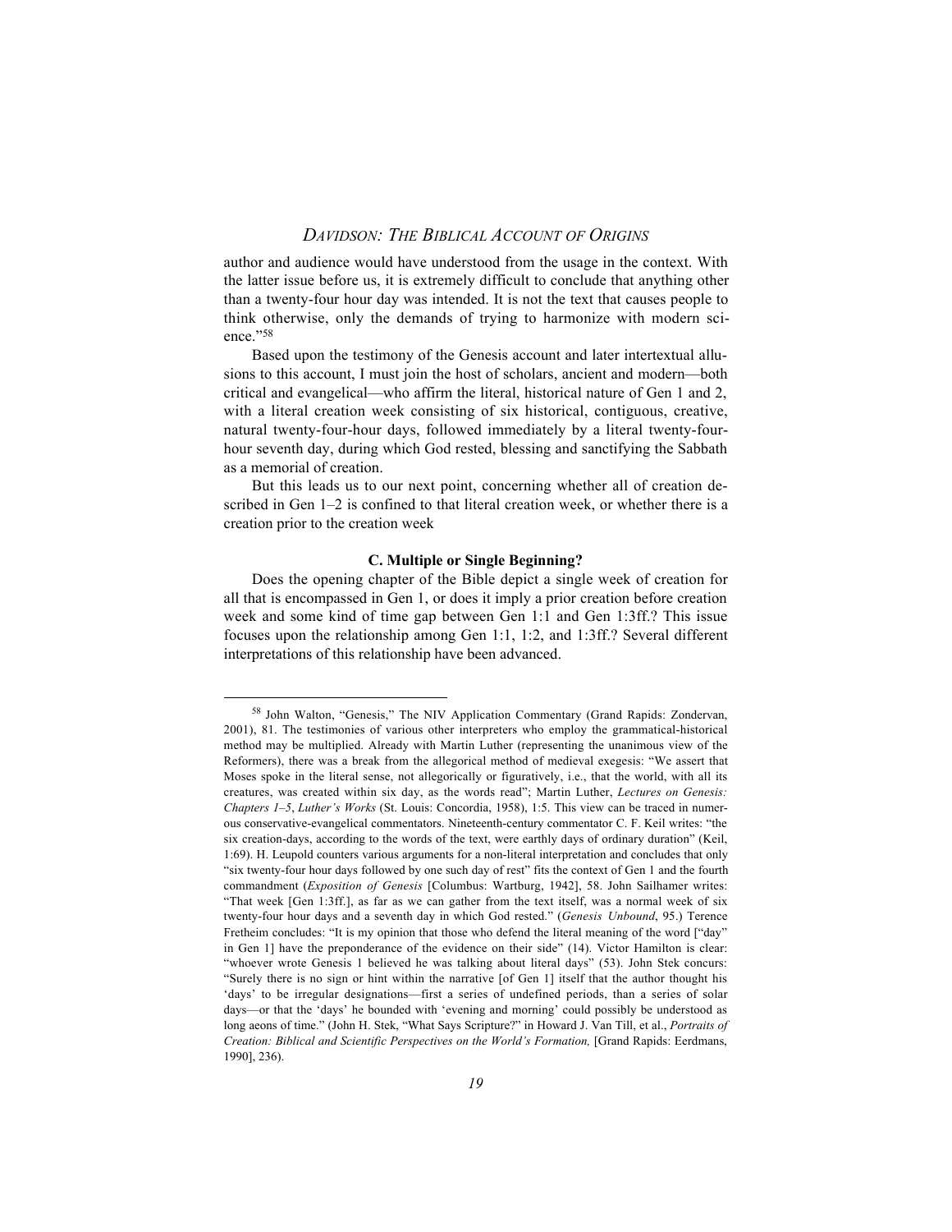author and audience would have understood from the usage in the context. With the latter issue before us, it is extremely difficult to conclude that anything other than a twenty-four hour day was intended. It is not the text that causes people to think otherwise, only the demands of trying to harmonize with modern science."[58]

Based upon the testimony of the Genesis account and later intertextual allusions to this account, I must join the host of scholars, ancient and modern—both critical and evangelical—who affirm the literal, historical nature of Gen 1 and 2, with a literal creation week consisting of six historical, contiguous, creative, natural twenty-four-hour days, followed immediately by a literal twenty-four-hour seventh day, during which God rested, blessing and sanctifying the Sabbath as a memorial of creation.

But this leads us to our next point, concerning whether all of creation described in Gen 1–2 is confined to that literal creation week, or whether there is a creation prior to the creation week

### C. Multiple or Single Beginning?

Does the opening chapter of the Bible depict a single week of creation for all that is encompassed in Gen 1, or does it imply a prior creation before creation week and some kind of time gap between Gen 1:1 and Gen 1:3ff.? This issue focuses upon the relationship among Gen 1:1, 1:2, and 1:3ff.? Several different interpretations of this relationship have been advanced.

---

[58] John Walton, "Genesis," The NIV Application Commentary (Grand Rapids: Zondervan, 2001), 81. The testimonies of various other interpreters who employ the grammatical-historical method may be multiplied. Already with Martin Luther (representing the unanimous view of the Reformers), there was a break from the allegorical method of medieval exegesis: "We assert that Moses spoke in the literal sense, not allegorically or figuratively, i.e., that the world, with all its creatures, was created within six day, as the words read"; Martin Luther, *Lectures on Genesis: Chapters 1–5*, *Luther's Works* (St. Louis: Concordia, 1958), 1:5. This view can be traced in numerous conservative-evangelical commentators. Nineteenth-century commentator C. F. Keil writes: "the six creation-days, according to the words of the text, were earthly days of ordinary duration" (Keil, 1:69). H. Leupold counters various arguments for a non-literal interpretation and concludes that only "six twenty-four hour days followed by one such day of rest" fits the context of Gen 1 and the fourth commandment (*Exposition of Genesis* [Columbus: Wartburg, 1942], 58. John Sailhamer writes: "That week [Gen 1:3ff.], as far as we can gather from the text itself, was a normal week of six twenty-four hour days and a seventh day in which God rested." (*Genesis Unbound*, 95.) Terence Fretheim concludes: "It is my opinion that those who defend the literal meaning of the word ["day" in Gen 1] have the preponderance of the evidence on their side" (14). Victor Hamilton is clear: "whoever wrote Genesis 1 believed he was talking about literal days" (53). John Stek concurs: "Surely there is no sign or hint within the narrative [of Gen 1] itself that the author thought his 'days' to be irregular designations—first a series of undefined periods, than a series of solar days—or that the 'days' he bounded with 'evening and morning' could possibly be understood as long aeons of time." (John H. Stek, "What Says Scripture?" in Howard J. Van Till, et al., *Portraits of Creation: Biblical and Scientific Perspectives on the World's Formation,* [Grand Rapids: Eerdmans, 1990], 236).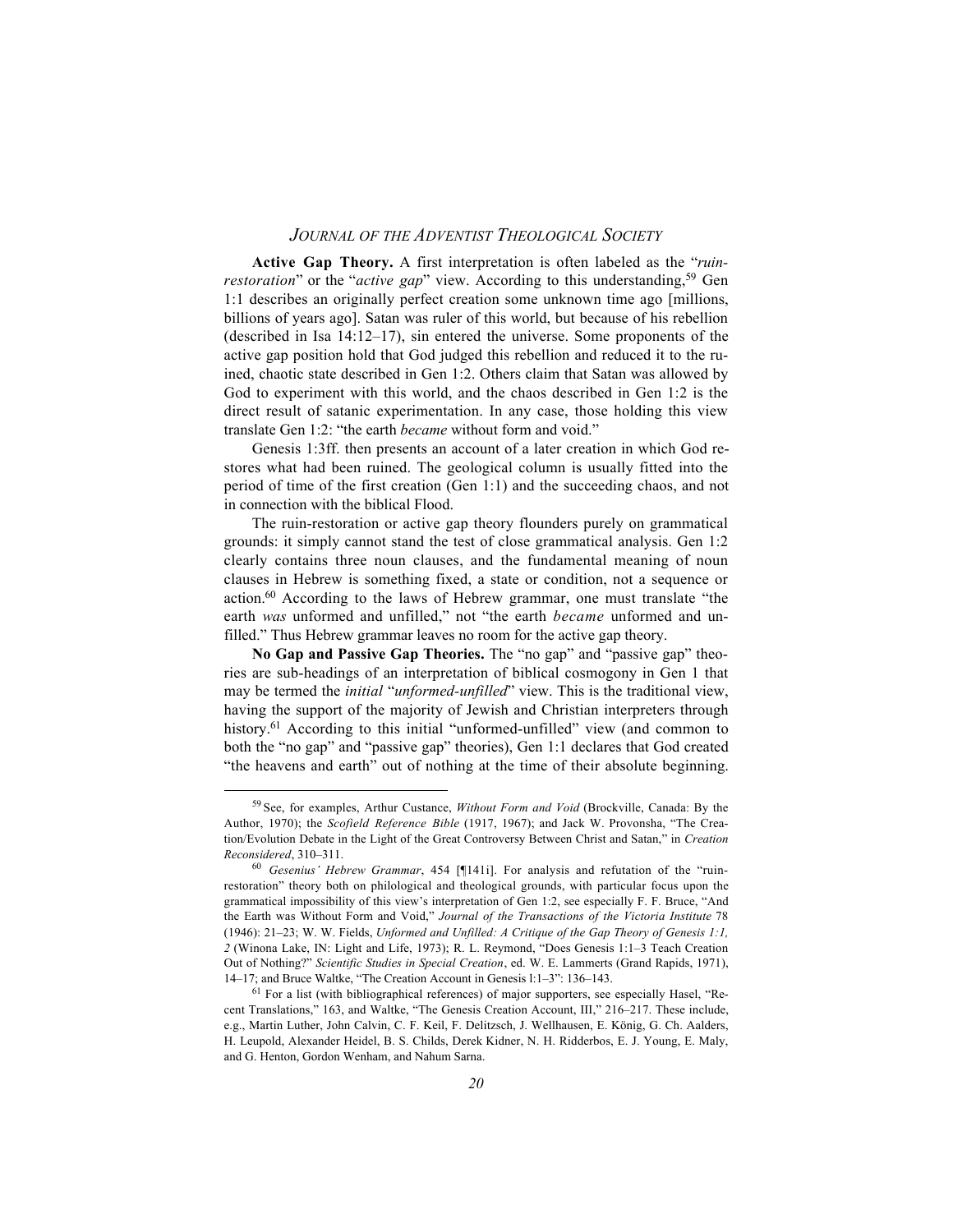**Active Gap Theory.** A first interpretation is often labeled as the "*ruin-restoration*" or the "*active gap*" view. According to this understanding,[59] Gen 1:1 describes an originally perfect creation some unknown time ago [millions, billions of years ago]. Satan was ruler of this world, but because of his rebellion (described in Isa 14:12–17), sin entered the universe. Some proponents of the active gap position hold that God judged this rebellion and reduced it to the ruined, chaotic state described in Gen 1:2. Others claim that Satan was allowed by God to experiment with this world, and the chaos described in Gen 1:2 is the direct result of satanic experimentation. In any case, those holding this view translate Gen 1:2: "the earth *became* without form and void."

Genesis 1:3ff. then presents an account of a later creation in which God restores what had been ruined. The geological column is usually fitted into the period of time of the first creation (Gen 1:1) and the succeeding chaos, and not in connection with the biblical Flood.

The ruin-restoration or active gap theory flounders purely on grammatical grounds: it simply cannot stand the test of close grammatical analysis. Gen 1:2 clearly contains three noun clauses, and the fundamental meaning of noun clauses in Hebrew is something fixed, a state or condition, not a sequence or action.[60] According to the laws of Hebrew grammar, one must translate "the earth *was* unformed and unfilled," not "the earth *became* unformed and unfilled." Thus Hebrew grammar leaves no room for the active gap theory.

**No Gap and Passive Gap Theories.** The "no gap" and "passive gap" theories are sub-headings of an interpretation of biblical cosmogony in Gen 1 that may be termed the *initial* "*unformed-unfilled*" view. This is the traditional view, having the support of the majority of Jewish and Christian interpreters through history.[61] According to this initial "unformed-unfilled" view (and common to both the "no gap" and "passive gap" theories), Gen 1:1 declares that God created "the heavens and earth" out of nothing at the time of their absolute beginning.

---

[59] See, for examples, Arthur Custance, *Without Form and Void* (Brockville, Canada: By the Author, 1970); the *Scofield Reference Bible* (1917, 1967); and Jack W. Provonsha, "The Creation/Evolution Debate in the Light of the Great Controversy Between Christ and Satan," in *Creation Reconsidered*, 310–311.

[60] *Gesenius' Hebrew Grammar*, 454 [¶141i]. For analysis and refutation of the "ruin-restoration" theory both on philological and theological grounds, with particular focus upon the grammatical impossibility of this view's interpretation of Gen 1:2, see especially F. F. Bruce, "And the Earth was Without Form and Void," *Journal of the Transactions of the Victoria Institute* 78 (1946): 21–23; W. W. Fields, *Unformed and Unfilled: A Critique of the Gap Theory of Genesis 1:1, 2* (Winona Lake, IN: Light and Life, 1973); R. L. Reymond, "Does Genesis 1:1–3 Teach Creation Out of Nothing?" *Scientific Studies in Special Creation*, ed. W. E. Lammerts (Grand Rapids, 1971), 14–17; and Bruce Waltke, "The Creation Account in Genesis l:1–3": 136–143.

[61] For a list (with bibliographical references) of major supporters, see especially Hasel, "Recent Translations," 163, and Waltke, "The Genesis Creation Account, III," 216–217. These include, e.g., Martin Luther, John Calvin, C. F. Keil, F. Delitzsch, J. Wellhausen, E. König, G. Ch. Aalders, H. Leupold, Alexander Heidel, B. S. Childs, Derek Kidner, N. H. Ridderbos, E. J. Young, E. Maly, and G. Henton, Gordon Wenham, and Nahum Sarna.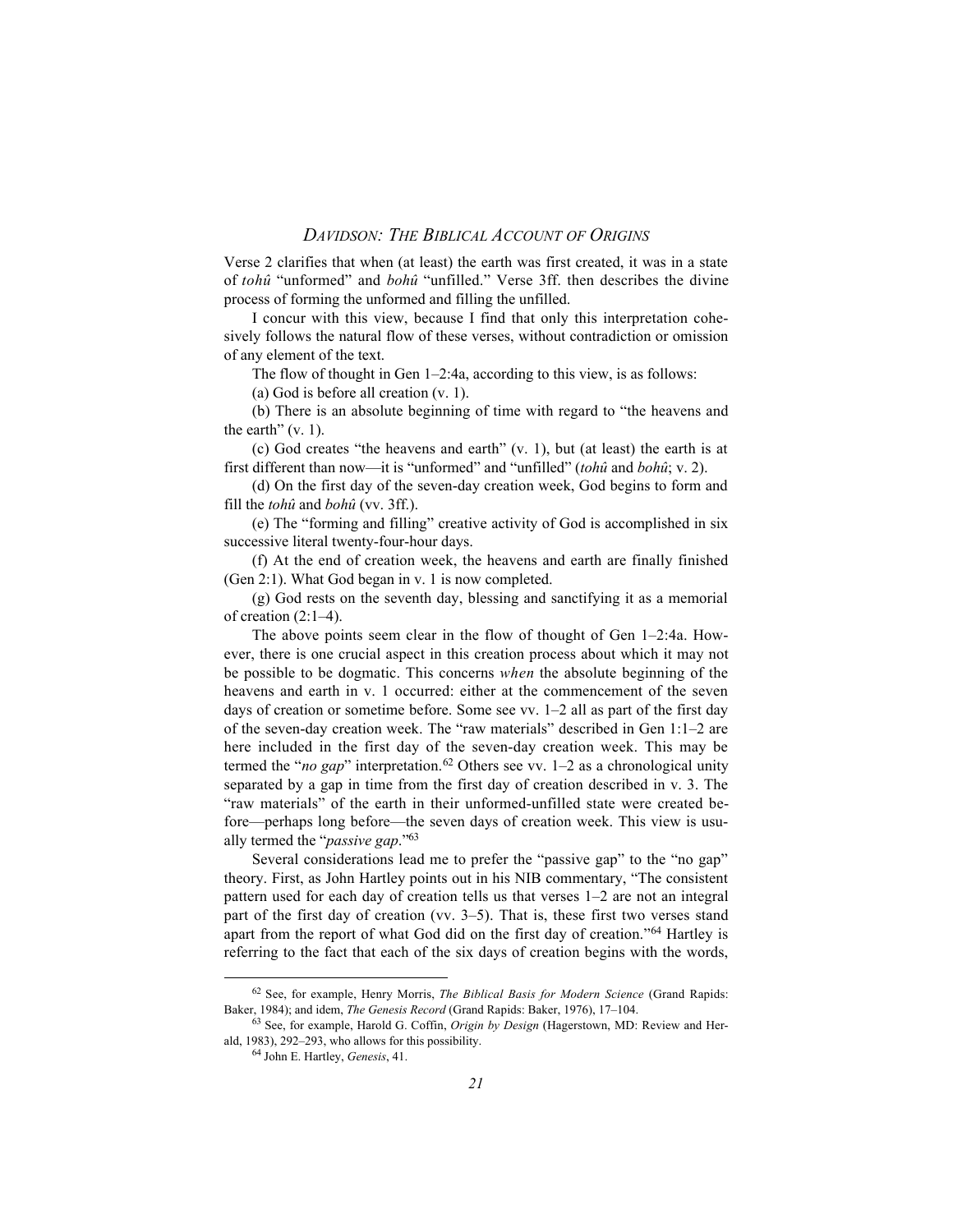Verse 2 clarifies that when (at least) the earth was first created, it was in a state of *tohû* "unformed" and *bohû* "unfilled." Verse 3ff. then describes the divine process of forming the unformed and filling the unfilled.

I concur with this view, because I find that only this interpretation cohesively follows the natural flow of these verses, without contradiction or omission of any element of the text.

The flow of thought in Gen 1–2:4a, according to this view, is as follows:

(a) God is before all creation (v. 1).

(b) There is an absolute beginning of time with regard to "the heavens and the earth" (v. 1).

(c) God creates "the heavens and earth" (v. 1), but (at least) the earth is at first different than now—it is "unformed" and "unfilled" (*tohû* and *bohû*; v. 2).

(d) On the first day of the seven-day creation week, God begins to form and fill the *tohû* and *bohû* (vv. 3ff.).

(e) The "forming and filling" creative activity of God is accomplished in six successive literal twenty-four-hour days.

(f) At the end of creation week, the heavens and earth are finally finished (Gen 2:1). What God began in v. 1 is now completed.

(g) God rests on the seventh day, blessing and sanctifying it as a memorial of creation (2:1–4).

The above points seem clear in the flow of thought of Gen 1–2:4a. However, there is one crucial aspect in this creation process about which it may not be possible to be dogmatic. This concerns *when* the absolute beginning of the heavens and earth in v. 1 occurred: either at the commencement of the seven days of creation or sometime before. Some see vv. 1–2 all as part of the first day of the seven-day creation week. The "raw materials" described in Gen 1:1–2 are here included in the first day of the seven-day creation week. This may be termed the "*no gap*" interpretation.[62] Others see vv. 1–2 as a chronological unity separated by a gap in time from the first day of creation described in v. 3. The "raw materials" of the earth in their unformed-unfilled state were created before—perhaps long before—the seven days of creation week. This view is usually termed the "*passive gap*."[63]

Several considerations lead me to prefer the "passive gap" to the "no gap" theory. First, as John Hartley points out in his NIB commentary, "The consistent pattern used for each day of creation tells us that verses 1–2 are not an integral part of the first day of creation (vv. 3–5). That is, these first two verses stand apart from the report of what God did on the first day of creation."[64] Hartley is referring to the fact that each of the six days of creation begins with the words,

---

[62] See, for example, Henry Morris, *The Biblical Basis for Modern Science* (Grand Rapids: Baker, 1984); and idem, *The Genesis Record* (Grand Rapids: Baker, 1976), 17–104.

[63] See, for example, Harold G. Coffin, *Origin by Design* (Hagerstown, MD: Review and Herald, 1983), 292–293, who allows for this possibility.

[64] John E. Hartley, *Genesis*, 41.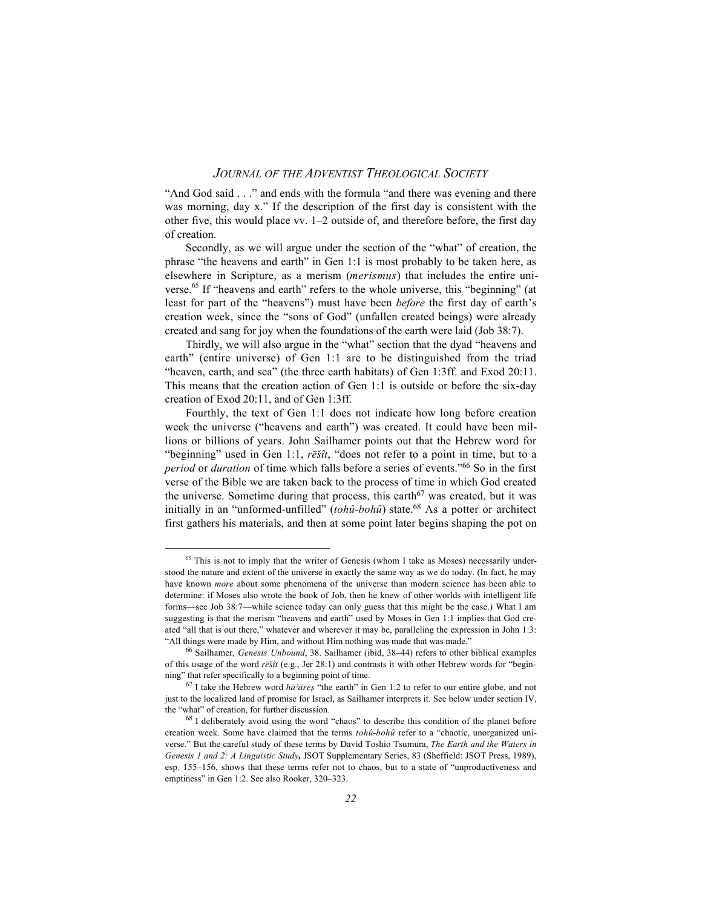"And God said . . ." and ends with the formula "and there was evening and there was morning, day x." If the description of the first day is consistent with the other five, this would place vv. 1–2 outside of, and therefore before, the first day of creation.

Secondly, as we will argue under the section of the "what" of creation, the phrase "the heavens and earth" in Gen 1:1 is most probably to be taken here, as elsewhere in Scripture, as a merism (*merismus*) that includes the entire universe.[65] If "heavens and earth" refers to the whole universe, this "beginning" (at least for part of the "heavens") must have been *before* the first day of earth's creation week, since the "sons of God" (unfallen created beings) were already created and sang for joy when the foundations of the earth were laid (Job 38:7).

Thirdly, we will also argue in the "what" section that the dyad "heavens and earth" (entire universe) of Gen 1:1 are to be distinguished from the triad "heaven, earth, and sea" (the three earth habitats) of Gen 1:3ff. and Exod 20:11. This means that the creation action of Gen 1:1 is outside or before the six-day creation of Exod 20:11, and of Gen 1:3ff.

Fourthly, the text of Gen 1:1 does not indicate how long before creation week the universe ("heavens and earth") was created. It could have been millions or billions of years. John Sailhamer points out that the Hebrew word for "beginning" used in Gen 1:1, *rēšît*, "does not refer to a point in time, but to a *period* or *duration* of time which falls before a series of events."[66] So in the first verse of the Bible we are taken back to the process of time in which God created the universe. Sometime during that process, this earth[67] was created, but it was initially in an "unformed-unfilled" (*tohû-bohû*) state.[68] As a potter or architect first gathers his materials, and then at some point later begins shaping the pot on

---

[65] This is not to imply that the writer of Genesis (whom I take as Moses) necessarily understood the nature and extent of the universe in exactly the same way as we do today. (In fact, he may have known *more* about some phenomena of the universe than modern science has been able to determine: if Moses also wrote the book of Job, then he knew of other worlds with intelligent life forms—see Job 38:7—while science today can only guess that this might be the case.) What I am suggesting is that the merism "heavens and earth" used by Moses in Gen 1:1 implies that God created "all that is out there," whatever and wherever it may be, paralleling the expression in John 1:3: "All things were made by Him, and without Him nothing was made that was made."

[66] Sailhamer, *Genesis Unbound*, 38. Sailhamer (ibid, 38–44) refers to other biblical examples of this usage of the word *rēšît* (e.g., Jer 28:1) and contrasts it with other Hebrew words for "beginning" that refer specifically to a beginning point of time.

[67] I take the Hebrew word *hāʾāreṣ* "the earth" in Gen 1:2 to refer to our entire globe, and not just to the localized land of promise for Israel, as Sailhamer interprets it. See below under section IV, the "what" of creation, for further discussion.

[68] I deliberately avoid using the word "chaos" to describe this condition of the planet before creation week. Some have claimed that the terms *tohû-bohû* refer to a "chaotic, unorganized universe." But the careful study of these terms by David Toshio Tsumura, *The Earth and the Waters in Genesis 1 and 2: A Linguistic Study,* JSOT Supplementary Series, 83 (Sheffield: JSOT Press, 1989), esp. 155–156, shows that these terms refer not to chaos, but to a state of "unproductiveness and emptiness" in Gen 1:2. See also Rooker, 320–323.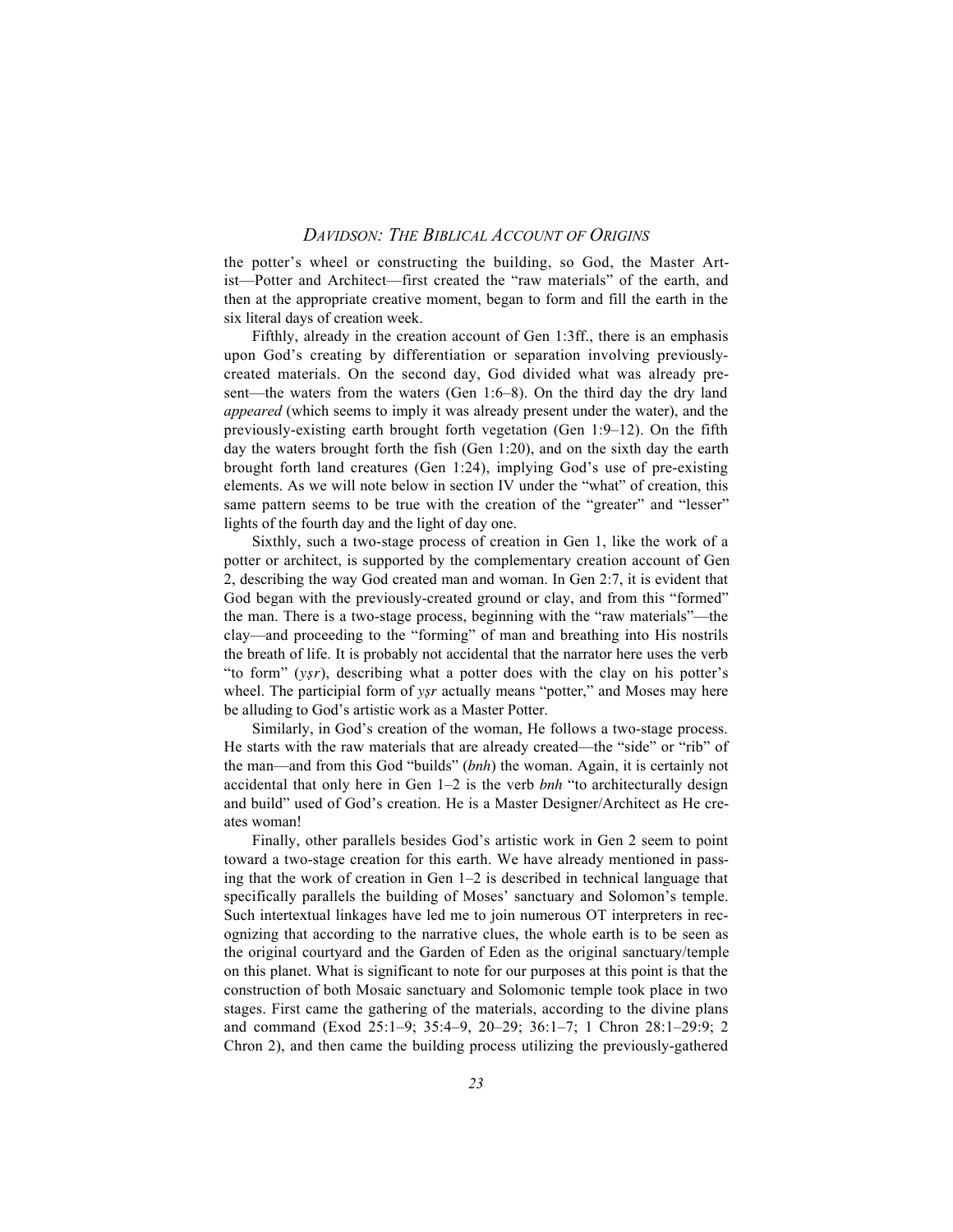the potter's wheel or constructing the building, so God, the Master Artist—Potter and Architect—first created the "raw materials" of the earth, and then at the appropriate creative moment, began to form and fill the earth in the six literal days of creation week.

Fifthly, already in the creation account of Gen 1:3ff., there is an emphasis upon God's creating by differentiation or separation involving previously-created materials. On the second day, God divided what was already present—the waters from the waters (Gen 1:6–8). On the third day the dry land *appeared* (which seems to imply it was already present under the water), and the previously-existing earth brought forth vegetation (Gen 1:9–12). On the fifth day the waters brought forth the fish (Gen 1:20), and on the sixth day the earth brought forth land creatures (Gen 1:24), implying God's use of pre-existing elements. As we will note below in section IV under the "what" of creation, this same pattern seems to be true with the creation of the "greater" and "lesser" lights of the fourth day and the light of day one.

Sixthly, such a two-stage process of creation in Gen 1, like the work of a potter or architect, is supported by the complementary creation account of Gen 2, describing the way God created man and woman. In Gen 2:7, it is evident that God began with the previously-created ground or clay, and from this "formed" the man. There is a two-stage process, beginning with the "raw materials"—the clay—and proceeding to the "forming" of man and breathing into His nostrils the breath of life. It is probably not accidental that the narrator here uses the verb "to form" (*yṣr*), describing what a potter does with the clay on his potter's wheel. The participial form of *yṣr* actually means "potter," and Moses may here be alluding to God's artistic work as a Master Potter.

Similarly, in God's creation of the woman, He follows a two-stage process. He starts with the raw materials that are already created—the "side" or "rib" of the man—and from this God "builds" (*bnh*) the woman. Again, it is certainly not accidental that only here in Gen 1–2 is the verb *bnh* "to architecturally design and build" used of God's creation. He is a Master Designer/Architect as He creates woman!

Finally, other parallels besides God's artistic work in Gen 2 seem to point toward a two-stage creation for this earth. We have already mentioned in passing that the work of creation in Gen 1–2 is described in technical language that specifically parallels the building of Moses' sanctuary and Solomon's temple. Such intertextual linkages have led me to join numerous OT interpreters in recognizing that according to the narrative clues, the whole earth is to be seen as the original courtyard and the Garden of Eden as the original sanctuary/temple on this planet. What is significant to note for our purposes at this point is that the construction of both Mosaic sanctuary and Solomonic temple took place in two stages. First came the gathering of the materials, according to the divine plans and command (Exod 25:1–9; 35:4–9, 20–29; 36:1–7; 1 Chron 28:1–29:9; 2 Chron 2), and then came the building process utilizing the previously-gathered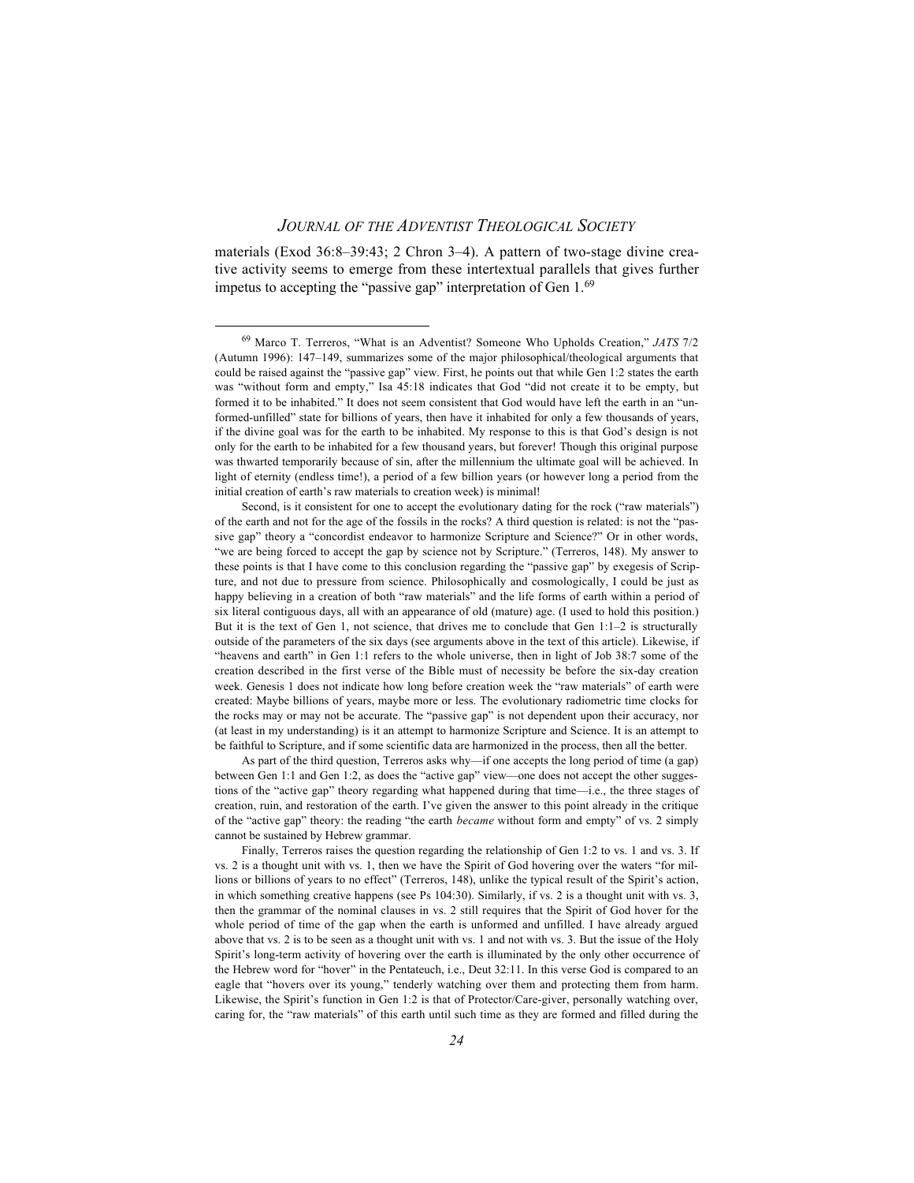materials (Exod 36:8–39:43; 2 Chron 3–4). A pattern of two-stage divine creative activity seems to emerge from these intertextual parallels that gives further impetus to accepting the "passive gap" interpretation of Gen 1.[69]

---

[69] Marco T. Terreros, "What is an Adventist? Someone Who Upholds Creation," *JATS* 7/2 (Autumn 1996): 147–149, summarizes some of the major philosophical/theological arguments that could be raised against the "passive gap" view. First, he points out that while Gen 1:2 states the earth was "without form and empty," Isa 45:18 indicates that God "did not create it to be empty, but formed it to be inhabited." It does not seem consistent that God would have left the earth in an "unformed-unfilled" state for billions of years, then have it inhabited for only a few thousands of years, if the divine goal was for the earth to be inhabited. My response to this is that God's design is not only for the earth to be inhabited for a few thousand years, but forever! Though this original purpose was thwarted temporarily because of sin, after the millennium the ultimate goal will be achieved. In light of eternity (endless time!), a period of a few billion years (or however long a period from the initial creation of earth's raw materials to creation week) is minimal!

Second, is it consistent for one to accept the evolutionary dating for the rock ("raw materials") of the earth and not for the age of the fossils in the rocks? A third question is related: is not the "passive gap" theory a "concordist endeavor to harmonize Scripture and Science?" Or in other words, "we are being forced to accept the gap by science not by Scripture." (Terreros, 148). My answer to these points is that I have come to this conclusion regarding the "passive gap" by exegesis of Scripture, and not due to pressure from science. Philosophically and cosmologically, I could be just as happy believing in a creation of both "raw materials" and the life forms of earth within a period of six literal contiguous days, all with an appearance of old (mature) age. (I used to hold this position.) But it is the text of Gen 1, not science, that drives me to conclude that Gen 1:1–2 is structurally outside of the parameters of the six days (see arguments above in the text of this article). Likewise, if "heavens and earth" in Gen 1:1 refers to the whole universe, then in light of Job 38:7 some of the creation described in the first verse of the Bible must of necessity be before the six-day creation week. Genesis 1 does not indicate how long before creation week the "raw materials" of earth were created: Maybe billions of years, maybe more or less. The evolutionary radiometric time clocks for the rocks may or may not be accurate. The "passive gap" is not dependent upon their accuracy, nor (at least in my understanding) is it an attempt to harmonize Scripture and Science. It is an attempt to be faithful to Scripture, and if some scientific data are harmonized in the process, then all the better.

As part of the third question, Terreros asks why—if one accepts the long period of time (a gap) between Gen 1:1 and Gen 1:2, as does the "active gap" view—one does not accept the other suggestions of the "active gap" theory regarding what happened during that time—i.e., the three stages of creation, ruin, and restoration of the earth. I've given the answer to this point already in the critique of the "active gap" theory: the reading "the earth *became* without form and empty" of vs. 2 simply cannot be sustained by Hebrew grammar.

Finally, Terreros raises the question regarding the relationship of Gen 1:2 to vs. 1 and vs. 3. If vs. 2 is a thought unit with vs. 1, then we have the Spirit of God hovering over the waters "for millions or billions of years to no effect" (Terreros, 148), unlike the typical result of the Spirit's action, in which something creative happens (see Ps 104:30). Similarly, if vs. 2 is a thought unit with vs. 3, then the grammar of the nominal clauses in vs. 2 still requires that the Spirit of God hover for the whole period of time of the gap when the earth is unformed and unfilled. I have already argued above that vs. 2 is to be seen as a thought unit with vs. 1 and not with vs. 3. But the issue of the Holy Spirit's long-term activity of hovering over the earth is illuminated by the only other occurrence of the Hebrew word for "hover" in the Pentateuch, i.e., Deut 32:11. In this verse God is compared to an eagle that "hovers over its young," tenderly watching over them and protecting them from harm. Likewise, the Spirit's function in Gen 1:2 is that of Protector/Care-giver, personally watching over, caring for, the "raw materials" of this earth until such time as they are formed and filled during the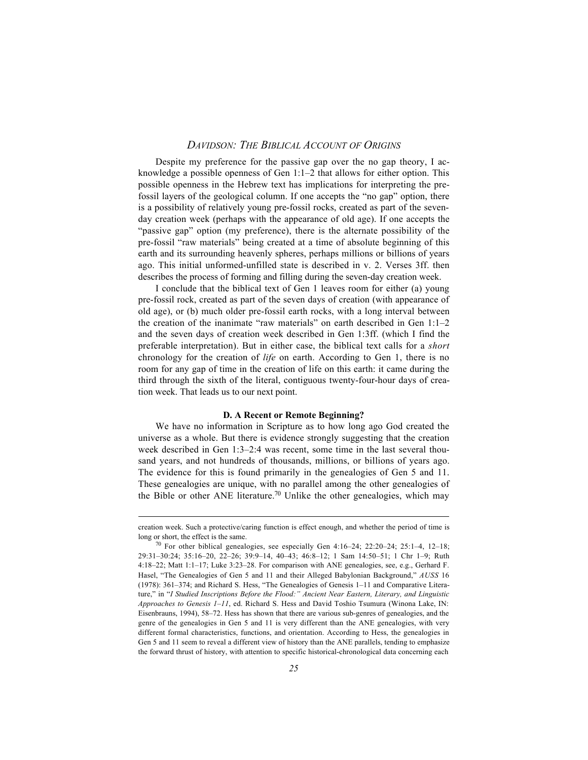Despite my preference for the passive gap over the no gap theory, I acknowledge a possible openness of Gen 1:1–2 that allows for either option. This possible openness in the Hebrew text has implications for interpreting the pre-fossil layers of the geological column. If one accepts the "no gap" option, there is a possibility of relatively young pre-fossil rocks, created as part of the seven-day creation week (perhaps with the appearance of old age). If one accepts the "passive gap" option (my preference), there is the alternate possibility of the pre-fossil "raw materials" being created at a time of absolute beginning of this earth and its surrounding heavenly spheres, perhaps millions or billions of years ago. This initial unformed-unfilled state is described in v. 2. Verses 3ff. then describes the process of forming and filling during the seven-day creation week.

I conclude that the biblical text of Gen 1 leaves room for either (a) young pre-fossil rock, created as part of the seven days of creation (with appearance of old age), or (b) much older pre-fossil earth rocks, with a long interval between the creation of the inanimate "raw materials" on earth described in Gen 1:1–2 and the seven days of creation week described in Gen 1:3ff. (which I find the preferable interpretation). But in either case, the biblical text calls for a *short* chronology for the creation of *life* on earth. According to Gen 1, there is no room for any gap of time in the creation of life on this earth: it came during the third through the sixth of the literal, contiguous twenty-four-hour days of creation week. That leads us to our next point.

**D. A Recent or Remote Beginning?**

We have no information in Scripture as to how long ago God created the universe as a whole. But there is evidence strongly suggesting that the creation week described in Gen 1:3–2:4 was recent, some time in the last several thousand years, and not hundreds of thousands, millions, or billions of years ago. The evidence for this is found primarily in the genealogies of Gen 5 and 11. These genealogies are unique, with no parallel among the other genealogies of the Bible or other ANE literature.[70] Unlike the other genealogies, which may

---

creation week. Such a protective/caring function is effect enough, and whether the period of time is long or short, the effect is the same.

[70] For other biblical genealogies, see especially Gen 4:16–24; 22:20–24; 25:1–4, 12–18; 29:31–30:24; 35:16–20, 22–26; 39:9–14, 40–43; 46:8–12; 1 Sam 14:50–51; 1 Chr 1–9; Ruth 4:18–22; Matt 1:1–17; Luke 3:23–28. For comparison with ANE genealogies, see, e.g., Gerhard F. Hasel, "The Genealogies of Gen 5 and 11 and their Alleged Babylonian Background," *AUSS* 16 (1978): 361–374; and Richard S. Hess, "The Genealogies of Genesis 1–11 and Comparative Literature," in "*I Studied Inscriptions Before the Flood:" Ancient Near Eastern, Literary, and Linguistic Approaches to Genesis 1–11*, ed. Richard S. Hess and David Toshio Tsumura (Winona Lake, IN: Eisenbrauns, 1994), 58–72. Hess has shown that there are various sub-genres of genealogies, and the genre of the genealogies in Gen 5 and 11 is very different than the ANE genealogies, with very different formal characteristics, functions, and orientation. According to Hess, the genealogies in Gen 5 and 11 seem to reveal a different view of history than the ANE parallels, tending to emphasize the forward thrust of history, with attention to specific historical-chronological data concerning each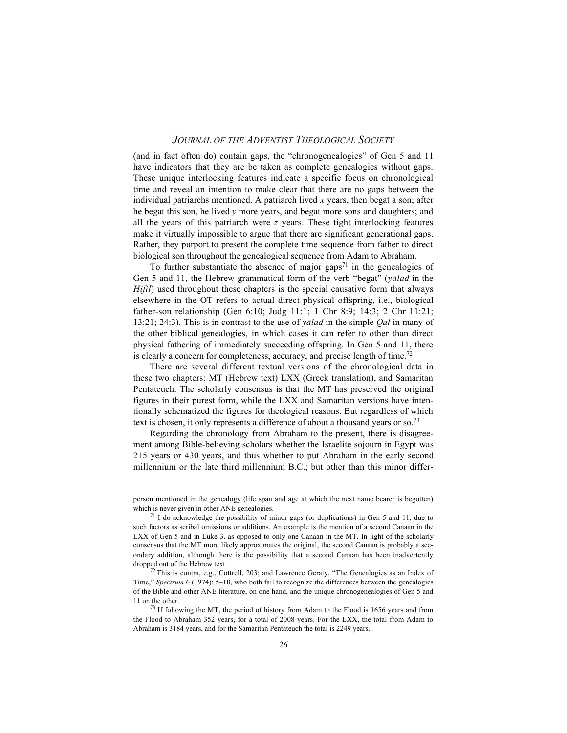(and in fact often do) contain gaps, the "chronogenealogies" of Gen 5 and 11 have indicators that they are be taken as complete genealogies without gaps. These unique interlocking features indicate a specific focus on chronological time and reveal an intention to make clear that there are no gaps between the individual patriarchs mentioned. A patriarch lived *x* years, then begat a son; after he begat this son, he lived *y* more years, and begat more sons and daughters; and all the years of this patriarch were *z* years. These tight interlocking features make it virtually impossible to argue that there are significant generational gaps. Rather, they purport to present the complete time sequence from father to direct biological son throughout the genealogical sequence from Adam to Abraham.

To further substantiate the absence of major gaps[71] in the genealogies of Gen 5 and 11, the Hebrew grammatical form of the verb "begat" (*yālad* in the *Hifil*) used throughout these chapters is the special causative form that always elsewhere in the OT refers to actual direct physical offspring, i.e., biological father-son relationship (Gen 6:10; Judg 11:1; 1 Chr 8:9; 14:3; 2 Chr 11:21; 13:21; 24:3). This is in contrast to the use of *yālad* in the simple *Qal* in many of the other biblical genealogies, in which cases it can refer to other than direct physical fathering of immediately succeeding offspring. In Gen 5 and 11, there is clearly a concern for completeness, accuracy, and precise length of time.[72]

There are several different textual versions of the chronological data in these two chapters: MT (Hebrew text) LXX (Greek translation), and Samaritan Pentateuch. The scholarly consensus is that the MT has preserved the original figures in their purest form, while the LXX and Samaritan versions have intentionally schematized the figures for theological reasons. But regardless of which text is chosen, it only represents a difference of about a thousand years or so.[73]

Regarding the chronology from Abraham to the present, there is disagreement among Bible-believing scholars whether the Israelite sojourn in Egypt was 215 years or 430 years, and thus whether to put Abraham in the early second millennium or the late third millennium B.C.; but other than this minor differ-

---

person mentioned in the genealogy (life span and age at which the next name bearer is begotten) which is never given in other ANE genealogies.

[71] I do acknowledge the possibility of minor gaps (or duplications) in Gen 5 and 11, due to such factors as scribal omissions or additions. An example is the mention of a second Canaan in the LXX of Gen 5 and in Luke 3, as opposed to only one Canaan in the MT. In light of the scholarly consensus that the MT more likely approximates the original, the second Canaan is probably a secondary addition, although there is the possibility that a second Canaan has been inadvertently dropped out of the Hebrew text.

[72] This is contra, e.g., Cottrell, 203; and Lawrence Geraty, "The Genealogies as an Index of Time," *Spectrum* 6 (1974): 5–18, who both fail to recognize the differences between the genealogies of the Bible and other ANE literature, on one hand, and the unique chronogenealogies of Gen 5 and 11 on the other.

[73] If following the MT, the period of history from Adam to the Flood is 1656 years and from the Flood to Abraham 352 years, for a total of 2008 years. For the LXX, the total from Adam to Abraham is 3184 years, and for the Samaritan Pentateuch the total is 2249 years.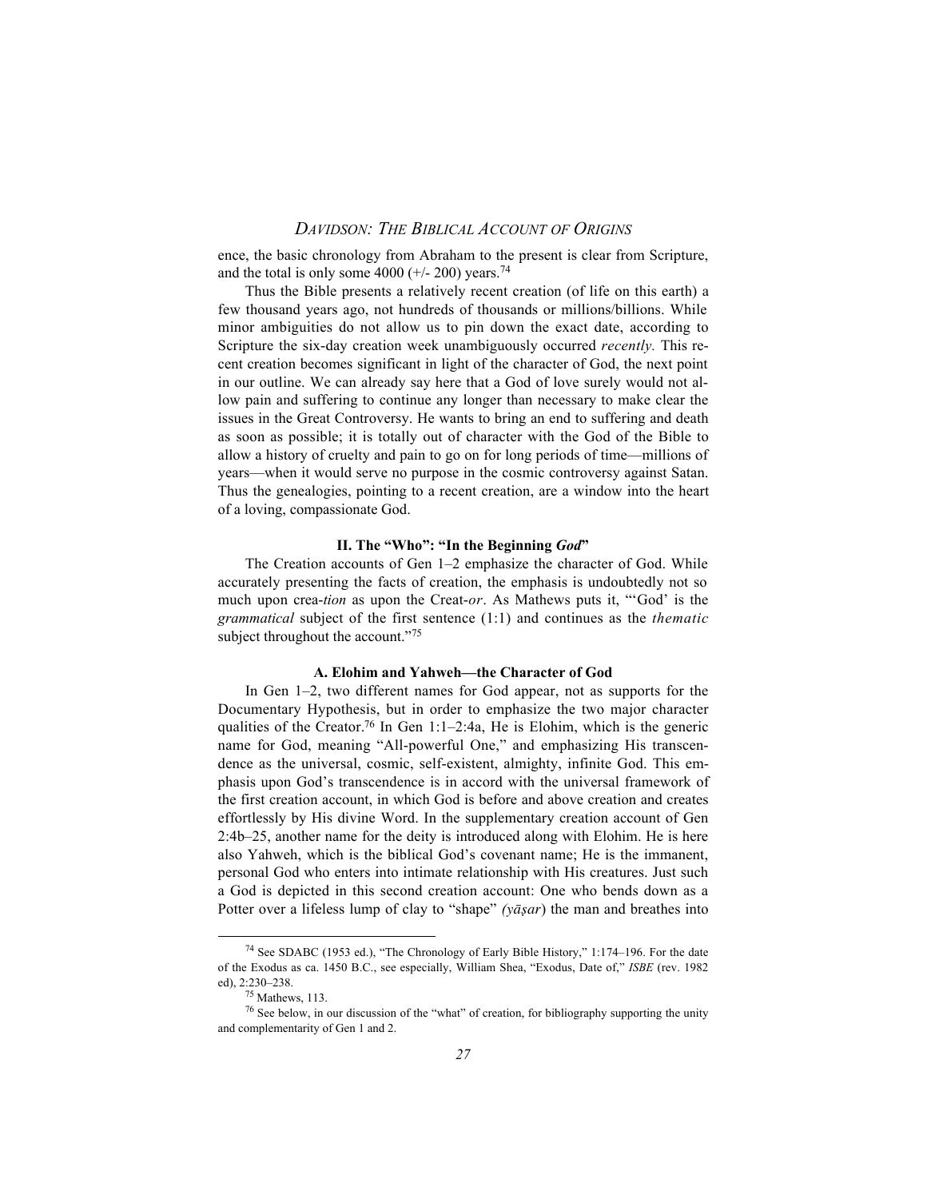ence, the basic chronology from Abraham to the present is clear from Scripture, and the total is only some 4000 (+/- 200) years.[74]

Thus the Bible presents a relatively recent creation (of life on this earth) a few thousand years ago, not hundreds of thousands or millions/billions. While minor ambiguities do not allow us to pin down the exact date, according to Scripture the six-day creation week unambiguously occurred *recently.* This recent creation becomes significant in light of the character of God, the next point in our outline. We can already say here that a God of love surely would not allow pain and suffering to continue any longer than necessary to make clear the issues in the Great Controversy. He wants to bring an end to suffering and death as soon as possible; it is totally out of character with the God of the Bible to allow a history of cruelty and pain to go on for long periods of time—millions of years—when it would serve no purpose in the cosmic controversy against Satan. Thus the genealogies, pointing to a recent creation, are a window into the heart of a loving, compassionate God.

## II. The "Who": "In the Beginning *God*"

The Creation accounts of Gen 1–2 emphasize the character of God. While accurately presenting the facts of creation, the emphasis is undoubtedly not so much upon crea-*tion* as upon the Creat-*or*. As Mathews puts it, "'God' is the *grammatical* subject of the first sentence (1:1) and continues as the *thematic* subject throughout the account."[75]

### A. Elohim and Yahweh—the Character of God

In Gen 1–2, two different names for God appear, not as supports for the Documentary Hypothesis, but in order to emphasize the two major character qualities of the Creator.[76] In Gen 1:1–2:4a, He is Elohim, which is the generic name for God, meaning "All-powerful One," and emphasizing His transcendence as the universal, cosmic, self-existent, almighty, infinite God. This emphasis upon God's transcendence is in accord with the universal framework of the first creation account, in which God is before and above creation and creates effortlessly by His divine Word. In the supplementary creation account of Gen 2:4b–25, another name for the deity is introduced along with Elohim. He is here also Yahweh, which is the biblical God's covenant name; He is the immanent, personal God who enters into intimate relationship with His creatures. Just such a God is depicted in this second creation account: One who bends down as a Potter over a lifeless lump of clay to "shape" *(yāṣar*) the man and breathes into

---

[74] See SDABC (1953 ed.), "The Chronology of Early Bible History," 1:174–196. For the date of the Exodus as ca. 1450 B.C., see especially, William Shea, "Exodus, Date of," *ISBE* (rev. 1982 ed), 2:230–238.

[75] Mathews, 113.

[76] See below, in our discussion of the "what" of creation, for bibliography supporting the unity and complementarity of Gen 1 and 2.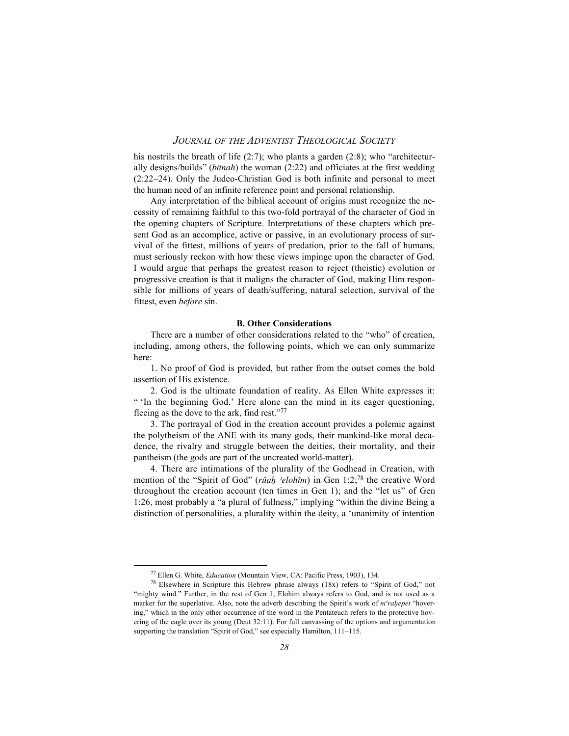his nostrils the breath of life (2:7); who plants a garden (2:8); who "architecturally designs/builds" (*bānah*) the woman (2:22) and officiates at the first wedding (2:22–24). Only the Judeo-Christian God is both infinite and personal to meet the human need of an infinite reference point and personal relationship.

Any interpretation of the biblical account of origins must recognize the necessity of remaining faithful to this two-fold portrayal of the character of God in the opening chapters of Scripture. Interpretations of these chapters which present God as an accomplice, active or passive, in an evolutionary process of survival of the fittest, millions of years of predation, prior to the fall of humans, must seriously reckon with how these views impinge upon the character of God. I would argue that perhaps the greatest reason to reject (theistic) evolution or progressive creation is that it maligns the character of God, making Him responsible for millions of years of death/suffering, natural selection, survival of the fittest, even *before* sin.

### B. Other Considerations

There are a number of other considerations related to the "who" of creation, including, among others, the following points, which we can only summarize here:

1. No proof of God is provided, but rather from the outset comes the bold assertion of His existence.

2. God is the ultimate foundation of reality. As Ellen White expresses it: " 'In the beginning God.' Here alone can the mind in its eager questioning, fleeing as the dove to the ark, find rest."[77]

3. The portrayal of God in the creation account provides a polemic against the polytheism of the ANE with its many gods, their mankind-like moral decadence, the rivalry and struggle between the deities, their mortality, and their pantheism (the gods are part of the uncreated world-matter).

4. There are intimations of the plurality of the Godhead in Creation, with mention of the "Spirit of God" (*rûaḥ ʾelohîm*) in Gen 1:2;[78] the creative Word throughout the creation account (ten times in Gen 1); and the "let us" of Gen 1:26, most probably a "a plural of fullness," implying "within the divine Being a distinction of personalities, a plurality within the deity, a 'unanimity of intention

---

[77] Ellen G. White, *Education* (Mountain View, CA: Pacific Press, 1903), 134.

[78] Elsewhere in Scripture this Hebrew phrase always (18x) refers to "Spirit of God," not "mighty wind." Further, in the rest of Gen 1, Elohim always refers to God, and is not used as a marker for the superlative. Also, note the adverb describing the Spirit's work of *mᵉraḥepet* "hovering," which in the only other occurrence of the word in the Pentateuch refers to the protective hovering of the eagle over its young (Deut 32:11). For full canvassing of the options and argumentation supporting the translation "Spirit of God," see especially Hamilton, 111–115.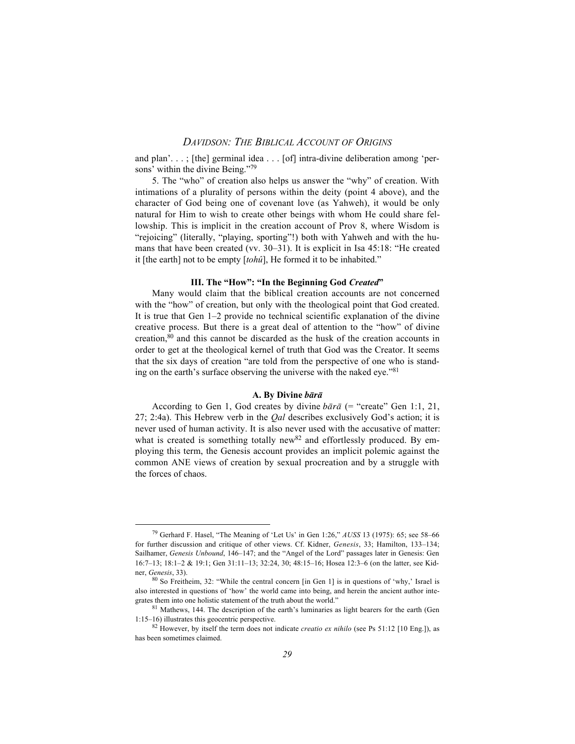and plan'. . . ; [the] germinal idea . . . [of] intra-divine deliberation among 'persons' within the divine Being."[79]

5. The "who" of creation also helps us answer the "why" of creation. With intimations of a plurality of persons within the deity (point 4 above), and the character of God being one of covenant love (as Yahweh), it would be only natural for Him to wish to create other beings with whom He could share fellowship. This is implicit in the creation account of Prov 8, where Wisdom is "rejoicing" (literally, "playing, sporting"!) both with Yahweh and with the humans that have been created (vv. 30–31). It is explicit in Isa 45:18: "He created it [the earth] not to be empty [*tohû*], He formed it to be inhabited."

### III. The "How": "In the Beginning God *Created*"

Many would claim that the biblical creation accounts are not concerned with the "how" of creation, but only with the theological point that God created. It is true that Gen 1–2 provide no technical scientific explanation of the divine creative process. But there is a great deal of attention to the "how" of divine creation,[80] and this cannot be discarded as the husk of the creation accounts in order to get at the theological kernel of truth that God was the Creator. It seems that the six days of creation "are told from the perspective of one who is standing on the earth's surface observing the universe with the naked eye."[81]

#### A. By Divine *bārā*

According to Gen 1, God creates by divine *bārā* (= "create" Gen 1:1, 21, 27; 2:4a). This Hebrew verb in the *Qal* describes exclusively God's action; it is never used of human activity. It is also never used with the accusative of matter: what is created is something totally new[82] and effortlessly produced. By employing this term, the Genesis account provides an implicit polemic against the common ANE views of creation by sexual procreation and by a struggle with the forces of chaos.

---

[79] Gerhard F. Hasel, "The Meaning of 'Let Us' in Gen 1:26," *AUSS* 13 (1975): 65; see 58–66 for further discussion and critique of other views. Cf. Kidner, *Genesis*, 33; Hamilton, 133–134; Sailhamer, *Genesis Unbound*, 146–147; and the "Angel of the Lord" passages later in Genesis: Gen 16:7–13; 18:1–2 & 19:1; Gen 31:11–13; 32:24, 30; 48:15–16; Hosea 12:3–6 (on the latter, see Kidner, *Genesis*, 33).

[80] So Freitheim, 32: "While the central concern [in Gen 1] is in questions of 'why,' Israel is also interested in questions of 'how' the world came into being, and herein the ancient author integrates them into one holistic statement of the truth about the world."

[81] Mathews, 144. The description of the earth's luminaries as light bearers for the earth (Gen 1:15–16) illustrates this geocentric perspective.

[82] However, by itself the term does not indicate *creatio ex nihilo* (see Ps 51:12 [10 Eng.]), as has been sometimes claimed.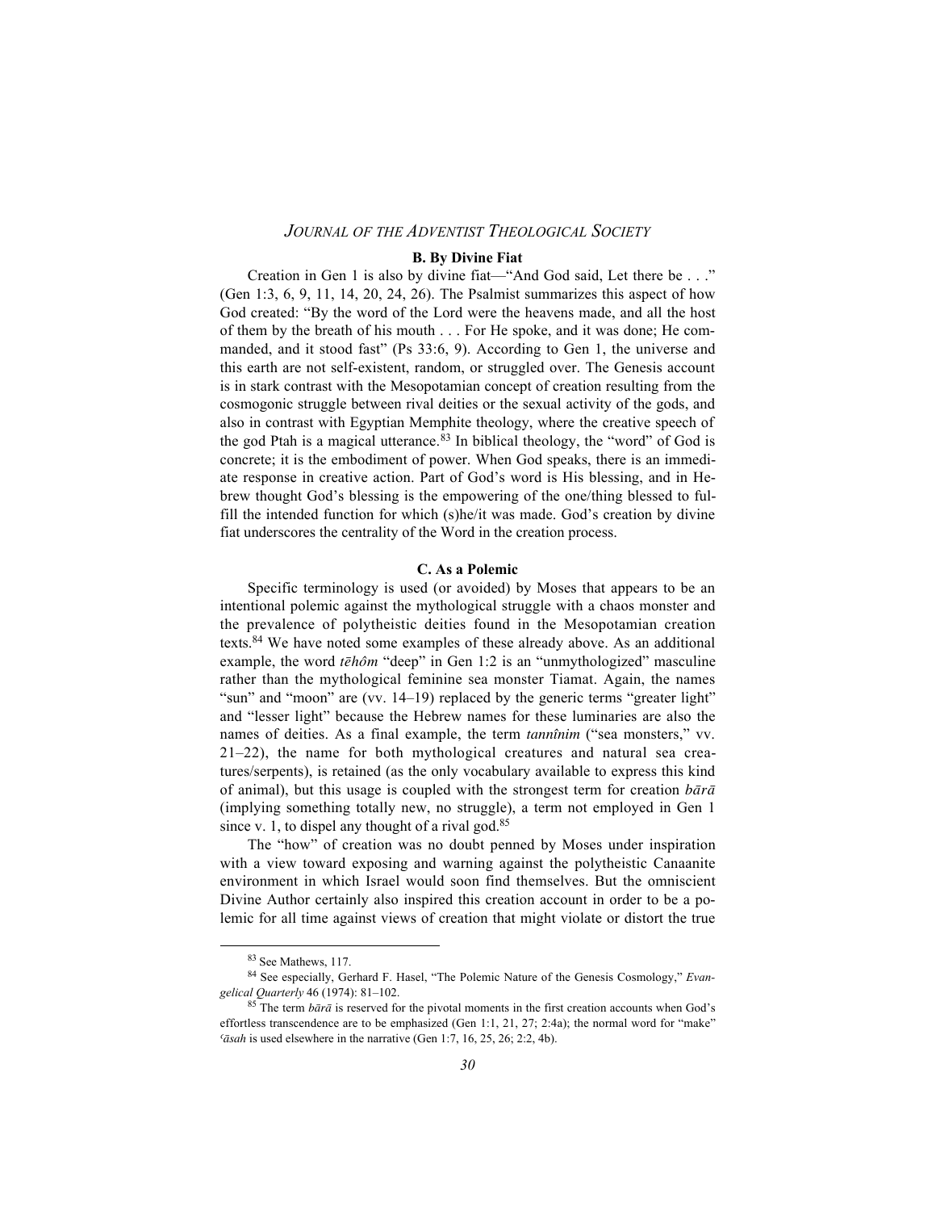### B. By Divine Fiat

Creation in Gen 1 is also by divine fiat—"And God said, Let there be . . ." (Gen 1:3, 6, 9, 11, 14, 20, 24, 26). The Psalmist summarizes this aspect of how God created: "By the word of the Lord were the heavens made, and all the host of them by the breath of his mouth . . . For He spoke, and it was done; He commanded, and it stood fast" (Ps 33:6, 9). According to Gen 1, the universe and this earth are not self-existent, random, or struggled over. The Genesis account is in stark contrast with the Mesopotamian concept of creation resulting from the cosmogonic struggle between rival deities or the sexual activity of the gods, and also in contrast with Egyptian Memphite theology, where the creative speech of the god Ptah is a magical utterance.[83] In biblical theology, the "word" of God is concrete; it is the embodiment of power. When God speaks, there is an immediate response in creative action. Part of God's word is His blessing, and in Hebrew thought God's blessing is the empowering of the one/thing blessed to fulfill the intended function for which (s)he/it was made. God's creation by divine fiat underscores the centrality of the Word in the creation process.

### C. As a Polemic

Specific terminology is used (or avoided) by Moses that appears to be an intentional polemic against the mythological struggle with a chaos monster and the prevalence of polytheistic deities found in the Mesopotamian creation texts.[84] We have noted some examples of these already above. As an additional example, the word *tĕhôm* "deep" in Gen 1:2 is an "unmythologized" masculine rather than the mythological feminine sea monster Tiamat. Again, the names "sun" and "moon" are (vv. 14–19) replaced by the generic terms "greater light" and "lesser light" because the Hebrew names for these luminaries are also the names of deities. As a final example, the term *tannînim* ("sea monsters," vv. 21–22), the name for both mythological creatures and natural sea creatures/serpents), is retained (as the only vocabulary available to express this kind of animal), but this usage is coupled with the strongest term for creation *bārā* (implying something totally new, no struggle), a term not employed in Gen 1 since v. 1, to dispel any thought of a rival god.[85]

The "how" of creation was no doubt penned by Moses under inspiration with a view toward exposing and warning against the polytheistic Canaanite environment in which Israel would soon find themselves. But the omniscient Divine Author certainly also inspired this creation account in order to be a polemic for all time against views of creation that might violate or distort the true

---

[83] See Mathews, 117.

[84] See especially, Gerhard F. Hasel, "The Polemic Nature of the Genesis Cosmology," *Evangelical Quarterly* 46 (1974): 81–102.

[85] The term *bārā* is reserved for the pivotal moments in the first creation accounts when God's effortless transcendence are to be emphasized (Gen 1:1, 21, 27; 2:4a); the normal word for "make" *ʿāsah* is used elsewhere in the narrative (Gen 1:7, 16, 25, 26; 2:2, 4b).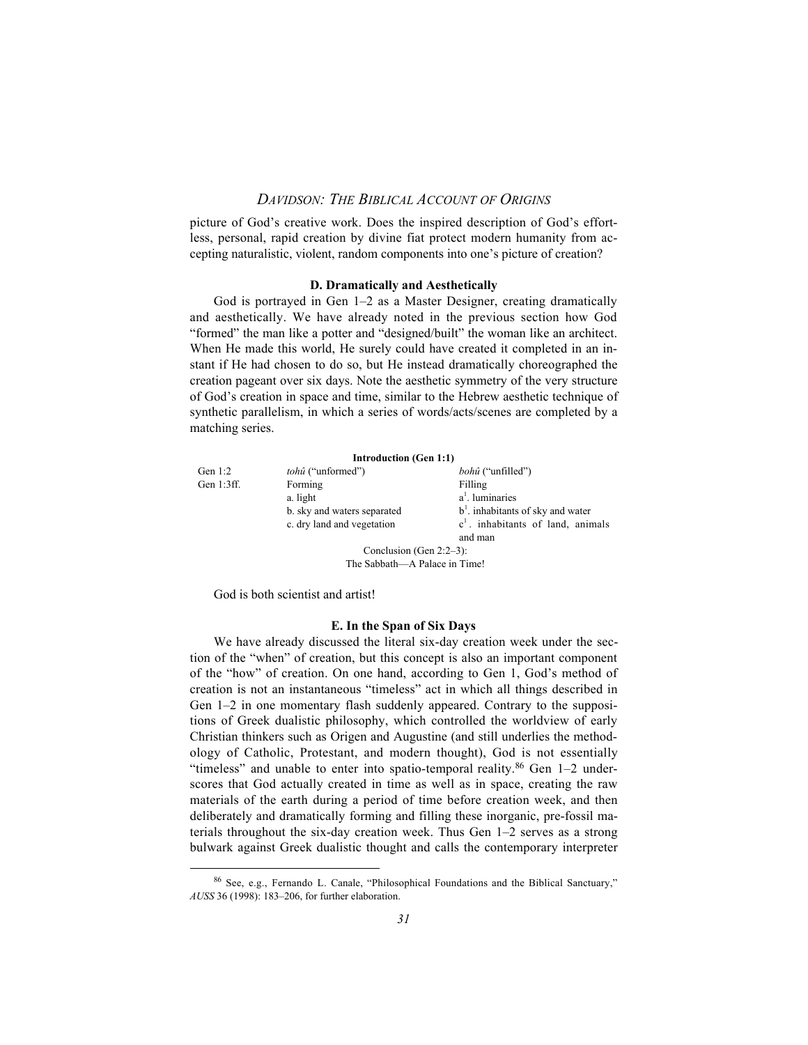picture of God's creative work. Does the inspired description of God's effortless, personal, rapid creation by divine fiat protect modern humanity from accepting naturalistic, violent, random components into one's picture of creation?

### D. Dramatically and Aesthetically

God is portrayed in Gen 1–2 as a Master Designer, creating dramatically and aesthetically. We have already noted in the previous section how God "formed" the man like a potter and "designed/built" the woman like an architect. When He made this world, He surely could have created it completed in an instant if He had chosen to do so, but He instead dramatically choreographed the creation pageant over six days. Note the aesthetic symmetry of the very structure of God's creation in space and time, similar to the Hebrew aesthetic technique of synthetic parallelism, in which a series of words/acts/scenes are completed by a matching series.

| | **Introduction (Gen 1:1)** | |
|---|---|---|
| Gen 1:2 | *tohû* ("unformed") | *bohû* ("unfilled") |
| Gen 1:3ff. | Forming | Filling |
| | a. light | a¹. luminaries |
| | b. sky and waters separated | b¹. inhabitants of sky and water |
| | c. dry land and vegetation | c¹. inhabitants of land, animals and man |
| | Conclusion (Gen 2:2–3): The Sabbath—A Palace in Time! | |

God is both scientist and artist!

### E. In the Span of Six Days

We have already discussed the literal six-day creation week under the section of the "when" of creation, but this concept is also an important component of the "how" of creation. On one hand, according to Gen 1, God's method of creation is not an instantaneous "timeless" act in which all things described in Gen 1–2 in one momentary flash suddenly appeared. Contrary to the suppositions of Greek dualistic philosophy, which controlled the worldview of early Christian thinkers such as Origen and Augustine (and still underlies the methodology of Catholic, Protestant, and modern thought), God is not essentially "timeless" and unable to enter into spatio-temporal reality.[86] Gen 1–2 underscores that God actually created in time as well as in space, creating the raw materials of the earth during a period of time before creation week, and then deliberately and dramatically forming and filling these inorganic, pre-fossil materials throughout the six-day creation week. Thus Gen 1–2 serves as a strong bulwark against Greek dualistic thought and calls the contemporary interpreter

---

[86] See, e.g., Fernando L. Canale, "Philosophical Foundations and the Biblical Sanctuary," *AUSS* 36 (1998): 183–206, for further elaboration.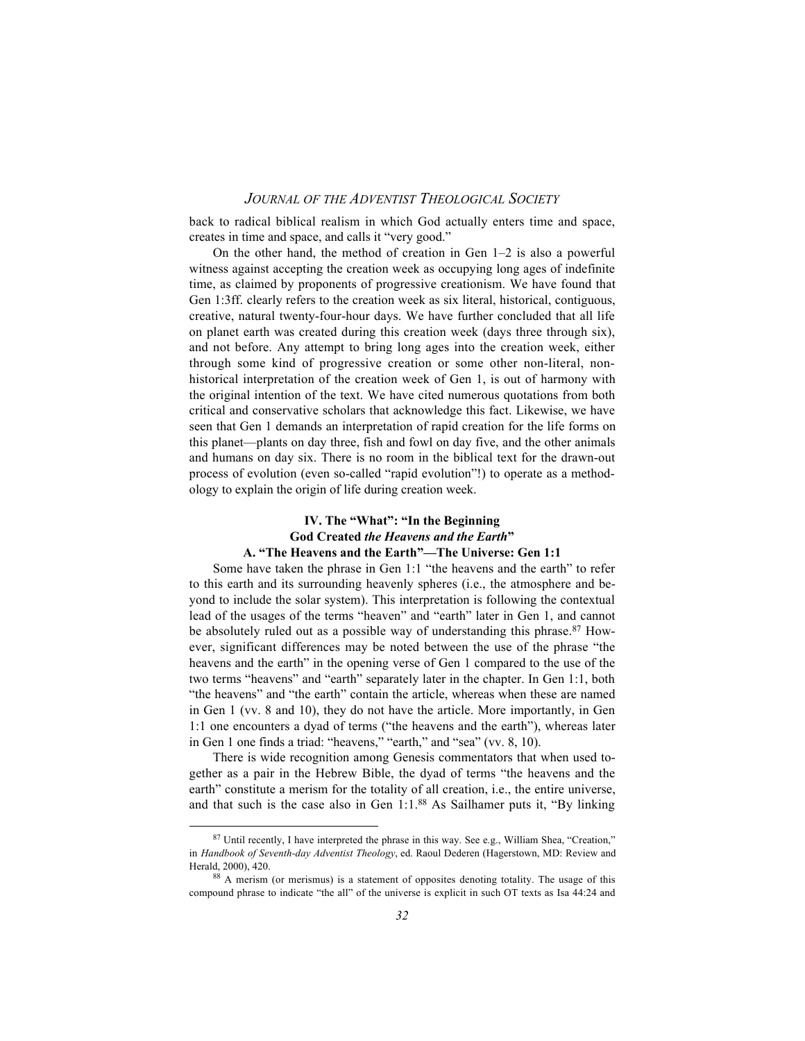back to radical biblical realism in which God actually enters time and space, creates in time and space, and calls it "very good."

On the other hand, the method of creation in Gen 1–2 is also a powerful witness against accepting the creation week as occupying long ages of indefinite time, as claimed by proponents of progressive creationism. We have found that Gen 1:3ff. clearly refers to the creation week as six literal, historical, contiguous, creative, natural twenty-four-hour days. We have further concluded that all life on planet earth was created during this creation week (days three through six), and not before. Any attempt to bring long ages into the creation week, either through some kind of progressive creation or some other non-literal, non-historical interpretation of the creation week of Gen 1, is out of harmony with the original intention of the text. We have cited numerous quotations from both critical and conservative scholars that acknowledge this fact. Likewise, we have seen that Gen 1 demands an interpretation of rapid creation for the life forms on this planet—plants on day three, fish and fowl on day five, and the other animals and humans on day six. There is no room in the biblical text for the drawn-out process of evolution (even so-called "rapid evolution"!) to operate as a methodology to explain the origin of life during creation week.

## IV. The "What": "In the Beginning God Created *the Heavens and the Earth*"

### A. "The Heavens and the Earth"—The Universe: Gen 1:1

Some have taken the phrase in Gen 1:1 "the heavens and the earth" to refer to this earth and its surrounding heavenly spheres (i.e., the atmosphere and beyond to include the solar system). This interpretation is following the contextual lead of the usages of the terms "heaven" and "earth" later in Gen 1, and cannot be absolutely ruled out as a possible way of understanding this phrase.[87] However, significant differences may be noted between the use of the phrase "the heavens and the earth" in the opening verse of Gen 1 compared to the use of the two terms "heavens" and "earth" separately later in the chapter. In Gen 1:1, both "the heavens" and "the earth" contain the article, whereas when these are named in Gen 1 (vv. 8 and 10), they do not have the article. More importantly, in Gen 1:1 one encounters a dyad of terms ("the heavens and the earth"), whereas later in Gen 1 one finds a triad: "heavens," "earth," and "sea" (vv. 8, 10).

There is wide recognition among Genesis commentators that when used together as a pair in the Hebrew Bible, the dyad of terms "the heavens and the earth" constitute a merism for the totality of all creation, i.e., the entire universe, and that such is the case also in Gen 1:1.[88] As Sailhamer puts it, "By linking

---

[87] Until recently, I have interpreted the phrase in this way. See e.g., William Shea, "Creation," in *Handbook of Seventh-day Adventist Theology*, ed. Raoul Dederen (Hagerstown, MD: Review and Herald, 2000), 420.

[88] A merism (or merismus) is a statement of opposites denoting totality. The usage of this compound phrase to indicate "the all" of the universe is explicit in such OT texts as Isa 44:24 and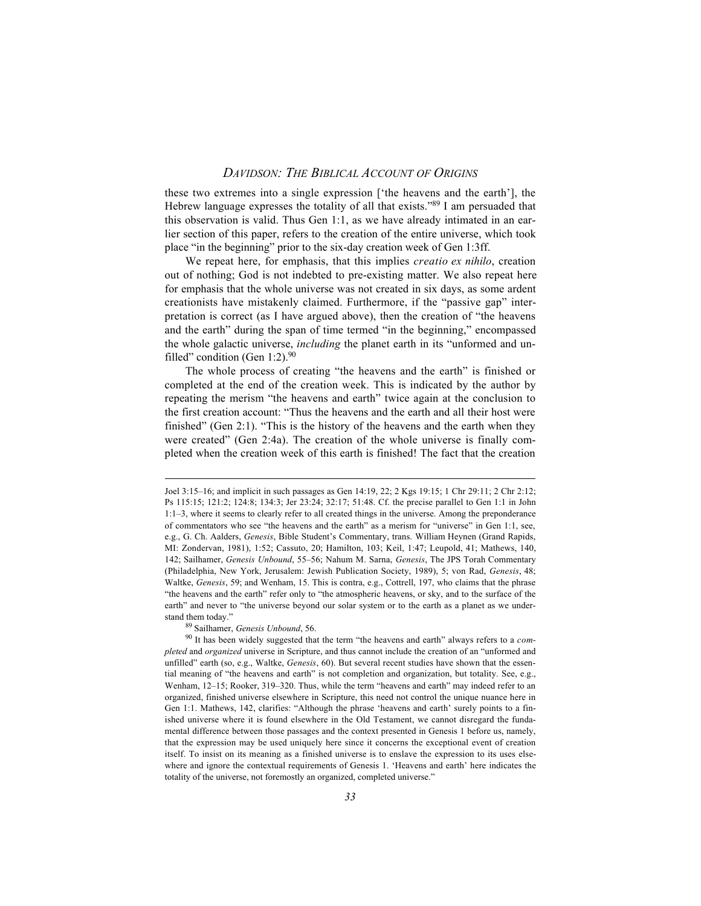these two extremes into a single expression ['the heavens and the earth'], the Hebrew language expresses the totality of all that exists."[89] I am persuaded that this observation is valid. Thus Gen 1:1, as we have already intimated in an earlier section of this paper, refers to the creation of the entire universe, which took place "in the beginning" prior to the six-day creation week of Gen 1:3ff.

We repeat here, for emphasis, that this implies *creatio ex nihilo*, creation out of nothing; God is not indebted to pre-existing matter. We also repeat here for emphasis that the whole universe was not created in six days, as some ardent creationists have mistakenly claimed. Furthermore, if the "passive gap" interpretation is correct (as I have argued above), then the creation of "the heavens and the earth" during the span of time termed "in the beginning," encompassed the whole galactic universe, *including* the planet earth in its "unformed and unfilled" condition (Gen 1:2).[90]

The whole process of creating "the heavens and the earth" is finished or completed at the end of the creation week. This is indicated by the author by repeating the merism "the heavens and earth" twice again at the conclusion to the first creation account: "Thus the heavens and the earth and all their host were finished" (Gen 2:1). "This is the history of the heavens and the earth when they were created" (Gen 2:4a). The creation of the whole universe is finally completed when the creation week of this earth is finished! The fact that the creation

---

Joel 3:15–16; and implicit in such passages as Gen 14:19, 22; 2 Kgs 19:15; 1 Chr 29:11; 2 Chr 2:12; Ps 115:15; 121:2; 124:8; 134:3; Jer 23:24; 32:17; 51:48. Cf. the precise parallel to Gen 1:1 in John 1:1–3, where it seems to clearly refer to all created things in the universe. Among the preponderance of commentators who see "the heavens and the earth" as a merism for "universe" in Gen 1:1, see, e.g., G. Ch. Aalders, *Genesis*, Bible Student's Commentary, trans. William Heynen (Grand Rapids, MI: Zondervan, 1981), 1:52; Cassuto, 20; Hamilton, 103; Keil, 1:47; Leupold, 41; Mathews, 140, 142; Sailhamer, *Genesis Unbound*, 55–56; Nahum M. Sarna, *Genesis*, The JPS Torah Commentary (Philadelphia, New York, Jerusalem: Jewish Publication Society, 1989), 5; von Rad, *Genesis*, 48; Waltke, *Genesis*, 59; and Wenham, 15. This is contra, e.g., Cottrell, 197, who claims that the phrase "the heavens and the earth" refer only to "the atmospheric heavens, or sky, and to the surface of the earth" and never to "the universe beyond our solar system or to the earth as a planet as we understand them today."

[89] Sailhamer, *Genesis Unbound*, 56.

[90] It has been widely suggested that the term "the heavens and earth" always refers to a *completed* and *organized* universe in Scripture, and thus cannot include the creation of an "unformed and unfilled" earth (so, e.g., Waltke, *Genesis*, 60). But several recent studies have shown that the essential meaning of "the heavens and earth" is not completion and organization, but totality. See, e.g., Wenham, 12–15; Rooker, 319–320. Thus, while the term "heavens and earth" may indeed refer to an organized, finished universe elsewhere in Scripture, this need not control the unique nuance here in Gen 1:1. Mathews, 142, clarifies: "Although the phrase 'heavens and earth' surely points to a finished universe where it is found elsewhere in the Old Testament, we cannot disregard the fundamental difference between those passages and the context presented in Genesis 1 before us, namely, that the expression may be used uniquely here since it concerns the exceptional event of creation itself. To insist on its meaning as a finished universe is to enslave the expression to its uses elsewhere and ignore the contextual requirements of Genesis 1. 'Heavens and earth' here indicates the totality of the universe, not foremostly an organized, completed universe."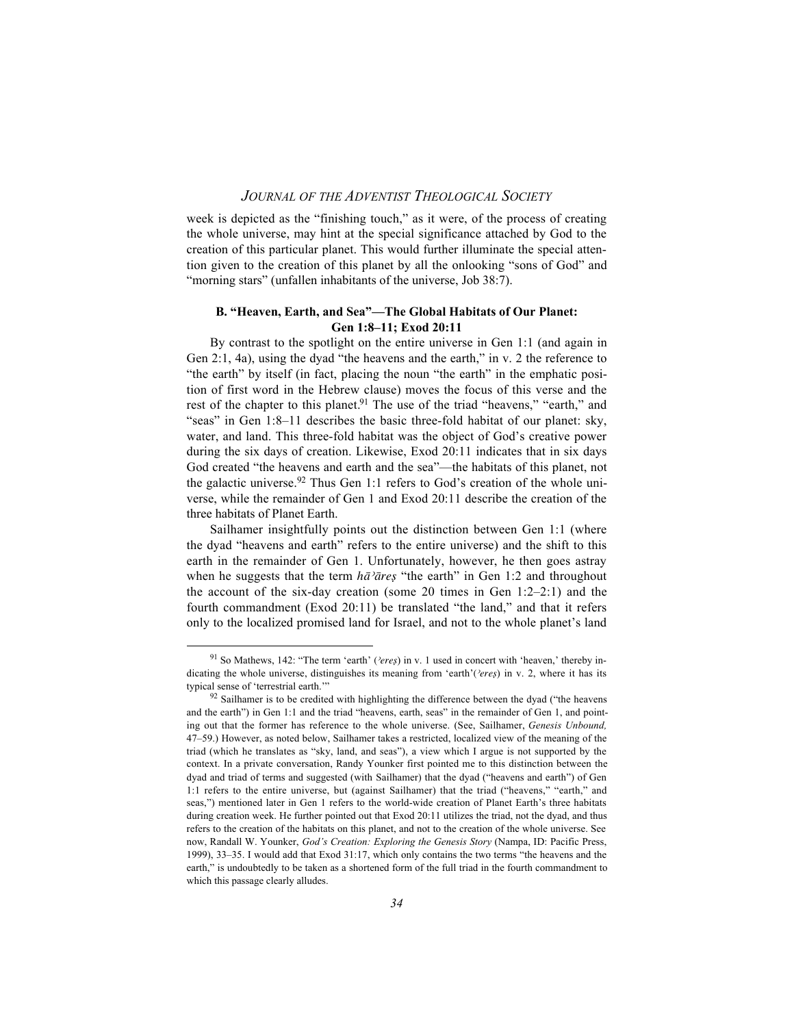week is depicted as the "finishing touch," as it were, of the process of creating the whole universe, may hint at the special significance attached by God to the creation of this particular planet. This would further illuminate the special attention given to the creation of this planet by all the onlooking "sons of God" and "morning stars" (unfallen inhabitants of the universe, Job 38:7).

### B. "Heaven, Earth, and Sea"—The Global Habitats of Our Planet: Gen 1:8–11; Exod 20:11

By contrast to the spotlight on the entire universe in Gen 1:1 (and again in Gen 2:1, 4a), using the dyad "the heavens and the earth," in v. 2 the reference to "the earth" by itself (in fact, placing the noun "the earth" in the emphatic position of first word in the Hebrew clause) moves the focus of this verse and the rest of the chapter to this planet.[91] The use of the triad "heavens," "earth," and "seas" in Gen 1:8–11 describes the basic three-fold habitat of our planet: sky, water, and land. This three-fold habitat was the object of God's creative power during the six days of creation. Likewise, Exod 20:11 indicates that in six days God created "the heavens and earth and the sea"—the habitats of this planet, not the galactic universe.[92] Thus Gen 1:1 refers to God's creation of the whole universe, while the remainder of Gen 1 and Exod 20:11 describe the creation of the three habitats of Planet Earth.

Sailhamer insightfully points out the distinction between Gen 1:1 (where the dyad "heavens and earth" refers to the entire universe) and the shift to this earth in the remainder of Gen 1. Unfortunately, however, he then goes astray when he suggests that the term *hāʾāreṣ* "the earth" in Gen 1:2 and throughout the account of the six-day creation (some 20 times in Gen 1:2–2:1) and the fourth commandment (Exod 20:11) be translated "the land," and that it refers only to the localized promised land for Israel, and not to the whole planet's land

---

[91] So Mathews, 142: "The term 'earth' (*ʾereṣ*) in v. 1 used in concert with 'heaven,' thereby indicating the whole universe, distinguishes its meaning from 'earth'(*ʾereṣ*) in v. 2, where it has its typical sense of 'terrestrial earth.'"

[92] Sailhamer is to be credited with highlighting the difference between the dyad ("the heavens and the earth") in Gen 1:1 and the triad "heavens, earth, seas" in the remainder of Gen 1, and pointing out that the former has reference to the whole universe. (See, Sailhamer, *Genesis Unbound,* 47–59.) However, as noted below, Sailhamer takes a restricted, localized view of the meaning of the triad (which he translates as "sky, land, and seas"), a view which I argue is not supported by the context. In a private conversation, Randy Younker first pointed me to this distinction between the dyad and triad of terms and suggested (with Sailhamer) that the dyad ("heavens and earth") of Gen 1:1 refers to the entire universe, but (against Sailhamer) that the triad ("heavens," "earth," and seas,") mentioned later in Gen 1 refers to the world-wide creation of Planet Earth's three habitats during creation week. He further pointed out that Exod 20:11 utilizes the triad, not the dyad, and thus refers to the creation of the habitats on this planet, and not to the creation of the whole universe. See now, Randall W. Younker, *God's Creation: Exploring the Genesis Story* (Nampa, ID: Pacific Press, 1999), 33–35. I would add that Exod 31:17, which only contains the two terms "the heavens and the earth," is undoubtedly to be taken as a shortened form of the full triad in the fourth commandment to which this passage clearly alludes.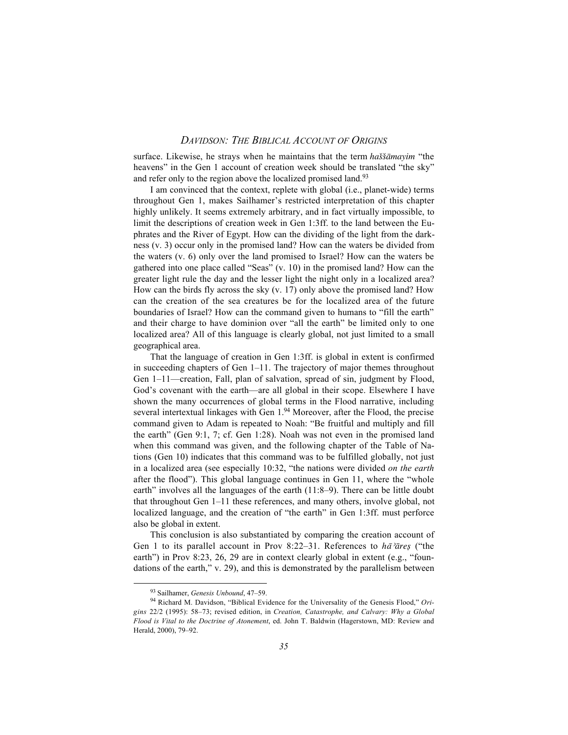surface. Likewise, he strays when he maintains that the term *haššāmayim* "the heavens" in the Gen 1 account of creation week should be translated "the sky" and refer only to the region above the localized promised land.[93]

I am convinced that the context, replete with global (i.e., planet-wide) terms throughout Gen 1, makes Sailhamer's restricted interpretation of this chapter highly unlikely. It seems extremely arbitrary, and in fact virtually impossible, to limit the descriptions of creation week in Gen 1:3ff. to the land between the Euphrates and the River of Egypt. How can the dividing of the light from the darkness (v. 3) occur only in the promised land? How can the waters be divided from the waters (v. 6) only over the land promised to Israel? How can the waters be gathered into one place called "Seas" (v. 10) in the promised land? How can the greater light rule the day and the lesser light the night only in a localized area? How can the birds fly across the sky (v. 17) only above the promised land? How can the creation of the sea creatures be for the localized area of the future boundaries of Israel? How can the command given to humans to "fill the earth" and their charge to have dominion over "all the earth" be limited only to one localized area? All of this language is clearly global, not just limited to a small geographical area.

That the language of creation in Gen 1:3ff. is global in extent is confirmed in succeeding chapters of Gen 1–11. The trajectory of major themes throughout Gen 1–11—creation, Fall, plan of salvation, spread of sin, judgment by Flood, God's covenant with the earth—are all global in their scope. Elsewhere I have shown the many occurrences of global terms in the Flood narrative, including several intertextual linkages with Gen 1.[94] Moreover, after the Flood, the precise command given to Adam is repeated to Noah: "Be fruitful and multiply and fill the earth" (Gen 9:1, 7; cf. Gen 1:28). Noah was not even in the promised land when this command was given, and the following chapter of the Table of Nations (Gen 10) indicates that this command was to be fulfilled globally, not just in a localized area (see especially 10:32, "the nations were divided *on the earth* after the flood"). This global language continues in Gen 11, where the "whole earth" involves all the languages of the earth (11:8–9). There can be little doubt that throughout Gen 1–11 these references, and many others, involve global, not localized language, and the creation of "the earth" in Gen 1:3ff. must perforce also be global in extent.

This conclusion is also substantiated by comparing the creation account of Gen 1 to its parallel account in Prov 8:22–31. References to *hāʾāreṣ* ("the earth") in Prov 8:23, 26, 29 are in context clearly global in extent (e.g., "foundations of the earth," v. 29), and this is demonstrated by the parallelism between

---

[93] Sailhamer, *Genesis Unbound*, 47–59.

[94] Richard M. Davidson, "Biblical Evidence for the Universality of the Genesis Flood," *Origins* 22/2 (1995): 58–73; revised edition, in *Creation, Catastrophe, and Calvary: Why a Global Flood is Vital to the Doctrine of Atonement*, ed. John T. Baldwin (Hagerstown, MD: Review and Herald, 2000), 79–92.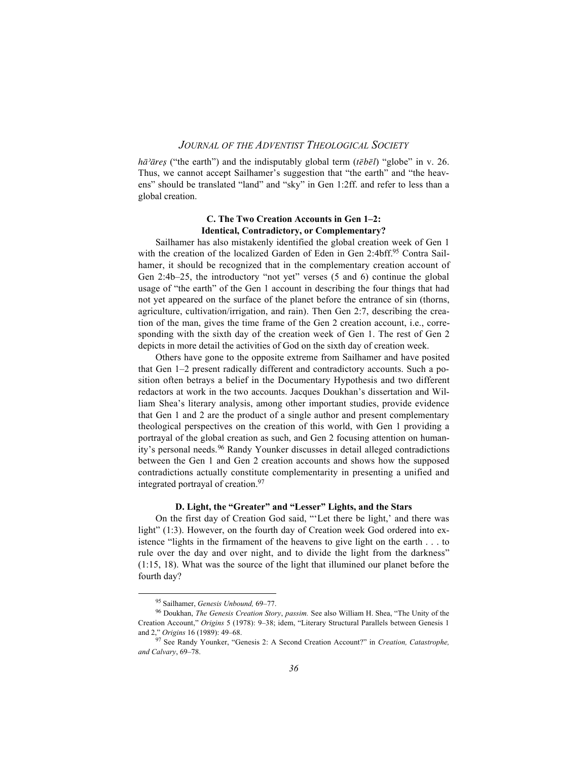*hāʾāreṣ* ("the earth") and the indisputably global term (*tēbēl*) "globe" in v. 26. Thus, we cannot accept Sailhamer's suggestion that "the earth" and "the heavens" should be translated "land" and "sky" in Gen 1:2ff. and refer to less than a global creation.

### C. The Two Creation Accounts in Gen 1–2: Identical, Contradictory, or Complementary?

Sailhamer has also mistakenly identified the global creation week of Gen 1 with the creation of the localized Garden of Eden in Gen 2:4bff.[95] Contra Sailhamer, it should be recognized that in the complementary creation account of Gen 2:4b–25, the introductory "not yet" verses (5 and 6) continue the global usage of "the earth" of the Gen 1 account in describing the four things that had not yet appeared on the surface of the planet before the entrance of sin (thorns, agriculture, cultivation/irrigation, and rain). Then Gen 2:7, describing the creation of the man, gives the time frame of the Gen 2 creation account, i.e., corresponding with the sixth day of the creation week of Gen 1. The rest of Gen 2 depicts in more detail the activities of God on the sixth day of creation week.

Others have gone to the opposite extreme from Sailhamer and have posited that Gen 1–2 present radically different and contradictory accounts. Such a position often betrays a belief in the Documentary Hypothesis and two different redactors at work in the two accounts. Jacques Doukhan's dissertation and William Shea's literary analysis, among other important studies, provide evidence that Gen 1 and 2 are the product of a single author and present complementary theological perspectives on the creation of this world, with Gen 1 providing a portrayal of the global creation as such, and Gen 2 focusing attention on humanity's personal needs.[96] Randy Younker discusses in detail alleged contradictions between the Gen 1 and Gen 2 creation accounts and shows how the supposed contradictions actually constitute complementarity in presenting a unified and integrated portrayal of creation.[97]

### D. Light, the "Greater" and "Lesser" Lights, and the Stars

On the first day of Creation God said, "'Let there be light,' and there was light" (1:3). However, on the fourth day of Creation week God ordered into existence "lights in the firmament of the heavens to give light on the earth . . . to rule over the day and over night, and to divide the light from the darkness" (1:15, 18). What was the source of the light that illumined our planet before the fourth day?

---

[95] Sailhamer, *Genesis Unbound,* 69–77.

[96] Doukhan, *The Genesis Creation Story*, *passim.* See also William H. Shea, "The Unity of the Creation Account," *Origins* 5 (1978): 9–38; idem, "Literary Structural Parallels between Genesis 1 and 2," *Origins* 16 (1989): 49–68.

[97] See Randy Younker, "Genesis 2: A Second Creation Account?" in *Creation, Catastrophe, and Calvary*, 69–78.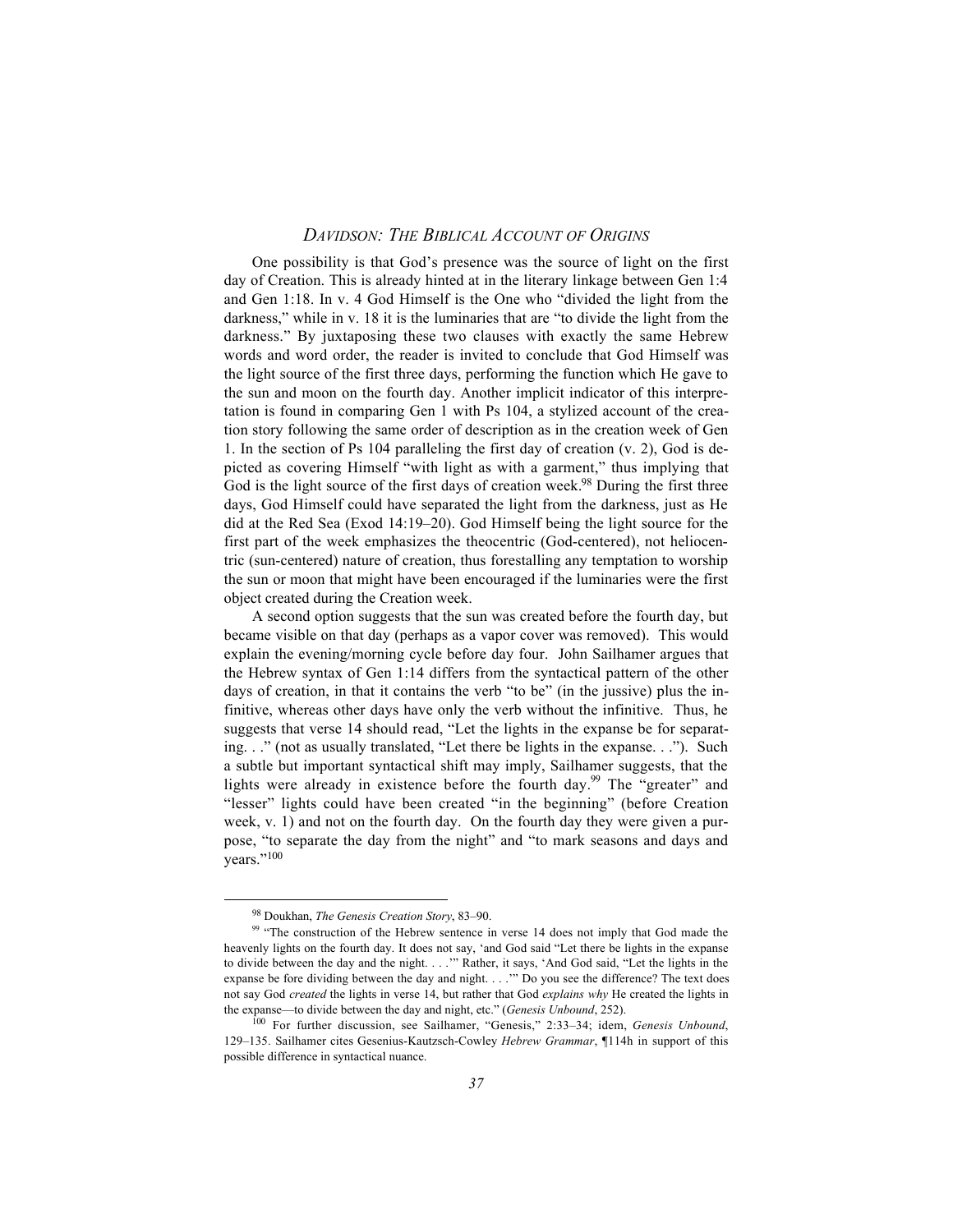One possibility is that God's presence was the source of light on the first day of Creation. This is already hinted at in the literary linkage between Gen 1:4 and Gen 1:18. In v. 4 God Himself is the One who "divided the light from the darkness," while in v. 18 it is the luminaries that are "to divide the light from the darkness." By juxtaposing these two clauses with exactly the same Hebrew words and word order, the reader is invited to conclude that God Himself was the light source of the first three days, performing the function which He gave to the sun and moon on the fourth day. Another implicit indicator of this interpretation is found in comparing Gen 1 with Ps 104, a stylized account of the creation story following the same order of description as in the creation week of Gen 1. In the section of Ps 104 paralleling the first day of creation (v. 2), God is depicted as covering Himself "with light as with a garment," thus implying that God is the light source of the first days of creation week.[98] During the first three days, God Himself could have separated the light from the darkness, just as He did at the Red Sea (Exod 14:19–20). God Himself being the light source for the first part of the week emphasizes the theocentric (God-centered), not heliocentric (sun-centered) nature of creation, thus forestalling any temptation to worship the sun or moon that might have been encouraged if the luminaries were the first object created during the Creation week.

A second option suggests that the sun was created before the fourth day, but became visible on that day (perhaps as a vapor cover was removed). This would explain the evening/morning cycle before day four. John Sailhamer argues that the Hebrew syntax of Gen 1:14 differs from the syntactical pattern of the other days of creation, in that it contains the verb "to be" (in the jussive) plus the infinitive, whereas other days have only the verb without the infinitive. Thus, he suggests that verse 14 should read, "Let the lights in the expanse be for separating. . ." (not as usually translated, "Let there be lights in the expanse. . ."). Such a subtle but important syntactical shift may imply, Sailhamer suggests, that the lights were already in existence before the fourth day.[99] The "greater" and "lesser" lights could have been created "in the beginning" (before Creation week, v. 1) and not on the fourth day. On the fourth day they were given a purpose, "to separate the day from the night" and "to mark seasons and days and years."[100]

---

[98] Doukhan, *The Genesis Creation Story*, 83–90.

[99] "The construction of the Hebrew sentence in verse 14 does not imply that God made the heavenly lights on the fourth day. It does not say, 'and God said "Let there be lights in the expanse to divide between the day and the night. . . ."' Rather, it says, 'And God said, "Let the lights in the expanse be fore dividing between the day and night. . . ."' Do you see the difference? The text does not say God *created* the lights in verse 14, but rather that God *explains why* He created the lights in the expanse—to divide between the day and night, etc." (*Genesis Unbound*, 252).

[100] For further discussion, see Sailhamer, "Genesis," 2:33–34; idem, *Genesis Unbound*, 129–135. Sailhamer cites Gesenius-Kautzsch-Cowley *Hebrew Grammar*, ¶114h in support of this possible difference in syntactical nuance.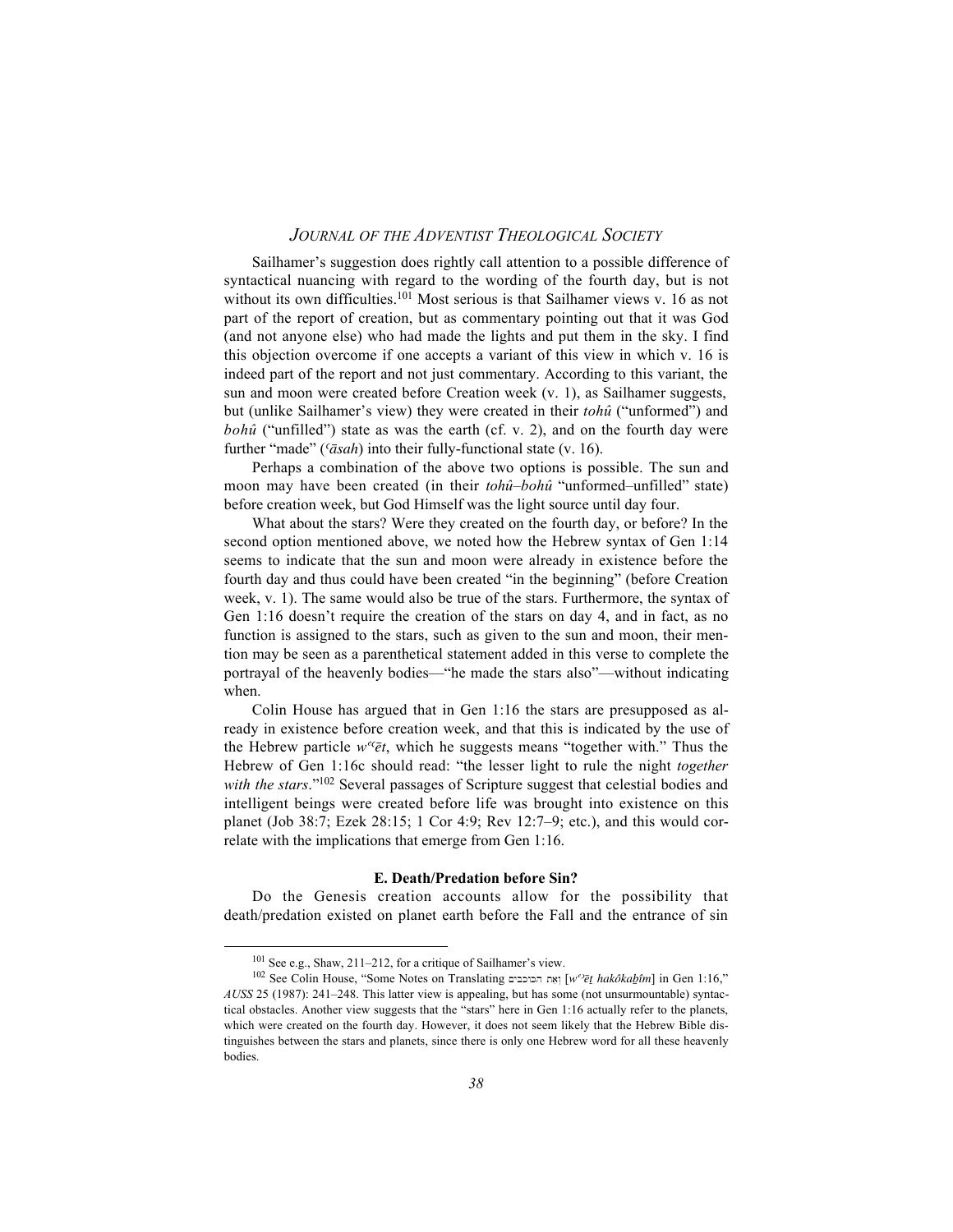Sailhamer's suggestion does rightly call attention to a possible difference of syntactical nuancing with regard to the wording of the fourth day, but is not without its own difficulties.[101] Most serious is that Sailhamer views v. 16 as not part of the report of creation, but as commentary pointing out that it was God (and not anyone else) who had made the lights and put them in the sky. I find this objection overcome if one accepts a variant of this view in which v. 16 is indeed part of the report and not just commentary. According to this variant, the sun and moon were created before Creation week (v. 1), as Sailhamer suggests, but (unlike Sailhamer's view) they were created in their *tohû* ("unformed") and *bohû* ("unfilled") state as was the earth (cf. v. 2), and on the fourth day were further "made" (*ʿāsah*) into their fully-functional state (v. 16).

Perhaps a combination of the above two options is possible. The sun and moon may have been created (in their *tohû–bohû* "unformed–unfilled" state) before creation week, but God Himself was the light source until day four.

What about the stars? Were they created on the fourth day, or before? In the second option mentioned above, we noted how the Hebrew syntax of Gen 1:14 seems to indicate that the sun and moon were already in existence before the fourth day and thus could have been created "in the beginning" (before Creation week, v. 1). The same would also be true of the stars. Furthermore, the syntax of Gen 1:16 doesn't require the creation of the stars on day 4, and in fact, as no function is assigned to the stars, such as given to the sun and moon, their mention may be seen as a parenthetical statement added in this verse to complete the portrayal of the heavenly bodies—"he made the stars also"—without indicating when.

Colin House has argued that in Gen 1:16 the stars are presupposed as already in existence before creation week, and that this is indicated by the use of the Hebrew particle *wᵉʾēt*, which he suggests means "together with." Thus the Hebrew of Gen 1:16c should read: "the lesser light to rule the night *together with the stars*."[102] Several passages of Scripture suggest that celestial bodies and intelligent beings were created before life was brought into existence on this planet (Job 38:7; Ezek 28:15; 1 Cor 4:9; Rev 12:7–9; etc.), and this would correlate with the implications that emerge from Gen 1:16.

**E. Death/Predation before Sin?**

Do the Genesis creation accounts allow for the possibility that death/predation existed on planet earth before the Fall and the entrance of sin

---

[101] See e.g., Shaw, 211–212, for a critique of Sailhamer's view.

[102] See Colin House, "Some Notes on Translating וְאֵת הַכּוֹכָבִים [*wᵉʾēṯ hakôkaḇîm*] in Gen 1:16," *AUSS* 25 (1987): 241–248. This latter view is appealing, but has some (not unsurmountable) syntactical obstacles. Another view suggests that the "stars" here in Gen 1:16 actually refer to the planets, which were created on the fourth day. However, it does not seem likely that the Hebrew Bible distinguishes between the stars and planets, since there is only one Hebrew word for all these heavenly bodies.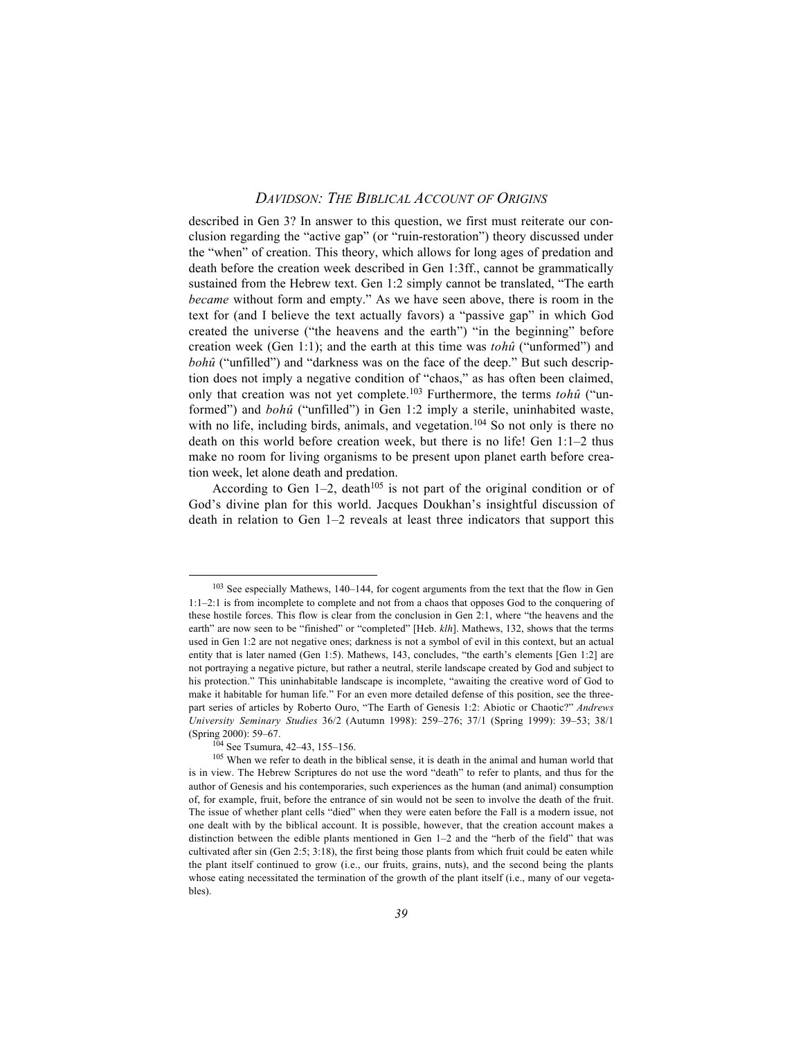described in Gen 3? In answer to this question, we first must reiterate our conclusion regarding the "active gap" (or "ruin-restoration") theory discussed under the "when" of creation. This theory, which allows for long ages of predation and death before the creation week described in Gen 1:3ff., cannot be grammatically sustained from the Hebrew text. Gen 1:2 simply cannot be translated, "The earth *became* without form and empty." As we have seen above, there is room in the text for (and I believe the text actually favors) a "passive gap" in which God created the universe ("the heavens and the earth") "in the beginning" before creation week (Gen 1:1); and the earth at this time was *tohû* ("unformed") and *bohû* ("unfilled") and "darkness was on the face of the deep." But such description does not imply a negative condition of "chaos," as has often been claimed, only that creation was not yet complete.[103] Furthermore, the terms *tohû* ("unformed") and *bohû* ("unfilled") in Gen 1:2 imply a sterile, uninhabited waste, with no life, including birds, animals, and vegetation.[104] So not only is there no death on this world before creation week, but there is no life! Gen 1:1–2 thus make no room for living organisms to be present upon planet earth before creation week, let alone death and predation.

According to Gen 1–2, death[105] is not part of the original condition or of God's divine plan for this world. Jacques Doukhan's insightful discussion of death in relation to Gen 1–2 reveals at least three indicators that support this

---

[103] See especially Mathews, 140–144, for cogent arguments from the text that the flow in Gen 1:1–2:1 is from incomplete to complete and not from a chaos that opposes God to the conquering of these hostile forces. This flow is clear from the conclusion in Gen 2:1, where "the heavens and the earth" are now seen to be "finished" or "completed" [Heb. *klh*]. Mathews, 132, shows that the terms used in Gen 1:2 are not negative ones; darkness is not a symbol of evil in this context, but an actual entity that is later named (Gen 1:5). Mathews, 143, concludes, "the earth's elements [Gen 1:2] are not portraying a negative picture, but rather a neutral, sterile landscape created by God and subject to his protection." This uninhabitable landscape is incomplete, "awaiting the creative word of God to make it habitable for human life." For an even more detailed defense of this position, see the three-part series of articles by Roberto Ouro, "The Earth of Genesis 1:2: Abiotic or Chaotic?" *Andrews University Seminary Studies* 36/2 (Autumn 1998): 259–276; 37/1 (Spring 1999): 39–53; 38/1 (Spring 2000): 59–67.

[104] See Tsumura, 42–43, 155–156.

[105] When we refer to death in the biblical sense, it is death in the animal and human world that is in view. The Hebrew Scriptures do not use the word "death" to refer to plants, and thus for the author of Genesis and his contemporaries, such experiences as the human (and animal) consumption of, for example, fruit, before the entrance of sin would not be seen to involve the death of the fruit. The issue of whether plant cells "died" when they were eaten before the Fall is a modern issue, not one dealt with by the biblical account. It is possible, however, that the creation account makes a distinction between the edible plants mentioned in Gen 1–2 and the "herb of the field" that was cultivated after sin (Gen 2:5; 3:18), the first being those plants from which fruit could be eaten while the plant itself continued to grow (i.e., our fruits, grains, nuts), and the second being the plants whose eating necessitated the termination of the growth of the plant itself (i.e., many of our vegetables).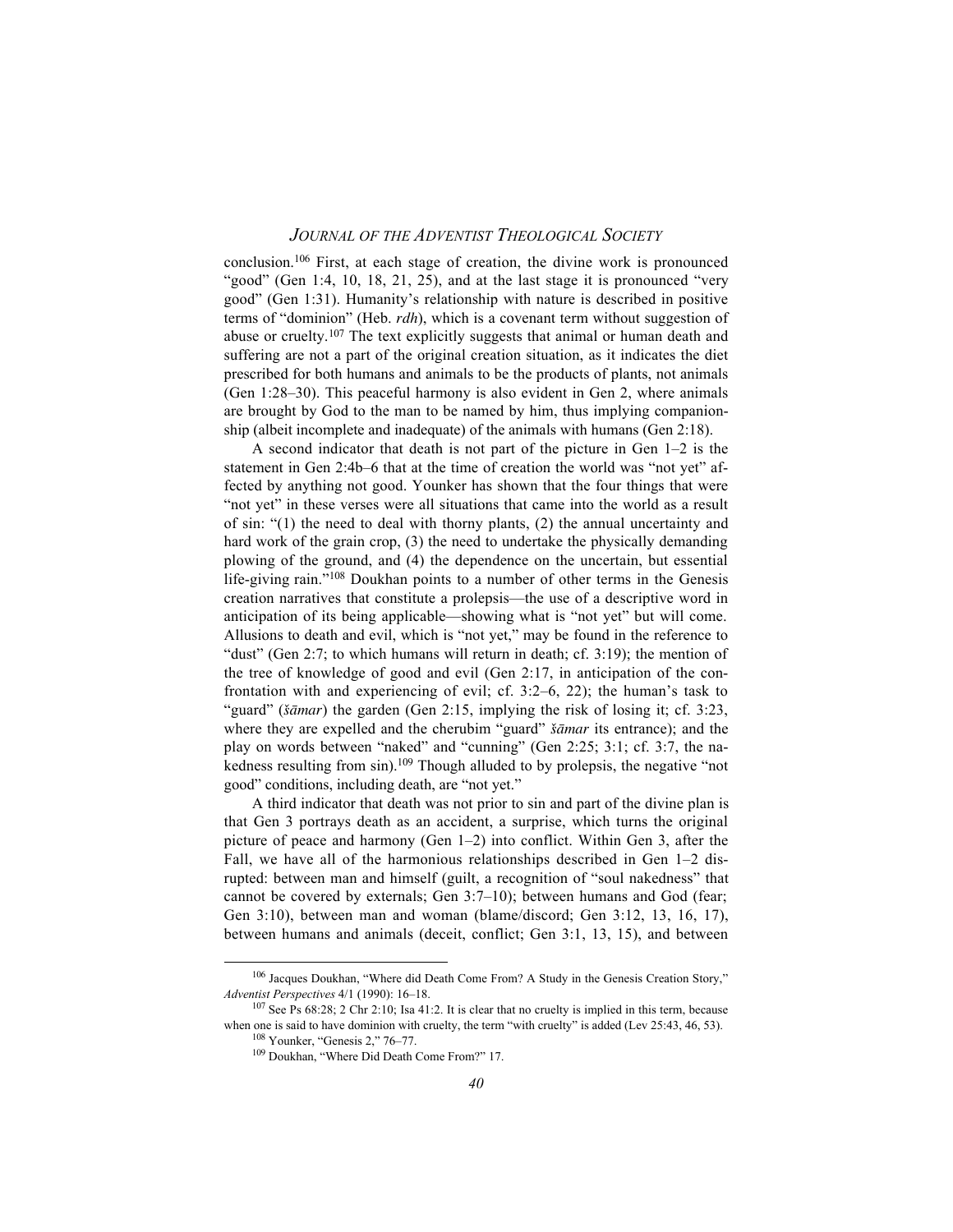conclusion.[106] First, at each stage of creation, the divine work is pronounced "good" (Gen 1:4, 10, 18, 21, 25), and at the last stage it is pronounced "very good" (Gen 1:31). Humanity's relationship with nature is described in positive terms of "dominion" (Heb. *rdh*), which is a covenant term without suggestion of abuse or cruelty.[107] The text explicitly suggests that animal or human death and suffering are not a part of the original creation situation, as it indicates the diet prescribed for both humans and animals to be the products of plants, not animals (Gen 1:28–30). This peaceful harmony is also evident in Gen 2, where animals are brought by God to the man to be named by him, thus implying companionship (albeit incomplete and inadequate) of the animals with humans (Gen 2:18).

A second indicator that death is not part of the picture in Gen 1–2 is the statement in Gen 2:4b–6 that at the time of creation the world was "not yet" affected by anything not good. Younker has shown that the four things that were "not yet" in these verses were all situations that came into the world as a result of sin: "(1) the need to deal with thorny plants, (2) the annual uncertainty and hard work of the grain crop, (3) the need to undertake the physically demanding plowing of the ground, and (4) the dependence on the uncertain, but essential life-giving rain."[108] Doukhan points to a number of other terms in the Genesis creation narratives that constitute a prolepsis—the use of a descriptive word in anticipation of its being applicable—showing what is "not yet" but will come. Allusions to death and evil, which is "not yet," may be found in the reference to "dust" (Gen 2:7; to which humans will return in death; cf. 3:19); the mention of the tree of knowledge of good and evil (Gen 2:17, in anticipation of the confrontation with and experiencing of evil; cf. 3:2–6, 22); the human's task to "guard" (*šāmar*) the garden (Gen 2:15, implying the risk of losing it; cf. 3:23, where they are expelled and the cherubim "guard" *šāmar* its entrance); and the play on words between "naked" and "cunning" (Gen 2:25; 3:1; cf. 3:7, the nakedness resulting from sin).[109] Though alluded to by prolepsis, the negative "not good" conditions, including death, are "not yet."

A third indicator that death was not prior to sin and part of the divine plan is that Gen 3 portrays death as an accident, a surprise, which turns the original picture of peace and harmony (Gen 1–2) into conflict. Within Gen 3, after the Fall, we have all of the harmonious relationships described in Gen 1–2 disrupted: between man and himself (guilt, a recognition of "soul nakedness" that cannot be covered by externals; Gen 3:7–10); between humans and God (fear; Gen 3:10), between man and woman (blame/discord; Gen 3:12, 13, 16, 17), between humans and animals (deceit, conflict; Gen 3:1, 13, 15), and between

---

[106] Jacques Doukhan, "Where did Death Come From? A Study in the Genesis Creation Story," *Adventist Perspectives* 4/1 (1990): 16–18.

[107] See Ps 68:28; 2 Chr 2:10; Isa 41:2. It is clear that no cruelty is implied in this term, because when one is said to have dominion with cruelty, the term "with cruelty" is added (Lev 25:43, 46, 53).

[108] Younker, "Genesis 2," 76–77.

[109] Doukhan, "Where Did Death Come From?" 17.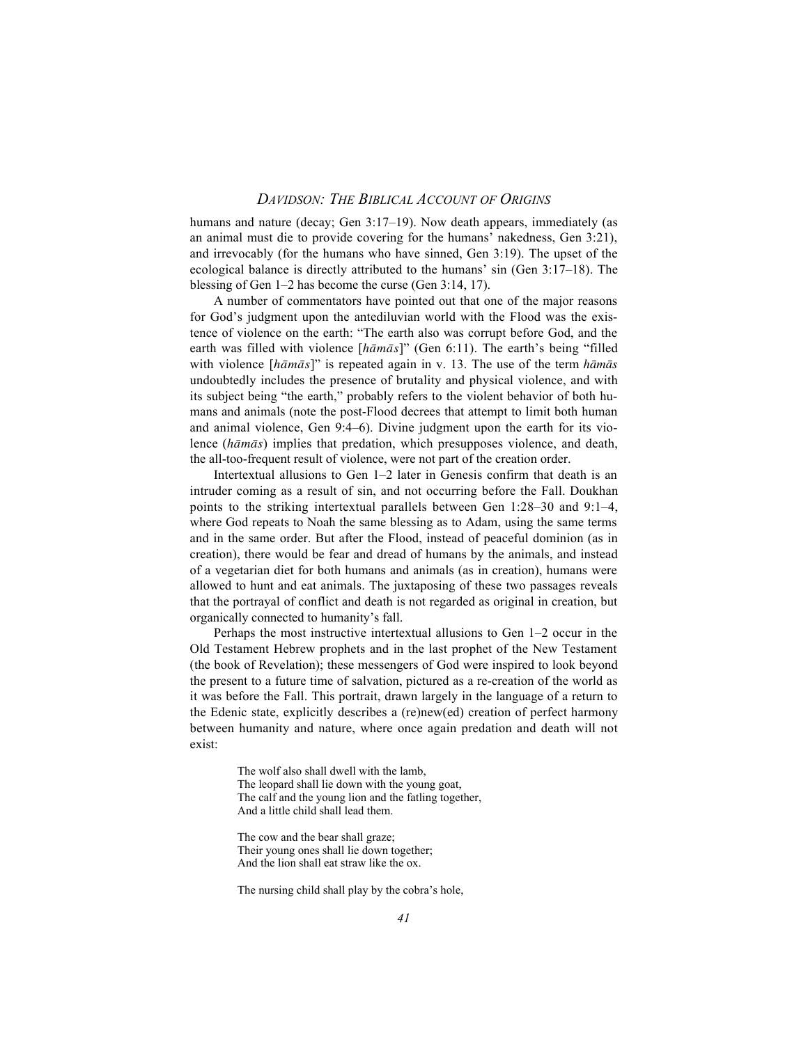humans and nature (decay; Gen 3:17–19). Now death appears, immediately (as an animal must die to provide covering for the humans' nakedness, Gen 3:21), and irrevocably (for the humans who have sinned, Gen 3:19). The upset of the ecological balance is directly attributed to the humans' sin (Gen 3:17–18). The blessing of Gen 1–2 has become the curse (Gen 3:14, 17).

A number of commentators have pointed out that one of the major reasons for God's judgment upon the antediluvian world with the Flood was the existence of violence on the earth: "The earth also was corrupt before God, and the earth was filled with violence [*hāmās*]" (Gen 6:11). The earth's being "filled with violence [*hāmās*]" is repeated again in v. 13. The use of the term *hāmās* undoubtedly includes the presence of brutality and physical violence, and with its subject being "the earth," probably refers to the violent behavior of both humans and animals (note the post-Flood decrees that attempt to limit both human and animal violence, Gen 9:4–6). Divine judgment upon the earth for its violence (*hāmās*) implies that predation, which presupposes violence, and death, the all-too-frequent result of violence, were not part of the creation order.

Intertextual allusions to Gen 1–2 later in Genesis confirm that death is an intruder coming as a result of sin, and not occurring before the Fall. Doukhan points to the striking intertextual parallels between Gen 1:28–30 and 9:1–4, where God repeats to Noah the same blessing as to Adam, using the same terms and in the same order. But after the Flood, instead of peaceful dominion (as in creation), there would be fear and dread of humans by the animals, and instead of a vegetarian diet for both humans and animals (as in creation), humans were allowed to hunt and eat animals. The juxtaposing of these two passages reveals that the portrayal of conflict and death is not regarded as original in creation, but organically connected to humanity's fall.

Perhaps the most instructive intertextual allusions to Gen 1–2 occur in the Old Testament Hebrew prophets and in the last prophet of the New Testament (the book of Revelation); these messengers of God were inspired to look beyond the present to a future time of salvation, pictured as a re-creation of the world as it was before the Fall. This portrait, drawn largely in the language of a return to the Edenic state, explicitly describes a (re)new(ed) creation of perfect harmony between humanity and nature, where once again predation and death will not exist:

> The wolf also shall dwell with the lamb,
> The leopard shall lie down with the young goat,
> The calf and the young lion and the fatling together,
> And a little child shall lead them.
>
> The cow and the bear shall graze;
> Their young ones shall lie down together;
> And the lion shall eat straw like the ox.
>
> The nursing child shall play by the cobra's hole,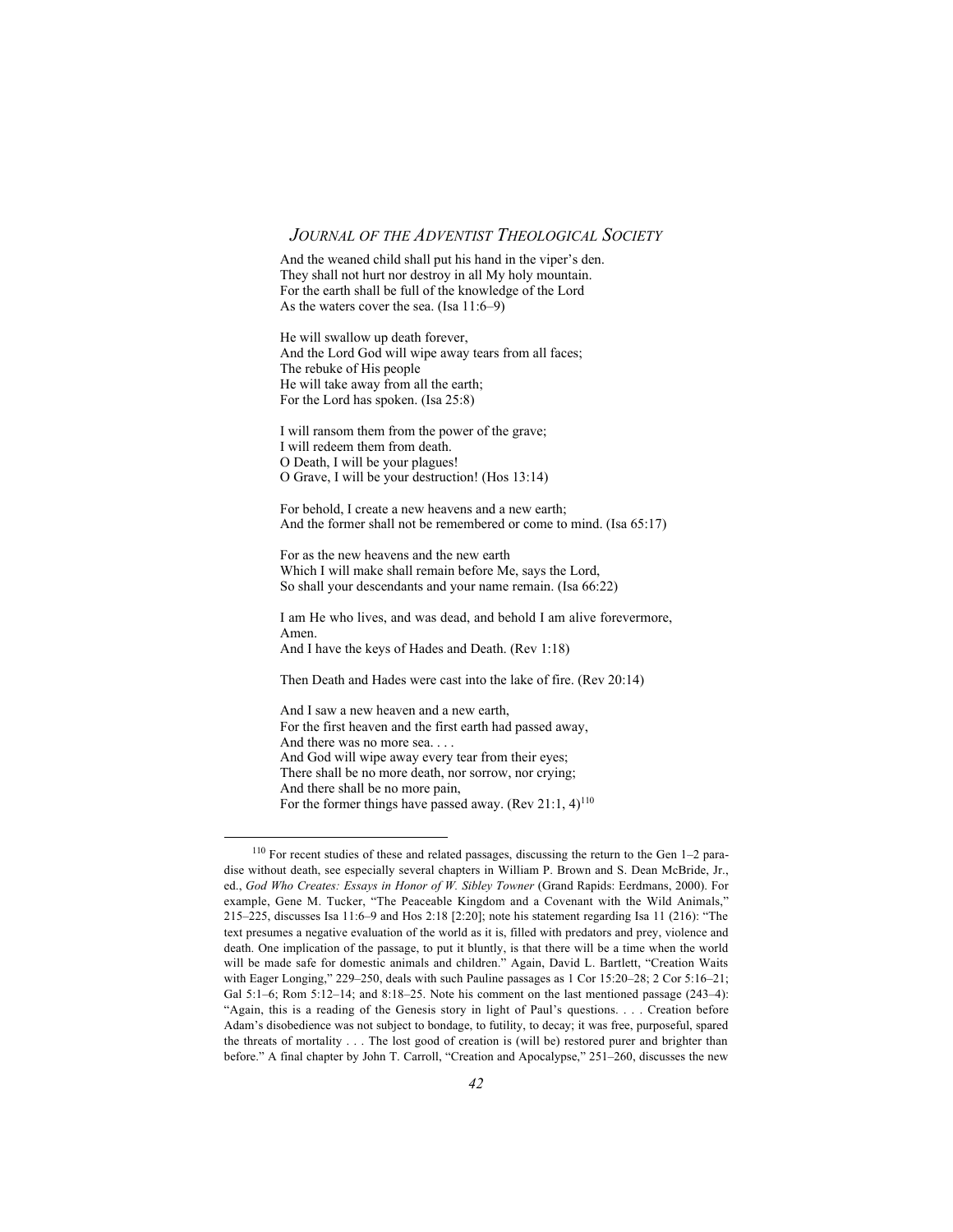And the weaned child shall put his hand in the viper's den.
They shall not hurt nor destroy in all My holy mountain.
For the earth shall be full of the knowledge of the Lord
As the waters cover the sea. (Isa 11:6–9)

He will swallow up death forever,
And the Lord God will wipe away tears from all faces;
The rebuke of His people
He will take away from all the earth;
For the Lord has spoken. (Isa 25:8)

I will ransom them from the power of the grave;
I will redeem them from death.
O Death, I will be your plagues!
O Grave, I will be your destruction! (Hos 13:14)

For behold, I create a new heavens and a new earth;
And the former shall not be remembered or come to mind. (Isa 65:17)

For as the new heavens and the new earth
Which I will make shall remain before Me, says the Lord,
So shall your descendants and your name remain. (Isa 66:22)

I am He who lives, and was dead, and behold I am alive forevermore, Amen.
And I have the keys of Hades and Death. (Rev 1:18)

Then Death and Hades were cast into the lake of fire. (Rev 20:14)

And I saw a new heaven and a new earth,
For the first heaven and the first earth had passed away,
And there was no more sea. . . .
And God will wipe away every tear from their eyes;
There shall be no more death, nor sorrow, nor crying;
And there shall be no more pain,
For the former things have passed away. (Rev 21:1, 4)[110]

---

[110] For recent studies of these and related passages, discussing the return to the Gen 1–2 paradise without death, see especially several chapters in William P. Brown and S. Dean McBride, Jr., ed., *God Who Creates: Essays in Honor of W. Sibley Towner* (Grand Rapids: Eerdmans, 2000). For example, Gene M. Tucker, "The Peaceable Kingdom and a Covenant with the Wild Animals," 215–225, discusses Isa 11:6–9 and Hos 2:18 [2:20]; note his statement regarding Isa 11 (216): "The text presumes a negative evaluation of the world as it is, filled with predators and prey, violence and death. One implication of the passage, to put it bluntly, is that there will be a time when the world will be made safe for domestic animals and children." Again, David L. Bartlett, "Creation Waits with Eager Longing," 229–250, deals with such Pauline passages as 1 Cor 15:20–28; 2 Cor 5:16–21; Gal 5:1–6; Rom 5:12–14; and 8:18–25. Note his comment on the last mentioned passage (243–4): "Again, this is a reading of the Genesis story in light of Paul's questions. . . . Creation before Adam's disobedience was not subject to bondage, to futility, to decay; it was free, purposeful, spared the threats of mortality . . . The lost good of creation is (will be) restored purer and brighter than before." A final chapter by John T. Carroll, "Creation and Apocalypse," 251–260, discusses the new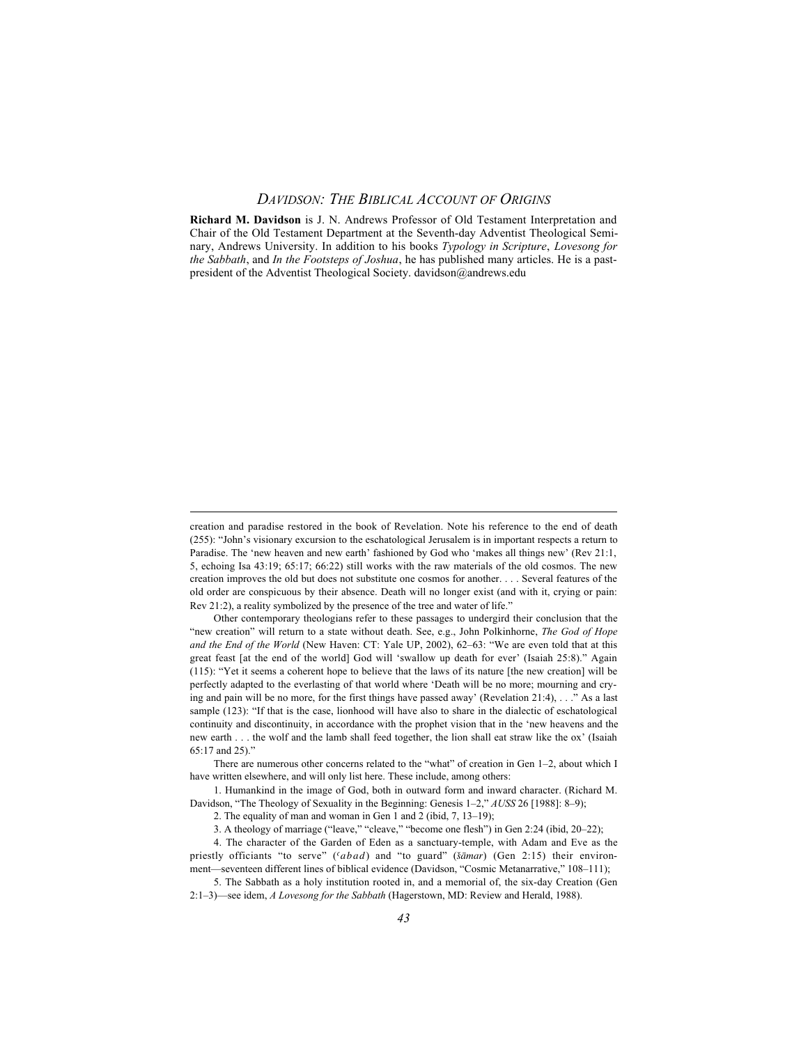*DAVIDSON: THE BIBLICAL ACCOUNT OF ORIGINS*

**Richard M. Davidson** is J. N. Andrews Professor of Old Testament Interpretation and Chair of the Old Testament Department at the Seventh-day Adventist Theological Seminary, Andrews University. In addition to his books *Typology in Scripture*, *Lovesong for the Sabbath*, and *In the Footsteps of Joshua*, he has published many articles. He is a past-president of the Adventist Theological Society. davidson@andrews.edu

---

creation and paradise restored in the book of Revelation. Note his reference to the end of death (255): "John's visionary excursion to the eschatological Jerusalem is in important respects a return to Paradise. The 'new heaven and new earth' fashioned by God who 'makes all things new' (Rev 21:1, 5, echoing Isa 43:19; 65:17; 66:22) still works with the raw materials of the old cosmos. The new creation improves the old but does not substitute one cosmos for another. . . . Several features of the old order are conspicuous by their absence. Death will no longer exist (and with it, crying or pain: Rev 21:2), a reality symbolized by the presence of the tree and water of life."

Other contemporary theologians refer to these passages to undergird their conclusion that the "new creation" will return to a state without death. See, e.g., John Polkinhorne, *The God of Hope and the End of the World* (New Haven: CT: Yale UP, 2002), 62–63: "We are even told that at this great feast [at the end of the world] God will 'swallow up death for ever' (Isaiah 25:8)." Again (115): "Yet it seems a coherent hope to believe that the laws of its nature [the new creation] will be perfectly adapted to the everlasting of that world where 'Death will be no more; mourning and crying and pain will be no more, for the first things have passed away' (Revelation 21:4), . . ." As a last sample (123): "If that is the case, lionhood will have also to share in the dialectic of eschatological continuity and discontinuity, in accordance with the prophet vision that in the 'new heavens and the new earth . . . the wolf and the lamb shall feed together, the lion shall eat straw like the ox' (Isaiah 65:17 and 25)."

There are numerous other concerns related to the "what" of creation in Gen 1–2, about which I have written elsewhere, and will only list here. These include, among others:

1. Humankind in the image of God, both in outward form and inward character. (Richard M. Davidson, "The Theology of Sexuality in the Beginning: Genesis 1–2," *AUSS* 26 [1988]: 8–9);

2. The equality of man and woman in Gen 1 and 2 (ibid, 7, 13–19);

3. A theology of marriage ("leave," "cleave," "become one flesh") in Gen 2:24 (ibid, 20–22);

4. The character of the Garden of Eden as a sanctuary-temple, with Adam and Eve as the priestly officiants "to serve" (*ʿabad*) and "to guard" (*šāmar*) (Gen 2:15) their environment—seventeen different lines of biblical evidence (Davidson, "Cosmic Metanarrative," 108–111);

5. The Sabbath as a holy institution rooted in, and a memorial of, the six-day Creation (Gen 2:1–3)—see idem, *A Lovesong for the Sabbath* (Hagerstown, MD: Review and Herald, 1988).